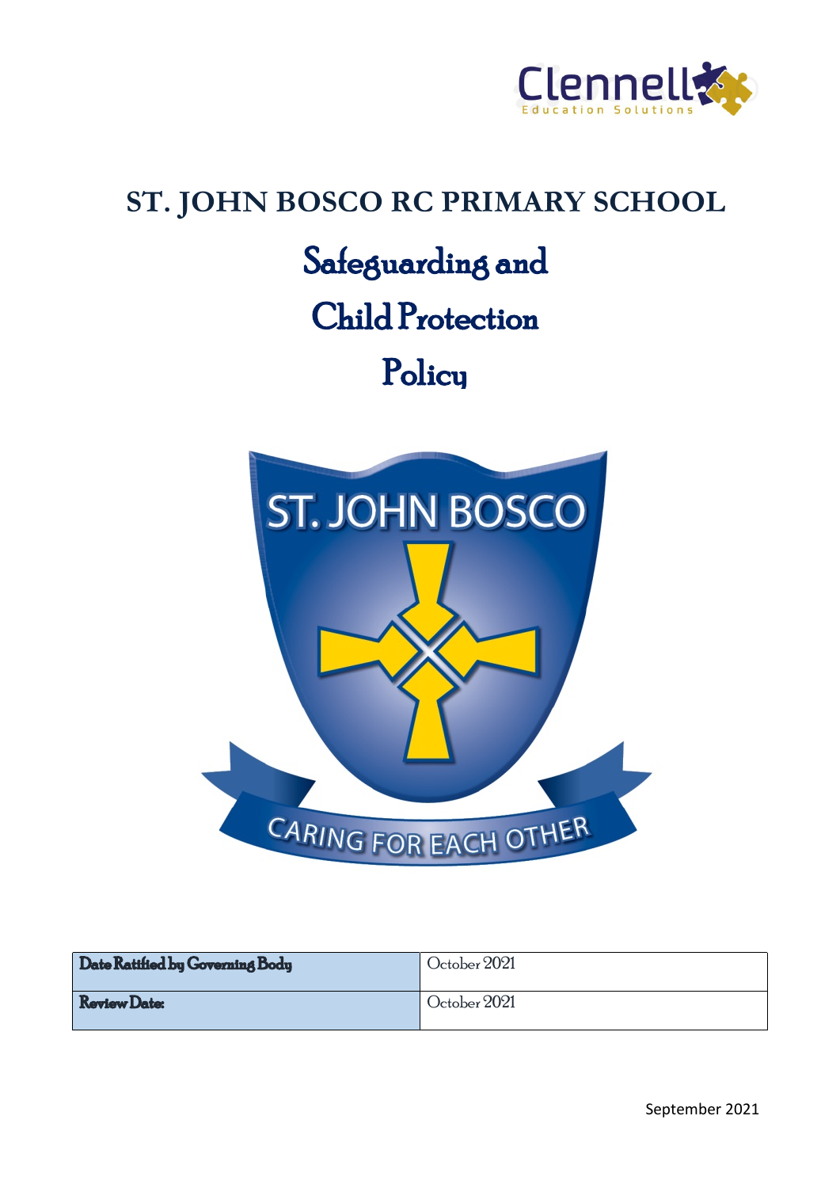# ST. JOHN BOSCO RC PRIMARY SCHOOL

# Safeguarding and Child Protection Policy

| Date Ratified by Governing Body | October 2021 |
|---|---|
| Review Date: | October 2021 |

September 2021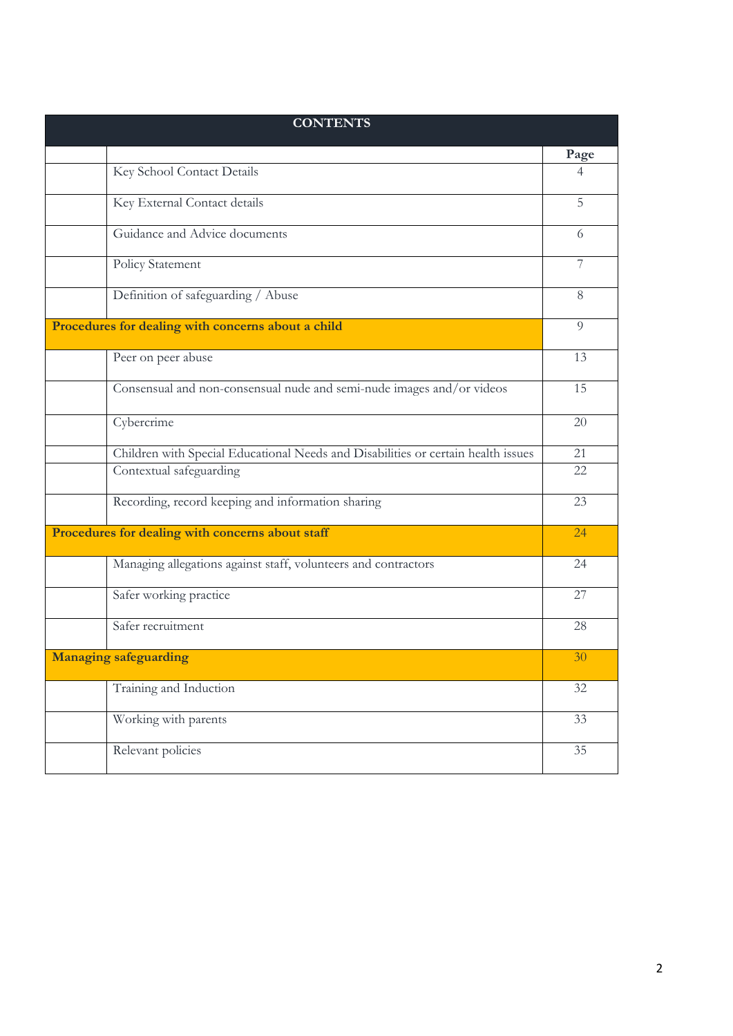| CONTENTS | | |
|---|---|---|
| | | **Page** |
| | Key School Contact Details | 4 |
| | Key External Contact details | 5 |
| | Guidance and Advice documents | 6 |
| | Policy Statement | 7 |
| | Definition of safeguarding / Abuse | 8 |
| **Procedures for dealing with concerns about a child** | | 9 |
| | Peer on peer abuse | 13 |
| | Consensual and non-consensual nude and semi-nude images and/or videos | 15 |
| | Cybercrime | 20 |
| | Children with Special Educational Needs and Disabilities or certain health issues | 21 |
| | Contextual safeguarding | 22 |
| | Recording, record keeping and information sharing | 23 |
| **Procedures for dealing with concerns about staff** | | 24 |
| | Managing allegations against staff, volunteers and contractors | 24 |
| | Safer working practice | 27 |
| | Safer recruitment | 28 |
| **Managing safeguarding** | | 30 |
| | Training and Induction | 32 |
| | Working with parents | 33 |
| | Relevant policies | 35 |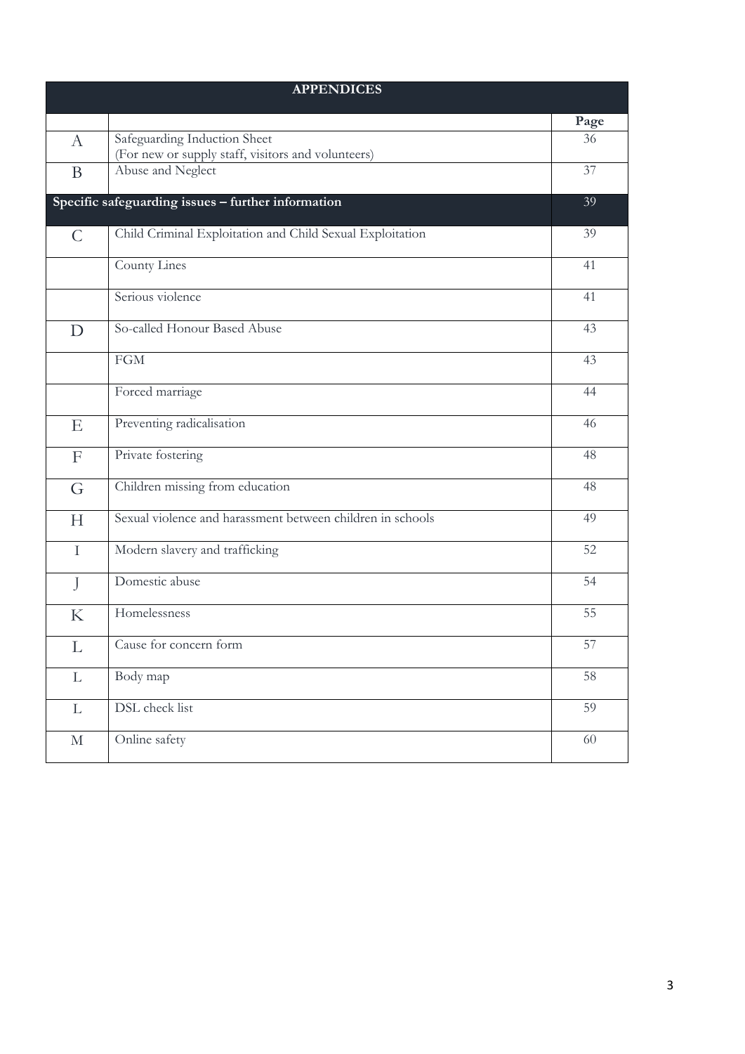| APPENDICES | | |
|---|---|---|
| | | **Page** |
| A | Safeguarding Induction Sheet<br>(For new or supply staff, visitors and volunteers) | 36 |
| B | Abuse and Neglect | 37 |
| **Specific safeguarding issues – further information** | | 39 |
| C | Child Criminal Exploitation and Child Sexual Exploitation | 39 |
| | County Lines | 41 |
| | Serious violence | 41 |
| D | So-called Honour Based Abuse | 43 |
| | FGM | 43 |
| | Forced marriage | 44 |
| E | Preventing radicalisation | 46 |
| F | Private fostering | 48 |
| G | Children missing from education | 48 |
| H | Sexual violence and harassment between children in schools | 49 |
| I | Modern slavery and trafficking | 52 |
| J | Domestic abuse | 54 |
| K | Homelessness | 55 |
| L | Cause for concern form | 57 |
| L | Body map | 58 |
| L | DSL check list | 59 |
| M | Online safety | 60 |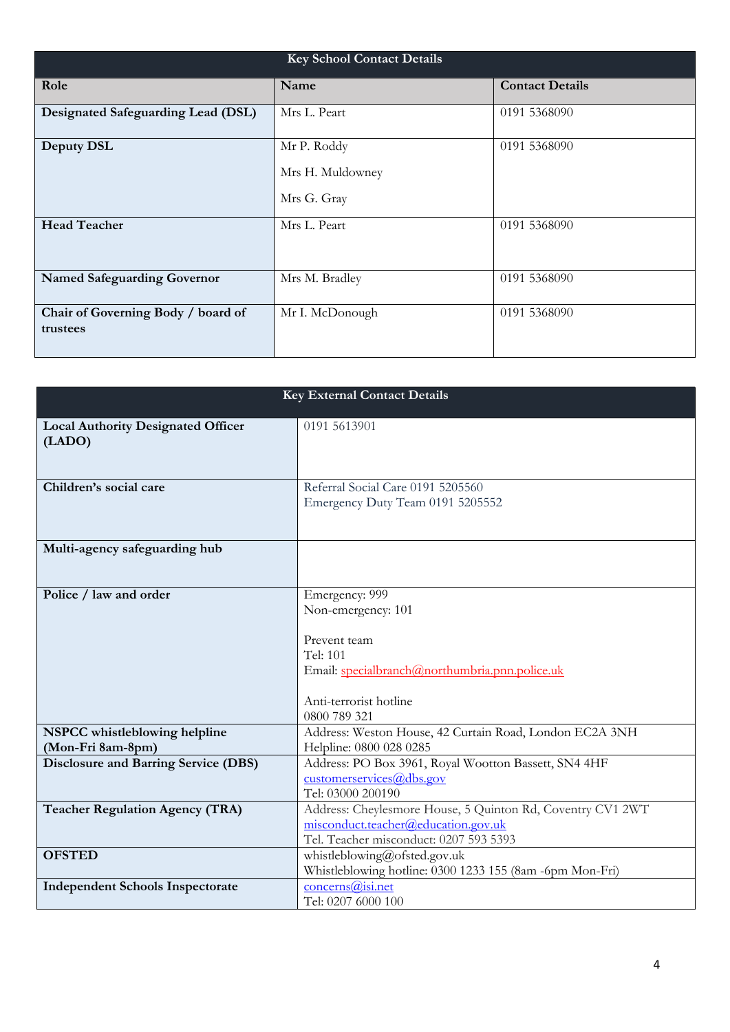| Key School Contact Details | | |
|---|---|---|
| **Role** | **Name** | **Contact Details** |
| **Designated Safeguarding Lead (DSL)** | Mrs L. Peart | 0191 5368090 |
| **Deputy DSL** | Mr P. Roddy<br>Mrs H. Muldowney<br>Mrs G. Gray | 0191 5368090 |
| **Head Teacher** | Mrs L. Peart | 0191 5368090 |
| **Named Safeguarding Governor** | Mrs M. Bradley | 0191 5368090 |
| **Chair of Governing Body / board of trustees** | Mr I. McDonough | 0191 5368090 |

| Key External Contact Details | |
|---|---|
| **Local Authority Designated Officer (LADO)** | 0191 5613901 |
| **Children's social care** | Referral Social Care 0191 5205560<br>Emergency Duty Team 0191 5205552 |
| **Multi-agency safeguarding hub** | |
| **Police / law and order** | Emergency: 999<br>Non-emergency: 101<br><br>Prevent team<br>Tel: 101<br>Email: specialbranch@northumbria.pnn.police.uk<br><br>Anti-terrorist hotline<br>0800 789 321 |
| **NSPCC whistleblowing helpline (Mon-Fri 8am-8pm)** | Address: Weston House, 42 Curtain Road, London EC2A 3NH<br>Helpline: 0800 028 0285 |
| **Disclosure and Barring Service (DBS)** | Address: PO Box 3961, Royal Wootton Bassett, SN4 4HF<br>customerservices@dbs.gov<br>Tel: 03000 200190 |
| **Teacher Regulation Agency (TRA)** | Address: Cheylesmore House, 5 Quinton Rd, Coventry CV1 2WT<br>misconduct.teacher@education.gov.uk<br>Tel. Teacher misconduct: 0207 593 5393 |
| **OFSTED** | whistleblowing@ofsted.gov.uk<br>Whistleblowing hotline: 0300 1233 155 (8am -6pm Mon-Fri) |
| **Independent Schools Inspectorate** | concerns@isi.net<br>Tel: 0207 6000 100 |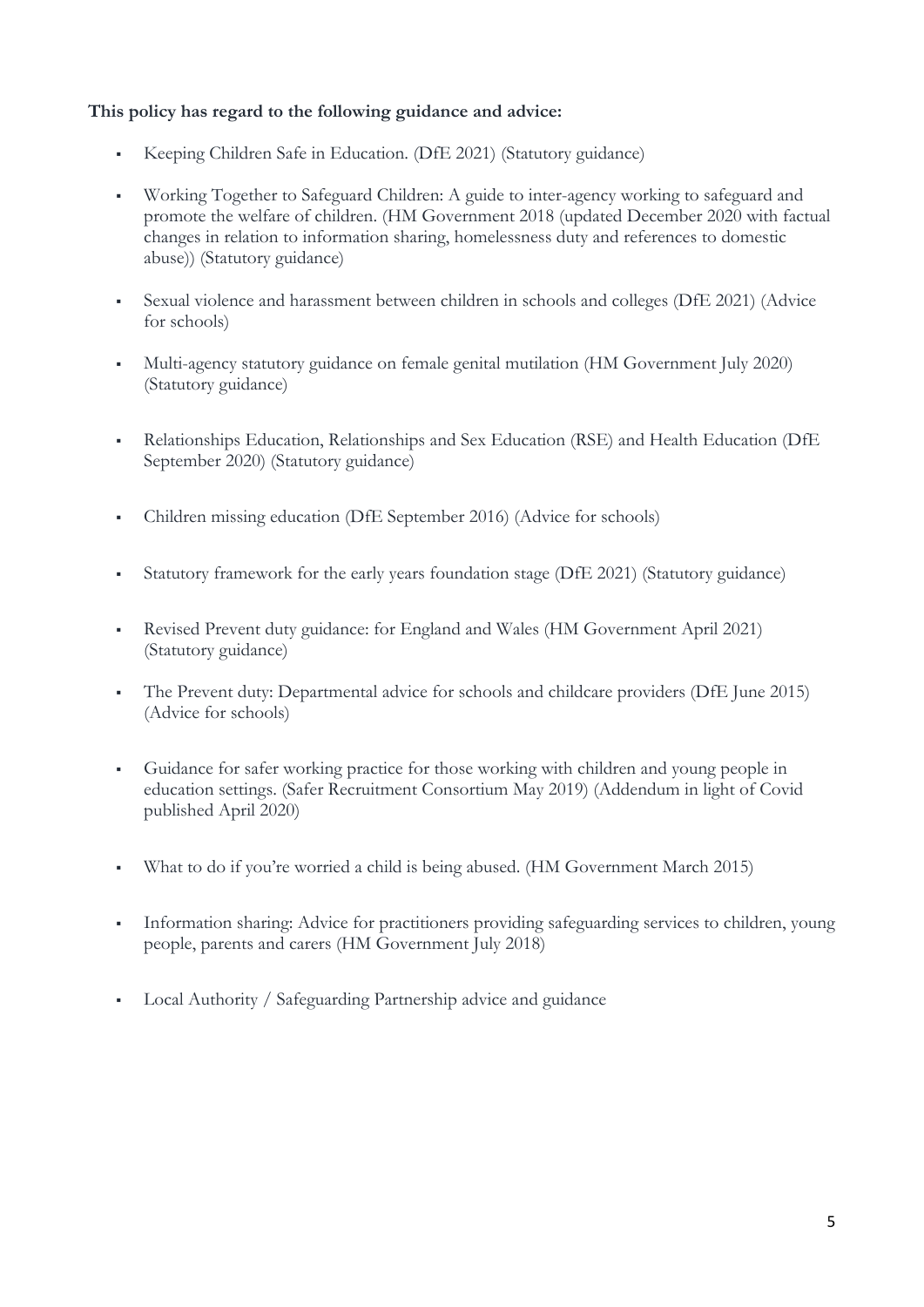**This policy has regard to the following guidance and advice:**

- Keeping Children Safe in Education. (DfE 2021) (Statutory guidance)
- Working Together to Safeguard Children: A guide to inter-agency working to safeguard and promote the welfare of children. (HM Government 2018 (updated December 2020 with factual changes in relation to information sharing, homelessness duty and references to domestic abuse)) (Statutory guidance)
- Sexual violence and harassment between children in schools and colleges (DfE 2021) (Advice for schools)
- Multi-agency statutory guidance on female genital mutilation (HM Government July 2020) (Statutory guidance)
- Relationships Education, Relationships and Sex Education (RSE) and Health Education (DfE September 2020) (Statutory guidance)
- Children missing education (DfE September 2016) (Advice for schools)
- Statutory framework for the early years foundation stage (DfE 2021) (Statutory guidance)
- Revised Prevent duty guidance: for England and Wales (HM Government April 2021) (Statutory guidance)
- The Prevent duty: Departmental advice for schools and childcare providers (DfE June 2015) (Advice for schools)
- Guidance for safer working practice for those working with children and young people in education settings. (Safer Recruitment Consortium May 2019) (Addendum in light of Covid published April 2020)
- What to do if you're worried a child is being abused. (HM Government March 2015)
- Information sharing: Advice for practitioners providing safeguarding services to children, young people, parents and carers (HM Government July 2018)
- Local Authority / Safeguarding Partnership advice and guidance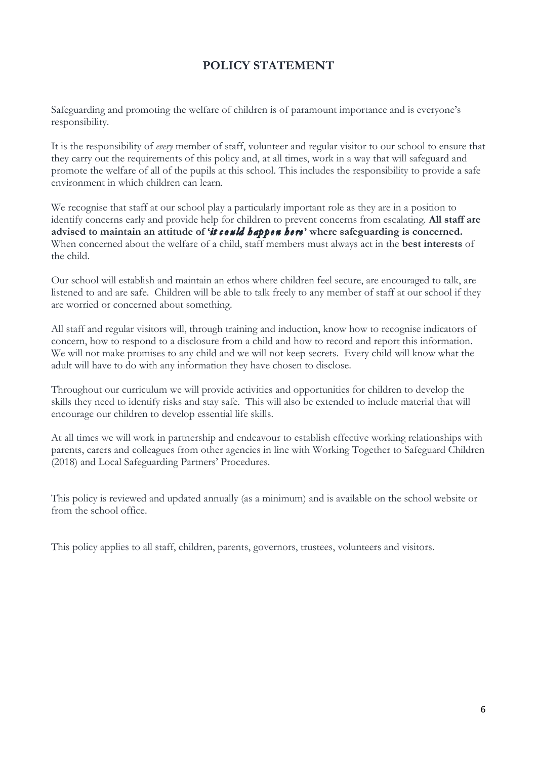# POLICY STATEMENT

Safeguarding and promoting the welfare of children is of paramount importance and is everyone's responsibility.

It is the responsibility of *every* member of staff, volunteer and regular visitor to our school to ensure that they carry out the requirements of this policy and, at all times, work in a way that will safeguard and promote the welfare of all of the pupils at this school. This includes the responsibility to provide a safe environment in which children can learn.

We recognise that staff at our school play a particularly important role as they are in a position to identify concerns early and provide help for children to prevent concerns from escalating. **All staff are advised to maintain an attitude of '*it could happen here*' where safeguarding is concerned.** When concerned about the welfare of a child, staff members must always act in the **best interests** of the child.

Our school will establish and maintain an ethos where children feel secure, are encouraged to talk, are listened to and are safe. Children will be able to talk freely to any member of staff at our school if they are worried or concerned about something.

All staff and regular visitors will, through training and induction, know how to recognise indicators of concern, how to respond to a disclosure from a child and how to record and report this information. We will not make promises to any child and we will not keep secrets. Every child will know what the adult will have to do with any information they have chosen to disclose.

Throughout our curriculum we will provide activities and opportunities for children to develop the skills they need to identify risks and stay safe. This will also be extended to include material that will encourage our children to develop essential life skills.

At all times we will work in partnership and endeavour to establish effective working relationships with parents, carers and colleagues from other agencies in line with Working Together to Safeguard Children (2018) and Local Safeguarding Partners' Procedures.

This policy is reviewed and updated annually (as a minimum) and is available on the school website or from the school office.

This policy applies to all staff, children, parents, governors, trustees, volunteers and visitors.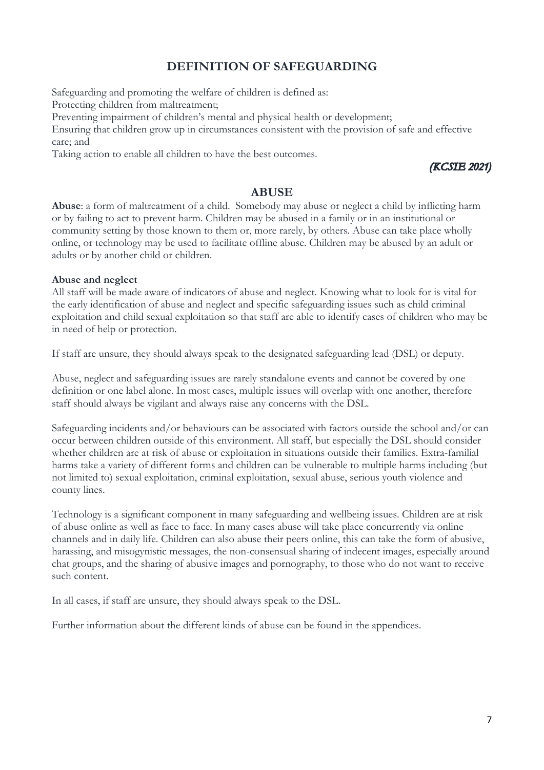## DEFINITION OF SAFEGUARDING

Safeguarding and promoting the welfare of children is defined as:

Protecting children from maltreatment;

Preventing impairment of children's mental and physical health or development;

Ensuring that children grow up in circumstances consistent with the provision of safe and effective care; and

Taking action to enable all children to have the best outcomes.

*(KCSIE 2021)*

## ABUSE

**Abuse**: a form of maltreatment of a child. Somebody may abuse or neglect a child by inflicting harm or by failing to act to prevent harm. Children may be abused in a family or in an institutional or community setting by those known to them or, more rarely, by others. Abuse can take place wholly online, or technology may be used to facilitate offline abuse. Children may be abused by an adult or adults or by another child or children.

**Abuse and neglect**

All staff will be made aware of indicators of abuse and neglect. Knowing what to look for is vital for the early identification of abuse and neglect and specific safeguarding issues such as child criminal exploitation and child sexual exploitation so that staff are able to identify cases of children who may be in need of help or protection.

If staff are unsure, they should always speak to the designated safeguarding lead (DSL) or deputy.

Abuse, neglect and safeguarding issues are rarely standalone events and cannot be covered by one definition or one label alone. In most cases, multiple issues will overlap with one another, therefore staff should always be vigilant and always raise any concerns with the DSL.

Safeguarding incidents and/or behaviours can be associated with factors outside the school and/or can occur between children outside of this environment. All staff, but especially the DSL should consider whether children are at risk of abuse or exploitation in situations outside their families. Extra-familial harms take a variety of different forms and children can be vulnerable to multiple harms including (but not limited to) sexual exploitation, criminal exploitation, sexual abuse, serious youth violence and county lines.

Technology is a significant component in many safeguarding and wellbeing issues. Children are at risk of abuse online as well as face to face. In many cases abuse will take place concurrently via online channels and in daily life. Children can also abuse their peers online, this can take the form of abusive, harassing, and misogynistic messages, the non-consensual sharing of indecent images, especially around chat groups, and the sharing of abusive images and pornography, to those who do not want to receive such content.

In all cases, if staff are unsure, they should always speak to the DSL.

Further information about the different kinds of abuse can be found in the appendices.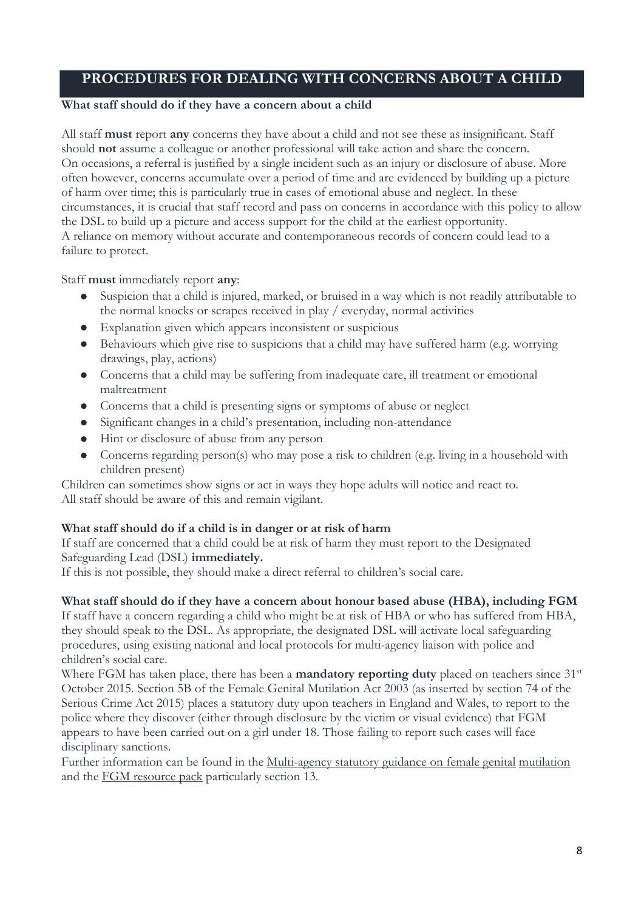## PROCEDURES FOR DEALING WITH CONCERNS ABOUT A CHILD

**What staff should do if they have a concern about a child**

All staff **must** report **any** concerns they have about a child and not see these as insignificant. Staff should **not** assume a colleague or another professional will take action and share the concern.
On occasions, a referral is justified by a single incident such as an injury or disclosure of abuse. More often however, concerns accumulate over a period of time and are evidenced by building up a picture of harm over time; this is particularly true in cases of emotional abuse and neglect. In these circumstances, it is crucial that staff record and pass on concerns in accordance with this policy to allow the DSL to build up a picture and access support for the child at the earliest opportunity.
A reliance on memory without accurate and contemporaneous records of concern could lead to a failure to protect.

Staff **must** immediately report **any**:

- Suspicion that a child is injured, marked, or bruised in a way which is not readily attributable to the normal knocks or scrapes received in play / everyday, normal activities
- Explanation given which appears inconsistent or suspicious
- Behaviours which give rise to suspicions that a child may have suffered harm (e.g. worrying drawings, play, actions)
- Concerns that a child may be suffering from inadequate care, ill treatment or emotional maltreatment
- Concerns that a child is presenting signs or symptoms of abuse or neglect
- Significant changes in a child's presentation, including non-attendance
- Hint or disclosure of abuse from any person
- Concerns regarding person(s) who may pose a risk to children (e.g. living in a household with children present)

Children can sometimes show signs or act in ways they hope adults will notice and react to.
All staff should be aware of this and remain vigilant.

**What staff should do if a child is in danger or at risk of harm**
If staff are concerned that a child could be at risk of harm they must report to the Designated Safeguarding Lead (DSL) **immediately.**
If this is not possible, they should make a direct referral to children's social care.

**What staff should do if they have a concern about honour based abuse (HBA), including FGM**
If staff have a concern regarding a child who might be at risk of HBA or who has suffered from HBA, they should speak to the DSL. As appropriate, the designated DSL will activate local safeguarding procedures, using existing national and local protocols for multi-agency liaison with police and children's social care.
Where FGM has taken place, there has been a **mandatory reporting duty** placed on teachers since 31st October 2015. Section 5B of the Female Genital Mutilation Act 2003 (as inserted by section 74 of the Serious Crime Act 2015) places a statutory duty upon teachers in England and Wales, to report to the police where they discover (either through disclosure by the victim or visual evidence) that FGM appears to have been carried out on a girl under 18. Those failing to report such cases will face disciplinary sanctions.
Further information can be found in the Multi-agency statutory guidance on female genital mutilation and the FGM resource pack particularly section 13.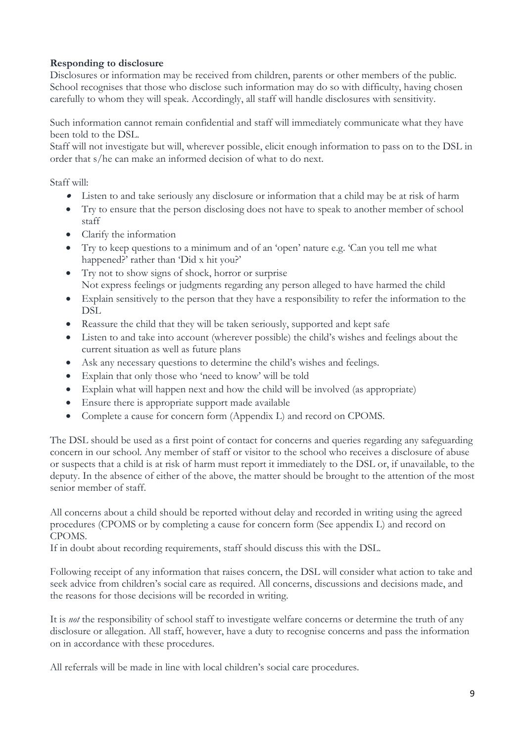**Responding to disclosure**

Disclosures or information may be received from children, parents or other members of the public. School recognises that those who disclose such information may do so with difficulty, having chosen carefully to whom they will speak. Accordingly, all staff will handle disclosures with sensitivity.

Such information cannot remain confidential and staff will immediately communicate what they have been told to the DSL.

Staff will not investigate but will, wherever possible, elicit enough information to pass on to the DSL in order that s/he can make an informed decision of what to do next.

Staff will:

- Listen to and take seriously any disclosure or information that a child may be at risk of harm
- Try to ensure that the person disclosing does not have to speak to another member of school staff
- Clarify the information
- Try to keep questions to a minimum and of an 'open' nature e.g. 'Can you tell me what happened?' rather than 'Did x hit you?'
- Try not to show signs of shock, horror or surprise
  Not express feelings or judgments regarding any person alleged to have harmed the child
- Explain sensitively to the person that they have a responsibility to refer the information to the DSL
- Reassure the child that they will be taken seriously, supported and kept safe
- Listen to and take into account (wherever possible) the child's wishes and feelings about the current situation as well as future plans
- Ask any necessary questions to determine the child's wishes and feelings.
- Explain that only those who 'need to know' will be told
- Explain what will happen next and how the child will be involved (as appropriate)
- Ensure there is appropriate support made available
- Complete a cause for concern form (Appendix L) and record on CPOMS.

The DSL should be used as a first point of contact for concerns and queries regarding any safeguarding concern in our school. Any member of staff or visitor to the school who receives a disclosure of abuse or suspects that a child is at risk of harm must report it immediately to the DSL or, if unavailable, to the deputy. In the absence of either of the above, the matter should be brought to the attention of the most senior member of staff.

All concerns about a child should be reported without delay and recorded in writing using the agreed procedures (CPOMS or by completing a cause for concern form (See appendix L) and record on CPOMS.

If in doubt about recording requirements, staff should discuss this with the DSL.

Following receipt of any information that raises concern, the DSL will consider what action to take and seek advice from children's social care as required. All concerns, discussions and decisions made, and the reasons for those decisions will be recorded in writing.

It is *not* the responsibility of school staff to investigate welfare concerns or determine the truth of any disclosure or allegation. All staff, however, have a duty to recognise concerns and pass the information on in accordance with these procedures.

All referrals will be made in line with local children's social care procedures.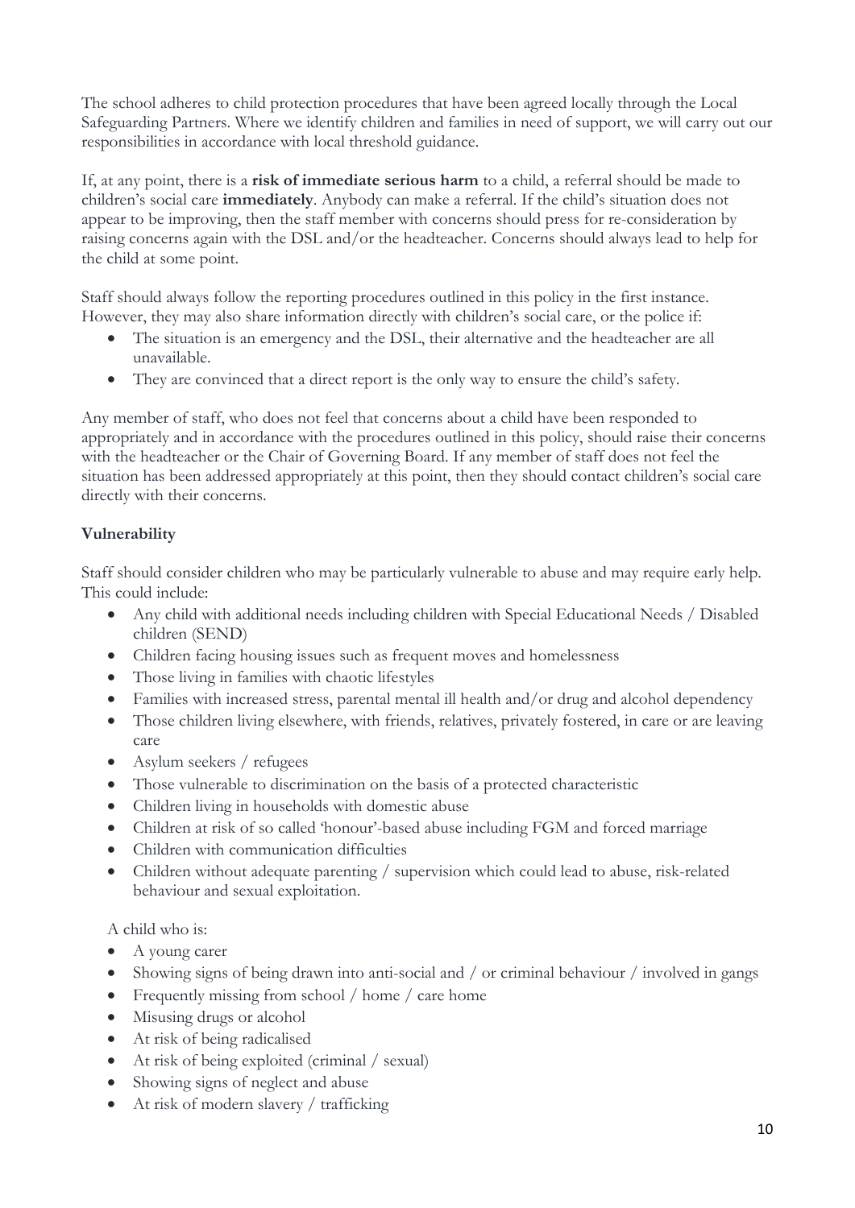The school adheres to child protection procedures that have been agreed locally through the Local Safeguarding Partners. Where we identify children and families in need of support, we will carry out our responsibilities in accordance with local threshold guidance.

If, at any point, there is a **risk of immediate serious harm** to a child, a referral should be made to children's social care **immediately**. Anybody can make a referral. If the child's situation does not appear to be improving, then the staff member with concerns should press for re-consideration by raising concerns again with the DSL and/or the headteacher. Concerns should always lead to help for the child at some point.

Staff should always follow the reporting procedures outlined in this policy in the first instance. However, they may also share information directly with children's social care, or the police if:

- The situation is an emergency and the DSL, their alternative and the headteacher are all unavailable.
- They are convinced that a direct report is the only way to ensure the child's safety.

Any member of staff, who does not feel that concerns about a child have been responded to appropriately and in accordance with the procedures outlined in this policy, should raise their concerns with the headteacher or the Chair of Governing Board. If any member of staff does not feel the situation has been addressed appropriately at this point, then they should contact children's social care directly with their concerns.

**Vulnerability**

Staff should consider children who may be particularly vulnerable to abuse and may require early help. This could include:

- Any child with additional needs including children with Special Educational Needs / Disabled children (SEND)
- Children facing housing issues such as frequent moves and homelessness
- Those living in families with chaotic lifestyles
- Families with increased stress, parental mental ill health and/or drug and alcohol dependency
- Those children living elsewhere, with friends, relatives, privately fostered, in care or are leaving care
- Asylum seekers / refugees
- Those vulnerable to discrimination on the basis of a protected characteristic
- Children living in households with domestic abuse
- Children at risk of so called 'honour'-based abuse including FGM and forced marriage
- Children with communication difficulties
- Children without adequate parenting / supervision which could lead to abuse, risk-related behaviour and sexual exploitation.

A child who is:

- A young carer
- Showing signs of being drawn into anti-social and / or criminal behaviour / involved in gangs
- Frequently missing from school / home / care home
- Misusing drugs or alcohol
- At risk of being radicalised
- At risk of being exploited (criminal / sexual)
- Showing signs of neglect and abuse
- At risk of modern slavery / trafficking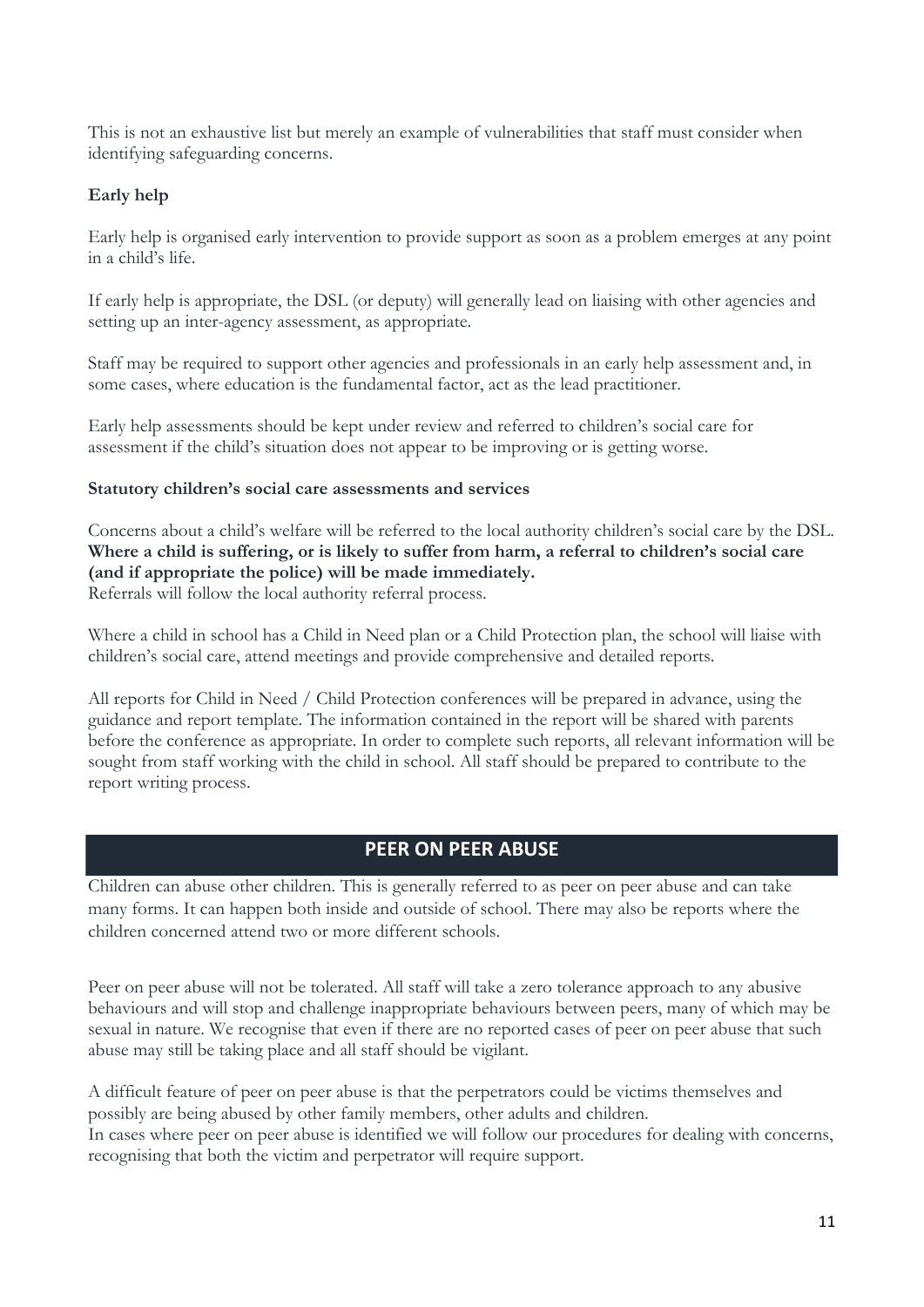This is not an exhaustive list but merely an example of vulnerabilities that staff must consider when identifying safeguarding concerns.

**Early help**

Early help is organised early intervention to provide support as soon as a problem emerges at any point in a child's life.

If early help is appropriate, the DSL (or deputy) will generally lead on liaising with other agencies and setting up an inter-agency assessment, as appropriate.

Staff may be required to support other agencies and professionals in an early help assessment and, in some cases, where education is the fundamental factor, act as the lead practitioner.

Early help assessments should be kept under review and referred to children's social care for assessment if the child's situation does not appear to be improving or is getting worse.

**Statutory children's social care assessments and services**

Concerns about a child's welfare will be referred to the local authority children's social care by the DSL. **Where a child is suffering, or is likely to suffer from harm, a referral to children's social care (and if appropriate the police) will be made immediately.**
Referrals will follow the local authority referral process.

Where a child in school has a Child in Need plan or a Child Protection plan, the school will liaise with children's social care, attend meetings and provide comprehensive and detailed reports.

All reports for Child in Need / Child Protection conferences will be prepared in advance, using the guidance and report template. The information contained in the report will be shared with parents before the conference as appropriate. In order to complete such reports, all relevant information will be sought from staff working with the child in school. All staff should be prepared to contribute to the report writing process.

## PEER ON PEER ABUSE

Children can abuse other children. This is generally referred to as peer on peer abuse and can take many forms. It can happen both inside and outside of school. There may also be reports where the children concerned attend two or more different schools.

Peer on peer abuse will not be tolerated. All staff will take a zero tolerance approach to any abusive behaviours and will stop and challenge inappropriate behaviours between peers, many of which may be sexual in nature. We recognise that even if there are no reported cases of peer on peer abuse that such abuse may still be taking place and all staff should be vigilant.

A difficult feature of peer on peer abuse is that the perpetrators could be victims themselves and possibly are being abused by other family members, other adults and children.
In cases where peer on peer abuse is identified we will follow our procedures for dealing with concerns, recognising that both the victim and perpetrator will require support.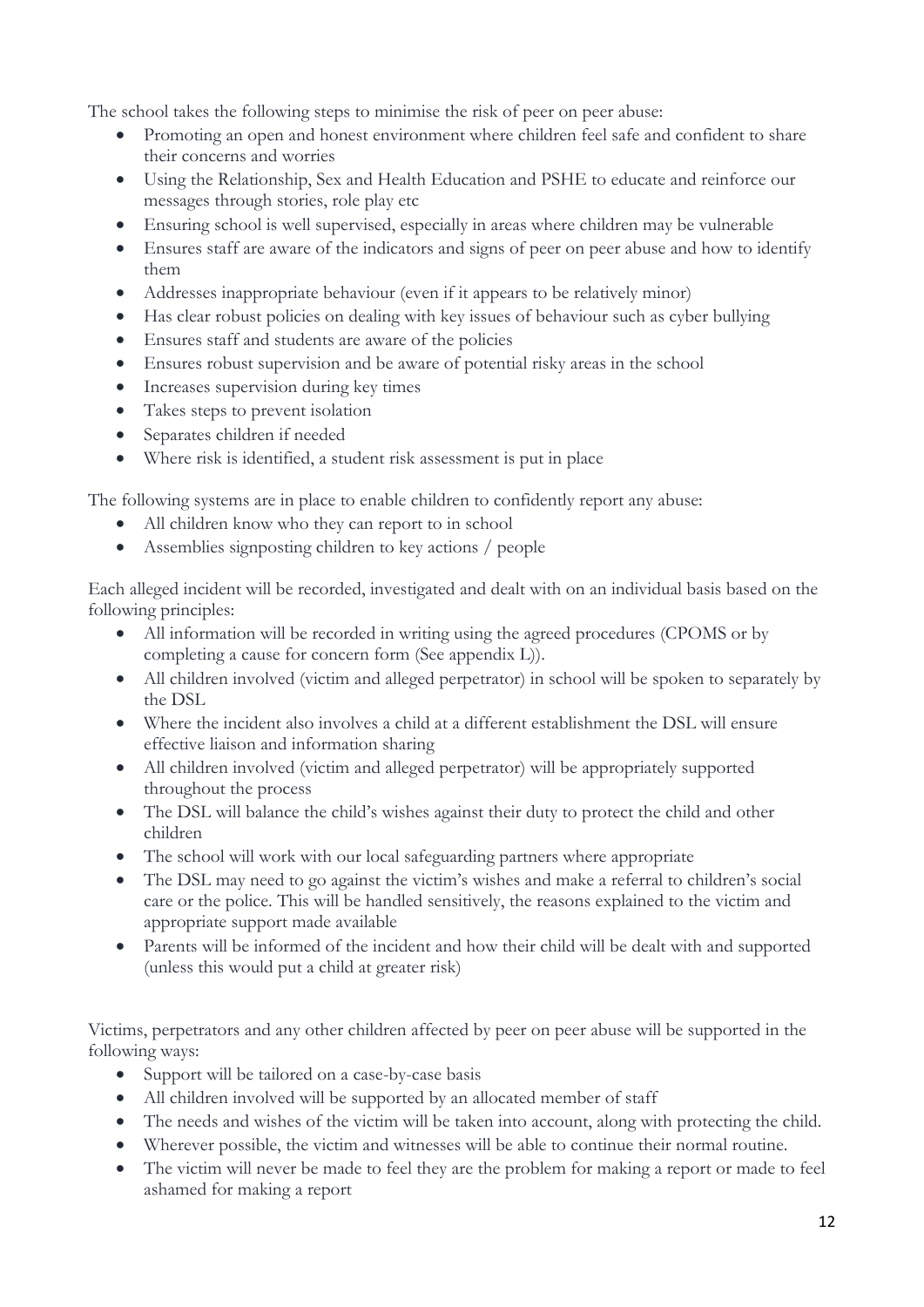The school takes the following steps to minimise the risk of peer on peer abuse:

- Promoting an open and honest environment where children feel safe and confident to share their concerns and worries
- Using the Relationship, Sex and Health Education and PSHE to educate and reinforce our messages through stories, role play etc
- Ensuring school is well supervised, especially in areas where children may be vulnerable
- Ensures staff are aware of the indicators and signs of peer on peer abuse and how to identify them
- Addresses inappropriate behaviour (even if it appears to be relatively minor)
- Has clear robust policies on dealing with key issues of behaviour such as cyber bullying
- Ensures staff and students are aware of the policies
- Ensures robust supervision and be aware of potential risky areas in the school
- Increases supervision during key times
- Takes steps to prevent isolation
- Separates children if needed
- Where risk is identified, a student risk assessment is put in place

The following systems are in place to enable children to confidently report any abuse:

- All children know who they can report to in school
- Assemblies signposting children to key actions / people

Each alleged incident will be recorded, investigated and dealt with on an individual basis based on the following principles:

- All information will be recorded in writing using the agreed procedures (CPOMS or by completing a cause for concern form (See appendix L)).
- All children involved (victim and alleged perpetrator) in school will be spoken to separately by the DSL
- Where the incident also involves a child at a different establishment the DSL will ensure effective liaison and information sharing
- All children involved (victim and alleged perpetrator) will be appropriately supported throughout the process
- The DSL will balance the child's wishes against their duty to protect the child and other children
- The school will work with our local safeguarding partners where appropriate
- The DSL may need to go against the victim's wishes and make a referral to children's social care or the police. This will be handled sensitively, the reasons explained to the victim and appropriate support made available
- Parents will be informed of the incident and how their child will be dealt with and supported (unless this would put a child at greater risk)

Victims, perpetrators and any other children affected by peer on peer abuse will be supported in the following ways:

- Support will be tailored on a case-by-case basis
- All children involved will be supported by an allocated member of staff
- The needs and wishes of the victim will be taken into account, along with protecting the child.
- Wherever possible, the victim and witnesses will be able to continue their normal routine.
- The victim will never be made to feel they are the problem for making a report or made to feel ashamed for making a report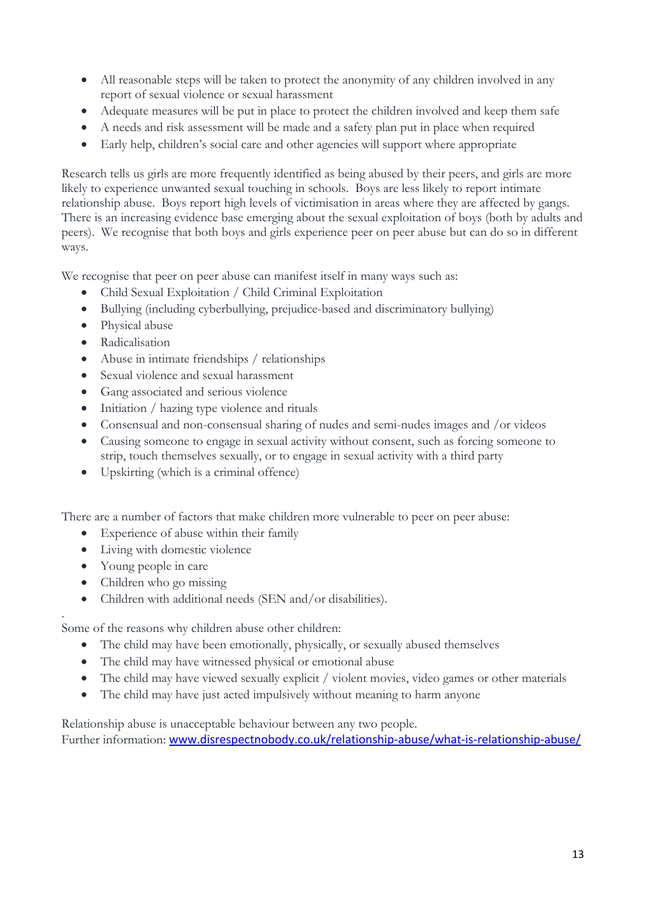- All reasonable steps will be taken to protect the anonymity of any children involved in any report of sexual violence or sexual harassment
- Adequate measures will be put in place to protect the children involved and keep them safe
- A needs and risk assessment will be made and a safety plan put in place when required
- Early help, children's social care and other agencies will support where appropriate

Research tells us girls are more frequently identified as being abused by their peers, and girls are more likely to experience unwanted sexual touching in schools. Boys are less likely to report intimate relationship abuse. Boys report high levels of victimisation in areas where they are affected by gangs. There is an increasing evidence base emerging about the sexual exploitation of boys (both by adults and peers). We recognise that both boys and girls experience peer on peer abuse but can do so in different ways.

We recognise that peer on peer abuse can manifest itself in many ways such as:

- Child Sexual Exploitation / Child Criminal Exploitation
- Bullying (including cyberbullying, prejudice-based and discriminatory bullying)
- Physical abuse
- Radicalisation
- Abuse in intimate friendships / relationships
- Sexual violence and sexual harassment
- Gang associated and serious violence
- Initiation / hazing type violence and rituals
- Consensual and non-consensual sharing of nudes and semi-nudes images and /or videos
- Causing someone to engage in sexual activity without consent, such as forcing someone to strip, touch themselves sexually, or to engage in sexual activity with a third party
- Upskirting (which is a criminal offence)

There are a number of factors that make children more vulnerable to peer on peer abuse:

- Experience of abuse within their family
- Living with domestic violence
- Young people in care
- Children who go missing
- Children with additional needs (SEN and/or disabilities).

Some of the reasons why children abuse other children:

- The child may have been emotionally, physically, or sexually abused themselves
- The child may have witnessed physical or emotional abuse
- The child may have viewed sexually explicit / violent movies, video games or other materials
- The child may have just acted impulsively without meaning to harm anyone

Relationship abuse is unacceptable behaviour between any two people.
Further information: www.disrespectnobody.co.uk/relationship-abuse/what-is-relationship-abuse/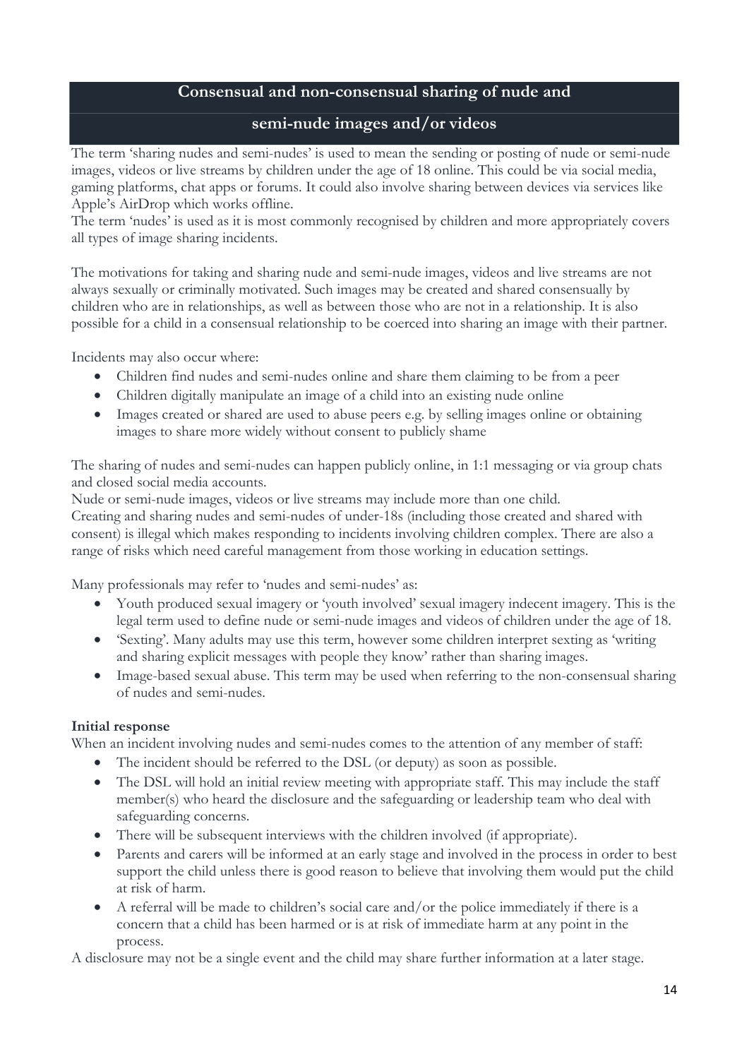## Consensual and non-consensual sharing of nude and semi-nude images and/or videos

The term 'sharing nudes and semi-nudes' is used to mean the sending or posting of nude or semi-nude images, videos or live streams by children under the age of 18 online. This could be via social media, gaming platforms, chat apps or forums. It could also involve sharing between devices via services like Apple's AirDrop which works offline.
The term 'nudes' is used as it is most commonly recognised by children and more appropriately covers all types of image sharing incidents.

The motivations for taking and sharing nude and semi-nude images, videos and live streams are not always sexually or criminally motivated. Such images may be created and shared consensually by children who are in relationships, as well as between those who are not in a relationship. It is also possible for a child in a consensual relationship to be coerced into sharing an image with their partner.

Incidents may also occur where:

- Children find nudes and semi-nudes online and share them claiming to be from a peer
- Children digitally manipulate an image of a child into an existing nude online
- Images created or shared are used to abuse peers e.g. by selling images online or obtaining images to share more widely without consent to publicly shame

The sharing of nudes and semi-nudes can happen publicly online, in 1:1 messaging or via group chats and closed social media accounts.
Nude or semi-nude images, videos or live streams may include more than one child.
Creating and sharing nudes and semi-nudes of under-18s (including those created and shared with consent) is illegal which makes responding to incidents involving children complex. There are also a range of risks which need careful management from those working in education settings.

Many professionals may refer to 'nudes and semi-nudes' as:

- Youth produced sexual imagery or 'youth involved' sexual imagery indecent imagery. This is the legal term used to define nude or semi-nude images and videos of children under the age of 18.
- 'Sexting'. Many adults may use this term, however some children interpret sexting as 'writing and sharing explicit messages with people they know' rather than sharing images.
- Image-based sexual abuse. This term may be used when referring to the non-consensual sharing of nudes and semi-nudes.

**Initial response**

When an incident involving nudes and semi-nudes comes to the attention of any member of staff:

- The incident should be referred to the DSL (or deputy) as soon as possible.
- The DSL will hold an initial review meeting with appropriate staff. This may include the staff member(s) who heard the disclosure and the safeguarding or leadership team who deal with safeguarding concerns.
- There will be subsequent interviews with the children involved (if appropriate).
- Parents and carers will be informed at an early stage and involved in the process in order to best support the child unless there is good reason to believe that involving them would put the child at risk of harm.
- A referral will be made to children's social care and/or the police immediately if there is a concern that a child has been harmed or is at risk of immediate harm at any point in the process.

A disclosure may not be a single event and the child may share further information at a later stage.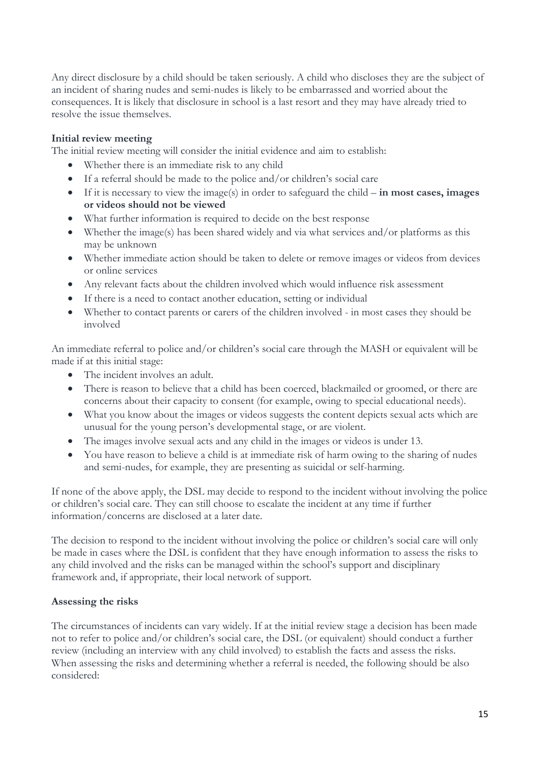Any direct disclosure by a child should be taken seriously. A child who discloses they are the subject of an incident of sharing nudes and semi-nudes is likely to be embarrassed and worried about the consequences. It is likely that disclosure in school is a last resort and they may have already tried to resolve the issue themselves.

**Initial review meeting**

The initial review meeting will consider the initial evidence and aim to establish:

- Whether there is an immediate risk to any child
- If a referral should be made to the police and/or children's social care
- If it is necessary to view the image(s) in order to safeguard the child – **in most cases, images or videos should not be viewed**
- What further information is required to decide on the best response
- Whether the image(s) has been shared widely and via what services and/or platforms as this may be unknown
- Whether immediate action should be taken to delete or remove images or videos from devices or online services
- Any relevant facts about the children involved which would influence risk assessment
- If there is a need to contact another education, setting or individual
- Whether to contact parents or carers of the children involved - in most cases they should be involved

An immediate referral to police and/or children's social care through the MASH or equivalent will be made if at this initial stage:

- The incident involves an adult.
- There is reason to believe that a child has been coerced, blackmailed or groomed, or there are concerns about their capacity to consent (for example, owing to special educational needs).
- What you know about the images or videos suggests the content depicts sexual acts which are unusual for the young person's developmental stage, or are violent.
- The images involve sexual acts and any child in the images or videos is under 13.
- You have reason to believe a child is at immediate risk of harm owing to the sharing of nudes and semi-nudes, for example, they are presenting as suicidal or self-harming.

If none of the above apply, the DSL may decide to respond to the incident without involving the police or children's social care. They can still choose to escalate the incident at any time if further information/concerns are disclosed at a later date.

The decision to respond to the incident without involving the police or children's social care will only be made in cases where the DSL is confident that they have enough information to assess the risks to any child involved and the risks can be managed within the school's support and disciplinary framework and, if appropriate, their local network of support.

**Assessing the risks**

The circumstances of incidents can vary widely. If at the initial review stage a decision has been made not to refer to police and/or children's social care, the DSL (or equivalent) should conduct a further review (including an interview with any child involved) to establish the facts and assess the risks. When assessing the risks and determining whether a referral is needed, the following should be also considered: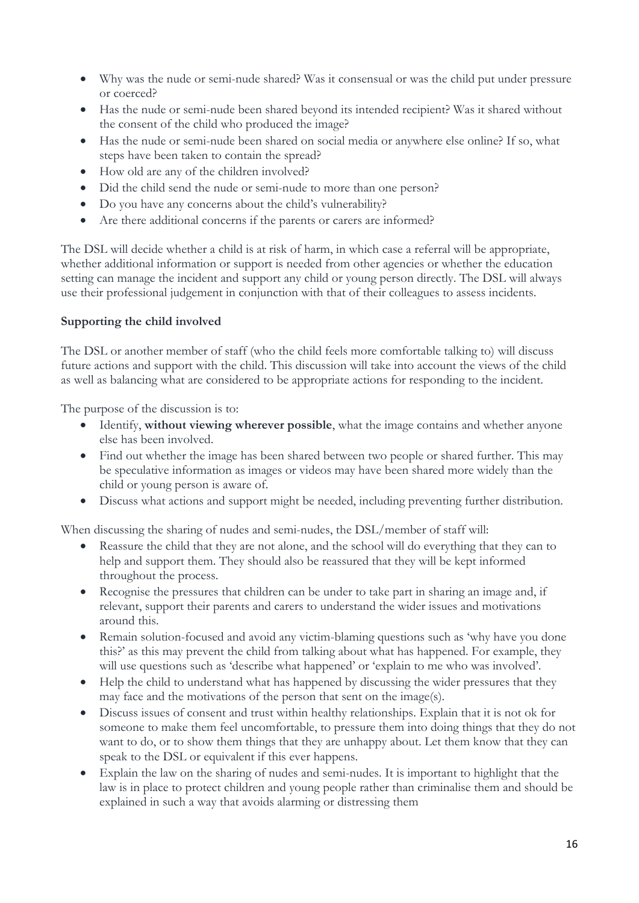- Why was the nude or semi-nude shared? Was it consensual or was the child put under pressure or coerced?
- Has the nude or semi-nude been shared beyond its intended recipient? Was it shared without the consent of the child who produced the image?
- Has the nude or semi-nude been shared on social media or anywhere else online? If so, what steps have been taken to contain the spread?
- How old are any of the children involved?
- Did the child send the nude or semi-nude to more than one person?
- Do you have any concerns about the child's vulnerability?
- Are there additional concerns if the parents or carers are informed?

The DSL will decide whether a child is at risk of harm, in which case a referral will be appropriate, whether additional information or support is needed from other agencies or whether the education setting can manage the incident and support any child or young person directly. The DSL will always use their professional judgement in conjunction with that of their colleagues to assess incidents.

**Supporting the child involved**

The DSL or another member of staff (who the child feels more comfortable talking to) will discuss future actions and support with the child. This discussion will take into account the views of the child as well as balancing what are considered to be appropriate actions for responding to the incident.

The purpose of the discussion is to:

- Identify, **without viewing wherever possible**, what the image contains and whether anyone else has been involved.
- Find out whether the image has been shared between two people or shared further. This may be speculative information as images or videos may have been shared more widely than the child or young person is aware of.
- Discuss what actions and support might be needed, including preventing further distribution.

When discussing the sharing of nudes and semi-nudes, the DSL/member of staff will:

- Reassure the child that they are not alone, and the school will do everything that they can to help and support them. They should also be reassured that they will be kept informed throughout the process.
- Recognise the pressures that children can be under to take part in sharing an image and, if relevant, support their parents and carers to understand the wider issues and motivations around this.
- Remain solution-focused and avoid any victim-blaming questions such as 'why have you done this?' as this may prevent the child from talking about what has happened. For example, they will use questions such as 'describe what happened' or 'explain to me who was involved'.
- Help the child to understand what has happened by discussing the wider pressures that they may face and the motivations of the person that sent on the image(s).
- Discuss issues of consent and trust within healthy relationships. Explain that it is not ok for someone to make them feel uncomfortable, to pressure them into doing things that they do not want to do, or to show them things that they are unhappy about. Let them know that they can speak to the DSL or equivalent if this ever happens.
- Explain the law on the sharing of nudes and semi-nudes. It is important to highlight that the law is in place to protect children and young people rather than criminalise them and should be explained in such a way that avoids alarming or distressing them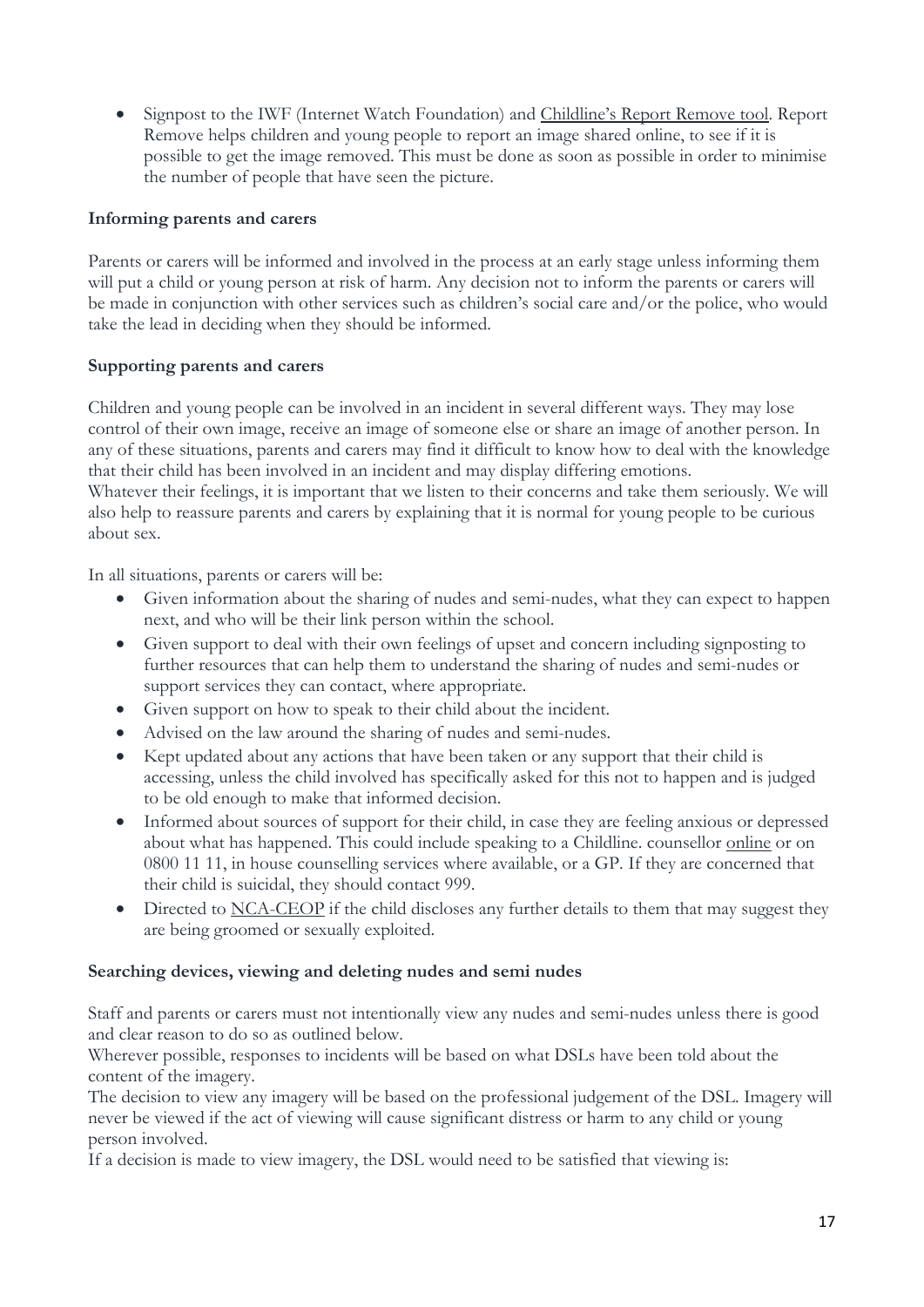- Signpost to the IWF (Internet Watch Foundation) and Childline's Report Remove tool. Report Remove helps children and young people to report an image shared online, to see if it is possible to get the image removed. This must be done as soon as possible in order to minimise the number of people that have seen the picture.

**Informing parents and carers**

Parents or carers will be informed and involved in the process at an early stage unless informing them will put a child or young person at risk of harm. Any decision not to inform the parents or carers will be made in conjunction with other services such as children's social care and/or the police, who would take the lead in deciding when they should be informed.

**Supporting parents and carers**

Children and young people can be involved in an incident in several different ways. They may lose control of their own image, receive an image of someone else or share an image of another person. In any of these situations, parents and carers may find it difficult to know how to deal with the knowledge that their child has been involved in an incident and may display differing emotions.
Whatever their feelings, it is important that we listen to their concerns and take them seriously. We will also help to reassure parents and carers by explaining that it is normal for young people to be curious about sex.

In all situations, parents or carers will be:

- Given information about the sharing of nudes and semi-nudes, what they can expect to happen next, and who will be their link person within the school.
- Given support to deal with their own feelings of upset and concern including signposting to further resources that can help them to understand the sharing of nudes and semi-nudes or support services they can contact, where appropriate.
- Given support on how to speak to their child about the incident.
- Advised on the law around the sharing of nudes and semi-nudes.
- Kept updated about any actions that have been taken or any support that their child is accessing, unless the child involved has specifically asked for this not to happen and is judged to be old enough to make that informed decision.
- Informed about sources of support for their child, in case they are feeling anxious or depressed about what has happened. This could include speaking to a Childline. counsellor online or on 0800 11 11, in house counselling services where available, or a GP. If they are concerned that their child is suicidal, they should contact 999.
- Directed to NCA-CEOP if the child discloses any further details to them that may suggest they are being groomed or sexually exploited.

**Searching devices, viewing and deleting nudes and semi nudes**

Staff and parents or carers must not intentionally view any nudes and semi-nudes unless there is good and clear reason to do so as outlined below.
Wherever possible, responses to incidents will be based on what DSLs have been told about the content of the imagery.
The decision to view any imagery will be based on the professional judgement of the DSL. Imagery will never be viewed if the act of viewing will cause significant distress or harm to any child or young person involved.
If a decision is made to view imagery, the DSL would need to be satisfied that viewing is: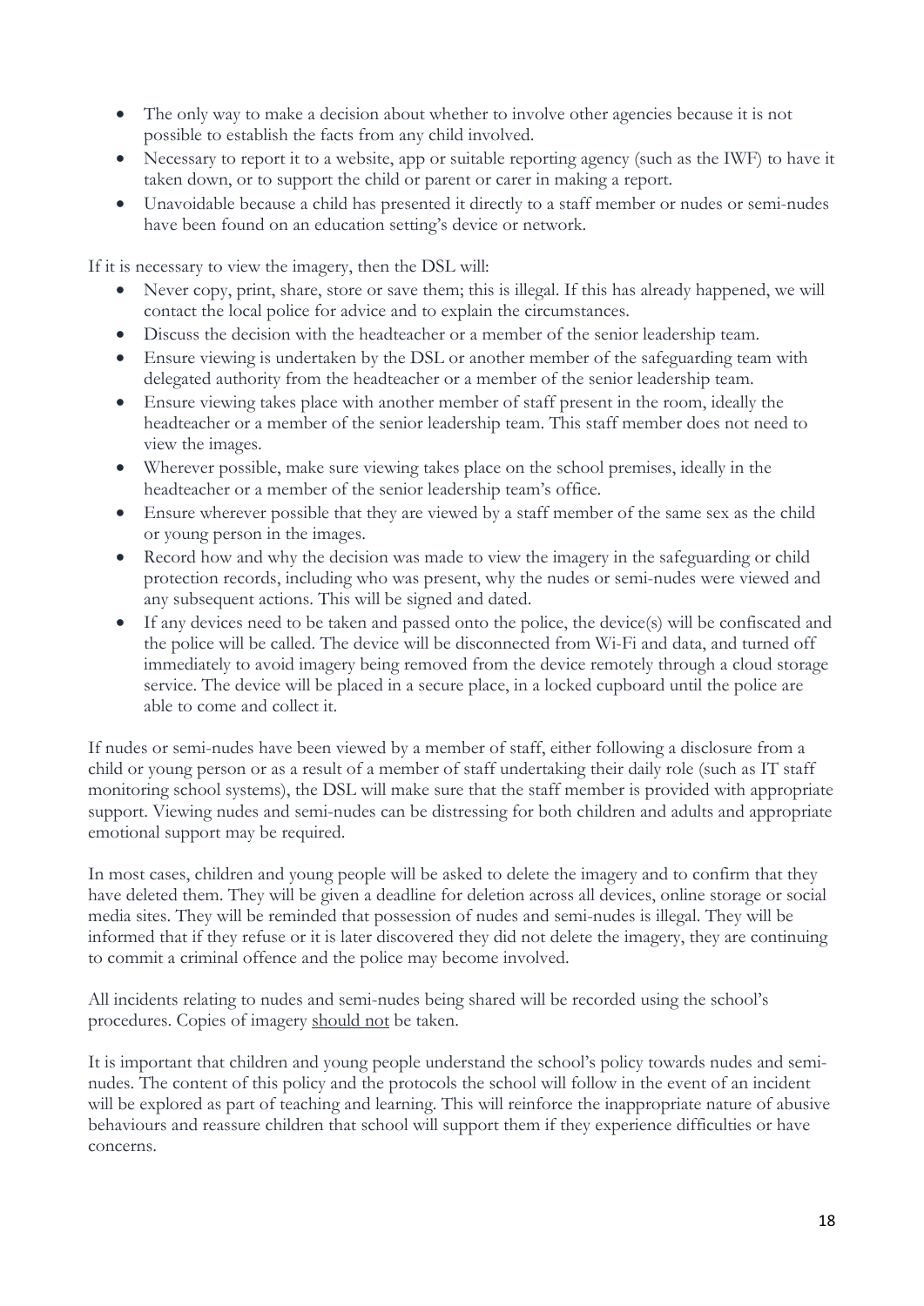- The only way to make a decision about whether to involve other agencies because it is not possible to establish the facts from any child involved.
- Necessary to report it to a website, app or suitable reporting agency (such as the IWF) to have it taken down, or to support the child or parent or carer in making a report.
- Unavoidable because a child has presented it directly to a staff member or nudes or semi-nudes have been found on an education setting's device or network.

If it is necessary to view the imagery, then the DSL will:

- Never copy, print, share, store or save them; this is illegal. If this has already happened, we will contact the local police for advice and to explain the circumstances.
- Discuss the decision with the headteacher or a member of the senior leadership team.
- Ensure viewing is undertaken by the DSL or another member of the safeguarding team with delegated authority from the headteacher or a member of the senior leadership team.
- Ensure viewing takes place with another member of staff present in the room, ideally the headteacher or a member of the senior leadership team. This staff member does not need to view the images.
- Wherever possible, make sure viewing takes place on the school premises, ideally in the headteacher or a member of the senior leadership team's office.
- Ensure wherever possible that they are viewed by a staff member of the same sex as the child or young person in the images.
- Record how and why the decision was made to view the imagery in the safeguarding or child protection records, including who was present, why the nudes or semi-nudes were viewed and any subsequent actions. This will be signed and dated.
- If any devices need to be taken and passed onto the police, the device(s) will be confiscated and the police will be called. The device will be disconnected from Wi-Fi and data, and turned off immediately to avoid imagery being removed from the device remotely through a cloud storage service. The device will be placed in a secure place, in a locked cupboard until the police are able to come and collect it.

If nudes or semi-nudes have been viewed by a member of staff, either following a disclosure from a child or young person or as a result of a member of staff undertaking their daily role (such as IT staff monitoring school systems), the DSL will make sure that the staff member is provided with appropriate support. Viewing nudes and semi-nudes can be distressing for both children and adults and appropriate emotional support may be required.

In most cases, children and young people will be asked to delete the imagery and to confirm that they have deleted them. They will be given a deadline for deletion across all devices, online storage or social media sites. They will be reminded that possession of nudes and semi-nudes is illegal. They will be informed that if they refuse or it is later discovered they did not delete the imagery, they are continuing to commit a criminal offence and the police may become involved.

All incidents relating to nudes and semi-nudes being shared will be recorded using the school's procedures. Copies of imagery <u>should not</u> be taken.

It is important that children and young people understand the school's policy towards nudes and semi-nudes. The content of this policy and the protocols the school will follow in the event of an incident will be explored as part of teaching and learning. This will reinforce the inappropriate nature of abusive behaviours and reassure children that school will support them if they experience difficulties or have concerns.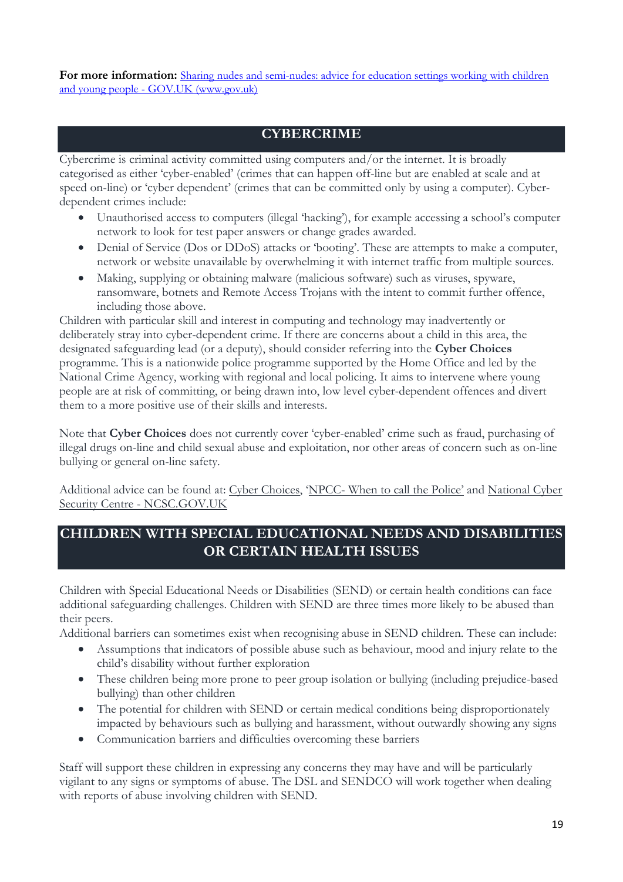**For more information:** [Sharing nudes and semi-nudes: advice for education settings working with children and young people - GOV.UK (www.gov.uk)]()

## CYBERCRIME

Cybercrime is criminal activity committed using computers and/or the internet. It is broadly categorised as either 'cyber-enabled' (crimes that can happen off-line but are enabled at scale and at speed on-line) or 'cyber dependent' (crimes that can be committed only by using a computer). Cyber-dependent crimes include:

- Unauthorised access to computers (illegal 'hacking'), for example accessing a school's computer network to look for test paper answers or change grades awarded.
- Denial of Service (Dos or DDoS) attacks or 'booting'. These are attempts to make a computer, network or website unavailable by overwhelming it with internet traffic from multiple sources.
- Making, supplying or obtaining malware (malicious software) such as viruses, spyware, ransomware, botnets and Remote Access Trojans with the intent to commit further offence, including those above.

Children with particular skill and interest in computing and technology may inadvertently or deliberately stray into cyber-dependent crime. If there are concerns about a child in this area, the designated safeguarding lead (or a deputy), should consider referring into the **Cyber Choices** programme. This is a nationwide police programme supported by the Home Office and led by the National Crime Agency, working with regional and local policing. It aims to intervene where young people are at risk of committing, or being drawn into, low level cyber-dependent offences and divert them to a more positive use of their skills and interests.

Note that **Cyber Choices** does not currently cover 'cyber-enabled' crime such as fraud, purchasing of illegal drugs on-line and child sexual abuse and exploitation, nor other areas of concern such as on-line bullying or general on-line safety.

Additional advice can be found at: Cyber Choices, 'NPCC- When to call the Police' and National Cyber Security Centre - NCSC.GOV.UK

## CHILDREN WITH SPECIAL EDUCATIONAL NEEDS AND DISABILITIES OR CERTAIN HEALTH ISSUES

Children with Special Educational Needs or Disabilities (SEND) or certain health conditions can face additional safeguarding challenges. Children with SEND are three times more likely to be abused than their peers.

Additional barriers can sometimes exist when recognising abuse in SEND children. These can include:

- Assumptions that indicators of possible abuse such as behaviour, mood and injury relate to the child's disability without further exploration
- These children being more prone to peer group isolation or bullying (including prejudice-based bullying) than other children
- The potential for children with SEND or certain medical conditions being disproportionately impacted by behaviours such as bullying and harassment, without outwardly showing any signs
- Communication barriers and difficulties overcoming these barriers

Staff will support these children in expressing any concerns they may have and will be particularly vigilant to any signs or symptoms of abuse. The DSL and SENDCO will work together when dealing with reports of abuse involving children with SEND.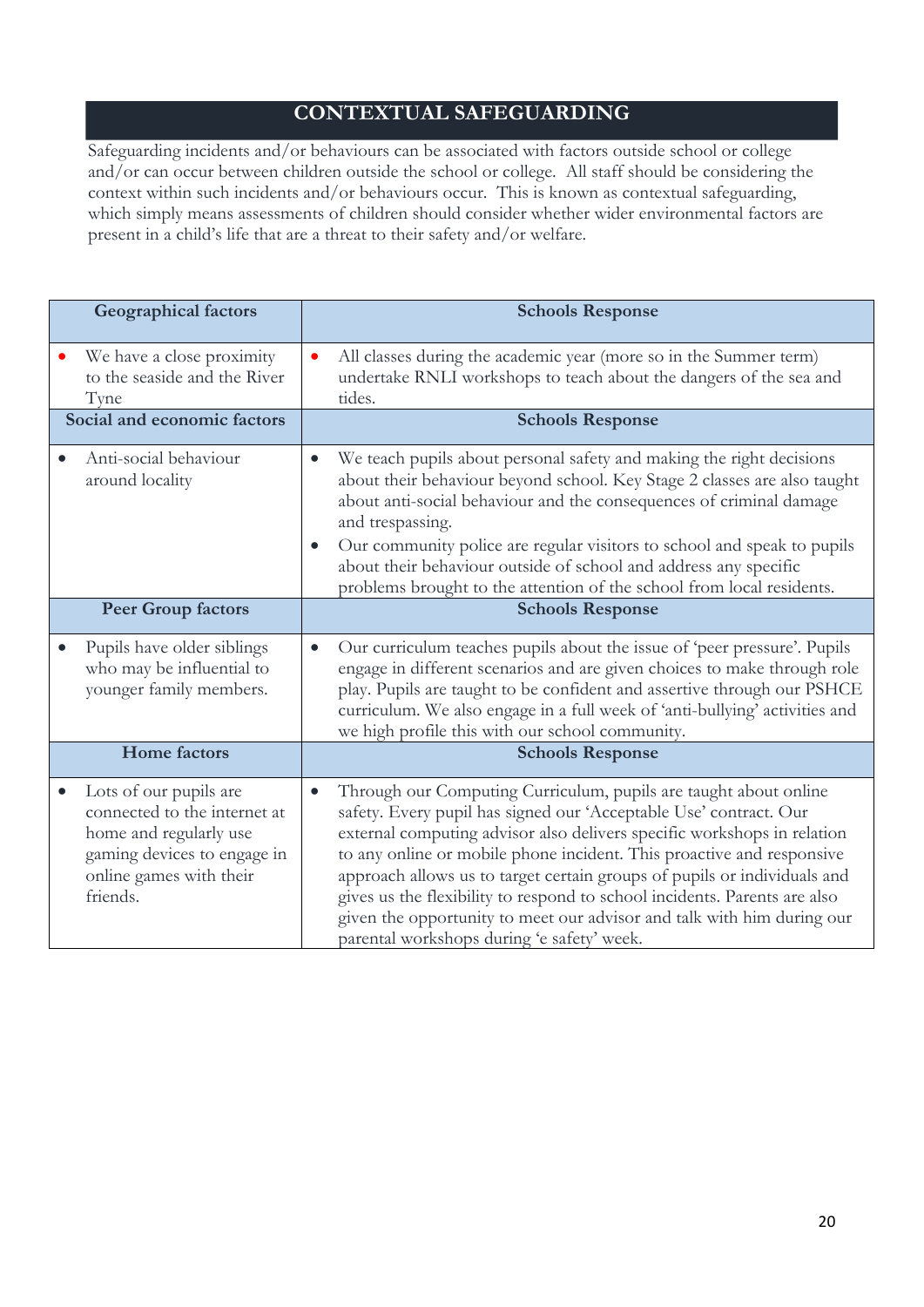## CONTEXTUAL SAFEGUARDING

Safeguarding incidents and/or behaviours can be associated with factors outside school or college and/or can occur between children outside the school or college. All staff should be considering the context within such incidents and/or behaviours occur. This is known as contextual safeguarding, which simply means assessments of children should consider whether wider environmental factors are present in a child's life that are a threat to their safety and/or welfare.

| Geographical factors | Schools Response |
|---|---|
| • We have a close proximity to the seaside and the River Tyne | • All classes during the academic year (more so in the Summer term) undertake RNLI workshops to teach about the dangers of the sea and tides. |
| **Social and economic factors** | **Schools Response** |
| • Anti-social behaviour around locality | • We teach pupils about personal safety and making the right decisions about their behaviour beyond school. Key Stage 2 classes are also taught about anti-social behaviour and the consequences of criminal damage and trespassing.<br>• Our community police are regular visitors to school and speak to pupils about their behaviour outside of school and address any specific problems brought to the attention of the school from local residents. |
| **Peer Group factors** | **Schools Response** |
| • Pupils have older siblings who may be influential to younger family members. | • Our curriculum teaches pupils about the issue of 'peer pressure'. Pupils engage in different scenarios and are given choices to make through role play. Pupils are taught to be confident and assertive through our PSHCE curriculum. We also engage in a full week of 'anti-bullying' activities and we high profile this with our school community. |
| **Home factors** | **Schools Response** |
| • Lots of our pupils are connected to the internet at home and regularly use gaming devices to engage in online games with their friends. | • Through our Computing Curriculum, pupils are taught about online safety. Every pupil has signed our 'Acceptable Use' contract. Our external computing advisor also delivers specific workshops in relation to any online or mobile phone incident. This proactive and responsive approach allows us to target certain groups of pupils or individuals and gives us the flexibility to respond to school incidents. Parents are also given the opportunity to meet our advisor and talk with him during our parental workshops during 'e safety' week. |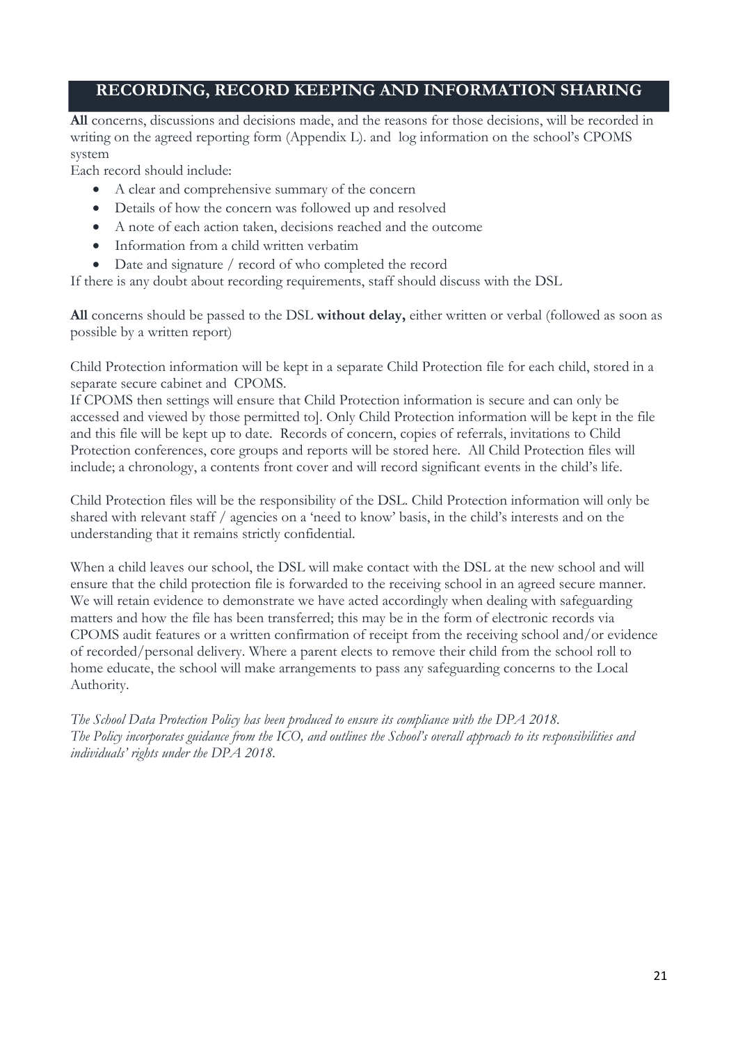## RECORDING, RECORD KEEPING AND INFORMATION SHARING

**All** concerns, discussions and decisions made, and the reasons for those decisions, will be recorded in writing on the agreed reporting form (Appendix L). and log information on the school's CPOMS system

Each record should include:

- A clear and comprehensive summary of the concern
- Details of how the concern was followed up and resolved
- A note of each action taken, decisions reached and the outcome
- Information from a child written verbatim
- Date and signature / record of who completed the record

If there is any doubt about recording requirements, staff should discuss with the DSL

**All** concerns should be passed to the DSL **without delay,** either written or verbal (followed as soon as possible by a written report)

Child Protection information will be kept in a separate Child Protection file for each child, stored in a separate secure cabinet and CPOMS.

If CPOMS then settings will ensure that Child Protection information is secure and can only be accessed and viewed by those permitted to]. Only Child Protection information will be kept in the file and this file will be kept up to date. Records of concern, copies of referrals, invitations to Child Protection conferences, core groups and reports will be stored here. All Child Protection files will include; a chronology, a contents front cover and will record significant events in the child's life.

Child Protection files will be the responsibility of the DSL. Child Protection information will only be shared with relevant staff / agencies on a 'need to know' basis, in the child's interests and on the understanding that it remains strictly confidential.

When a child leaves our school, the DSL will make contact with the DSL at the new school and will ensure that the child protection file is forwarded to the receiving school in an agreed secure manner. We will retain evidence to demonstrate we have acted accordingly when dealing with safeguarding matters and how the file has been transferred; this may be in the form of electronic records via CPOMS audit features or a written confirmation of receipt from the receiving school and/or evidence of recorded/personal delivery. Where a parent elects to remove their child from the school roll to home educate, the school will make arrangements to pass any safeguarding concerns to the Local Authority.

*The School Data Protection Policy has been produced to ensure its compliance with the DPA 2018.*
*The Policy incorporates guidance from the ICO, and outlines the School's overall approach to its responsibilities and individuals' rights under the DPA 2018.*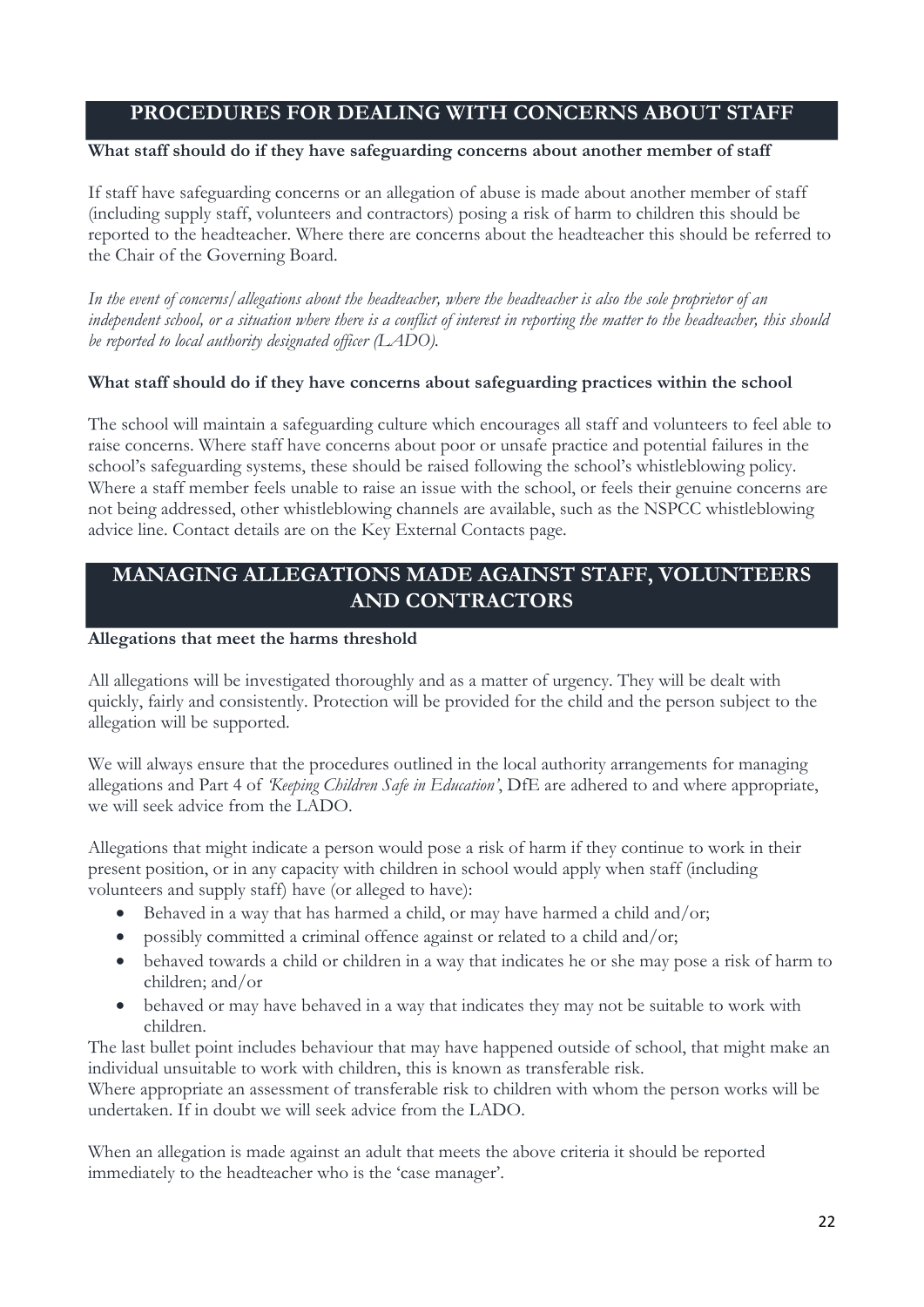## PROCEDURES FOR DEALING WITH CONCERNS ABOUT STAFF

**What staff should do if they have safeguarding concerns about another member of staff**

If staff have safeguarding concerns or an allegation of abuse is made about another member of staff (including supply staff, volunteers and contractors) posing a risk of harm to children this should be reported to the headteacher. Where there are concerns about the headteacher this should be referred to the Chair of the Governing Board.

*In the event of concerns/allegations about the headteacher, where the headteacher is also the sole proprietor of an independent school, or a situation where there is a conflict of interest in reporting the matter to the headteacher, this should be reported to local authority designated officer (LADO).*

**What staff should do if they have concerns about safeguarding practices within the school**

The school will maintain a safeguarding culture which encourages all staff and volunteers to feel able to raise concerns. Where staff have concerns about poor or unsafe practice and potential failures in the school's safeguarding systems, these should be raised following the school's whistleblowing policy. Where a staff member feels unable to raise an issue with the school, or feels their genuine concerns are not being addressed, other whistleblowing channels are available, such as the NSPCC whistleblowing advice line. Contact details are on the Key External Contacts page.

## MANAGING ALLEGATIONS MADE AGAINST STAFF, VOLUNTEERS AND CONTRACTORS

**Allegations that meet the harms threshold**

All allegations will be investigated thoroughly and as a matter of urgency. They will be dealt with quickly, fairly and consistently. Protection will be provided for the child and the person subject to the allegation will be supported.

We will always ensure that the procedures outlined in the local authority arrangements for managing allegations and Part 4 of *'Keeping Children Safe in Education'*, DfE are adhered to and where appropriate, we will seek advice from the LADO.

Allegations that might indicate a person would pose a risk of harm if they continue to work in their present position, or in any capacity with children in school would apply when staff (including volunteers and supply staff) have (or alleged to have):

- Behaved in a way that has harmed a child, or may have harmed a child and/or;
- possibly committed a criminal offence against or related to a child and/or;
- behaved towards a child or children in a way that indicates he or she may pose a risk of harm to children; and/or
- behaved or may have behaved in a way that indicates they may not be suitable to work with children.

The last bullet point includes behaviour that may have happened outside of school, that might make an individual unsuitable to work with children, this is known as transferable risk.
Where appropriate an assessment of transferable risk to children with whom the person works will be undertaken. If in doubt we will seek advice from the LADO.

When an allegation is made against an adult that meets the above criteria it should be reported immediately to the headteacher who is the 'case manager'.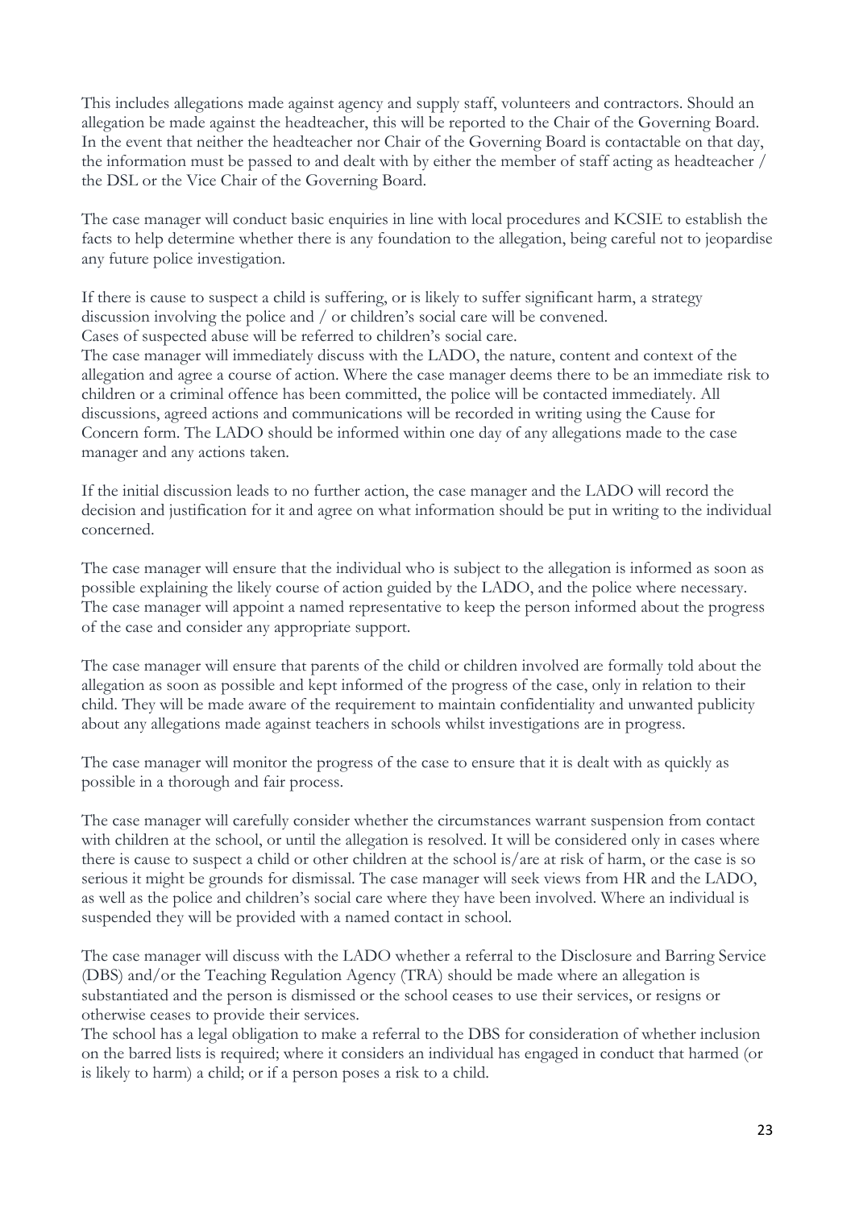This includes allegations made against agency and supply staff, volunteers and contractors. Should an allegation be made against the headteacher, this will be reported to the Chair of the Governing Board. In the event that neither the headteacher nor Chair of the Governing Board is contactable on that day, the information must be passed to and dealt with by either the member of staff acting as headteacher / the DSL or the Vice Chair of the Governing Board.

The case manager will conduct basic enquiries in line with local procedures and KCSIE to establish the facts to help determine whether there is any foundation to the allegation, being careful not to jeopardise any future police investigation.

If there is cause to suspect a child is suffering, or is likely to suffer significant harm, a strategy discussion involving the police and / or children's social care will be convened.
Cases of suspected abuse will be referred to children's social care.
The case manager will immediately discuss with the LADO, the nature, content and context of the allegation and agree a course of action. Where the case manager deems there to be an immediate risk to children or a criminal offence has been committed, the police will be contacted immediately. All discussions, agreed actions and communications will be recorded in writing using the Cause for Concern form. The LADO should be informed within one day of any allegations made to the case manager and any actions taken.

If the initial discussion leads to no further action, the case manager and the LADO will record the decision and justification for it and agree on what information should be put in writing to the individual concerned.

The case manager will ensure that the individual who is subject to the allegation is informed as soon as possible explaining the likely course of action guided by the LADO, and the police where necessary. The case manager will appoint a named representative to keep the person informed about the progress of the case and consider any appropriate support.

The case manager will ensure that parents of the child or children involved are formally told about the allegation as soon as possible and kept informed of the progress of the case, only in relation to their child. They will be made aware of the requirement to maintain confidentiality and unwanted publicity about any allegations made against teachers in schools whilst investigations are in progress.

The case manager will monitor the progress of the case to ensure that it is dealt with as quickly as possible in a thorough and fair process.

The case manager will carefully consider whether the circumstances warrant suspension from contact with children at the school, or until the allegation is resolved. It will be considered only in cases where there is cause to suspect a child or other children at the school is/are at risk of harm, or the case is so serious it might be grounds for dismissal. The case manager will seek views from HR and the LADO, as well as the police and children's social care where they have been involved. Where an individual is suspended they will be provided with a named contact in school.

The case manager will discuss with the LADO whether a referral to the Disclosure and Barring Service (DBS) and/or the Teaching Regulation Agency (TRA) should be made where an allegation is substantiated and the person is dismissed or the school ceases to use their services, or resigns or otherwise ceases to provide their services.
The school has a legal obligation to make a referral to the DBS for consideration of whether inclusion on the barred lists is required; where it considers an individual has engaged in conduct that harmed (or is likely to harm) a child; or if a person poses a risk to a child.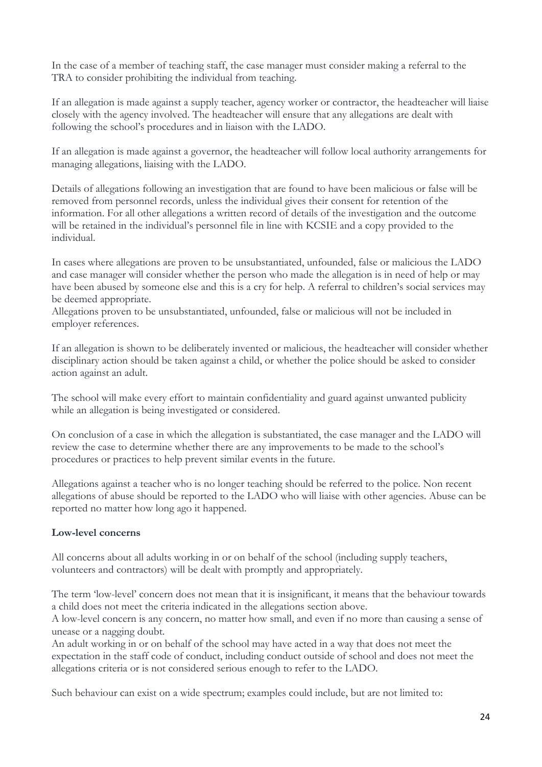In the case of a member of teaching staff, the case manager must consider making a referral to the TRA to consider prohibiting the individual from teaching.

If an allegation is made against a supply teacher, agency worker or contractor, the headteacher will liaise closely with the agency involved. The headteacher will ensure that any allegations are dealt with following the school's procedures and in liaison with the LADO.

If an allegation is made against a governor, the headteacher will follow local authority arrangements for managing allegations, liaising with the LADO.

Details of allegations following an investigation that are found to have been malicious or false will be removed from personnel records, unless the individual gives their consent for retention of the information. For all other allegations a written record of details of the investigation and the outcome will be retained in the individual's personnel file in line with KCSIE and a copy provided to the individual.

In cases where allegations are proven to be unsubstantiated, unfounded, false or malicious the LADO and case manager will consider whether the person who made the allegation is in need of help or may have been abused by someone else and this is a cry for help. A referral to children's social services may be deemed appropriate.
Allegations proven to be unsubstantiated, unfounded, false or malicious will not be included in employer references.

If an allegation is shown to be deliberately invented or malicious, the headteacher will consider whether disciplinary action should be taken against a child, or whether the police should be asked to consider action against an adult.

The school will make every effort to maintain confidentiality and guard against unwanted publicity while an allegation is being investigated or considered.

On conclusion of a case in which the allegation is substantiated, the case manager and the LADO will review the case to determine whether there are any improvements to be made to the school's procedures or practices to help prevent similar events in the future.

Allegations against a teacher who is no longer teaching should be referred to the police. Non recent allegations of abuse should be reported to the LADO who will liaise with other agencies. Abuse can be reported no matter how long ago it happened.

**Low-level concerns**

All concerns about all adults working in or on behalf of the school (including supply teachers, volunteers and contractors) will be dealt with promptly and appropriately.

The term 'low-level' concern does not mean that it is insignificant, it means that the behaviour towards a child does not meet the criteria indicated in the allegations section above.
A low-level concern is any concern, no matter how small, and even if no more than causing a sense of unease or a nagging doubt.
An adult working in or on behalf of the school may have acted in a way that does not meet the expectation in the staff code of conduct, including conduct outside of school and does not meet the allegations criteria or is not considered serious enough to refer to the LADO.

Such behaviour can exist on a wide spectrum; examples could include, but are not limited to: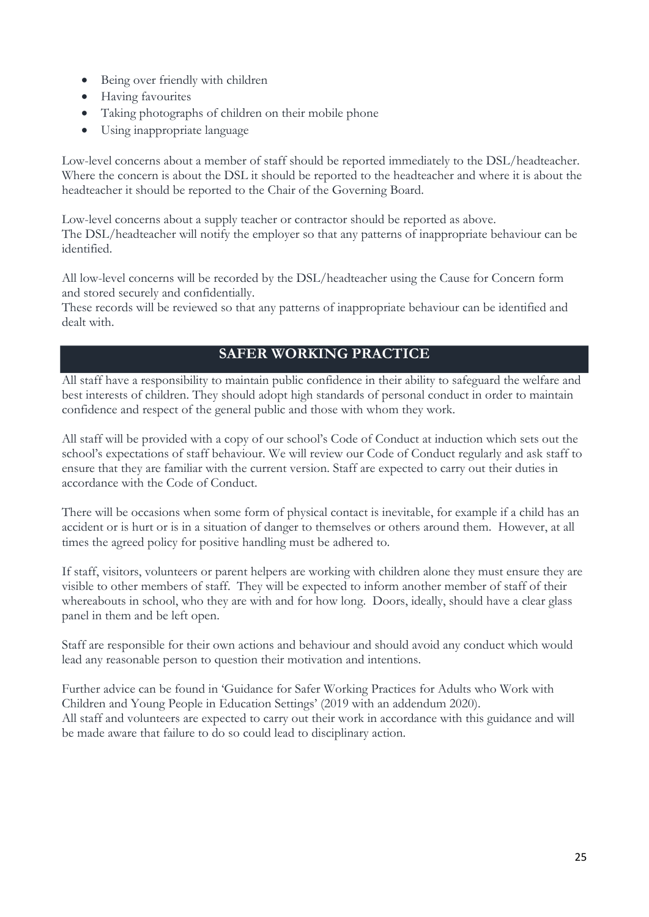- Being over friendly with children
- Having favourites
- Taking photographs of children on their mobile phone
- Using inappropriate language

Low-level concerns about a member of staff should be reported immediately to the DSL/headteacher. Where the concern is about the DSL it should be reported to the headteacher and where it is about the headteacher it should be reported to the Chair of the Governing Board.

Low-level concerns about a supply teacher or contractor should be reported as above.
The DSL/headteacher will notify the employer so that any patterns of inappropriate behaviour can be identified.

All low-level concerns will be recorded by the DSL/headteacher using the Cause for Concern form and stored securely and confidentially.
These records will be reviewed so that any patterns of inappropriate behaviour can be identified and dealt with.

## SAFER WORKING PRACTICE

All staff have a responsibility to maintain public confidence in their ability to safeguard the welfare and best interests of children. They should adopt high standards of personal conduct in order to maintain confidence and respect of the general public and those with whom they work.

All staff will be provided with a copy of our school's Code of Conduct at induction which sets out the school's expectations of staff behaviour. We will review our Code of Conduct regularly and ask staff to ensure that they are familiar with the current version. Staff are expected to carry out their duties in accordance with the Code of Conduct.

There will be occasions when some form of physical contact is inevitable, for example if a child has an accident or is hurt or is in a situation of danger to themselves or others around them. However, at all times the agreed policy for positive handling must be adhered to.

If staff, visitors, volunteers or parent helpers are working with children alone they must ensure they are visible to other members of staff. They will be expected to inform another member of staff of their whereabouts in school, who they are with and for how long. Doors, ideally, should have a clear glass panel in them and be left open.

Staff are responsible for their own actions and behaviour and should avoid any conduct which would lead any reasonable person to question their motivation and intentions.

Further advice can be found in 'Guidance for Safer Working Practices for Adults who Work with Children and Young People in Education Settings' (2019 with an addendum 2020).
All staff and volunteers are expected to carry out their work in accordance with this guidance and will be made aware that failure to do so could lead to disciplinary action.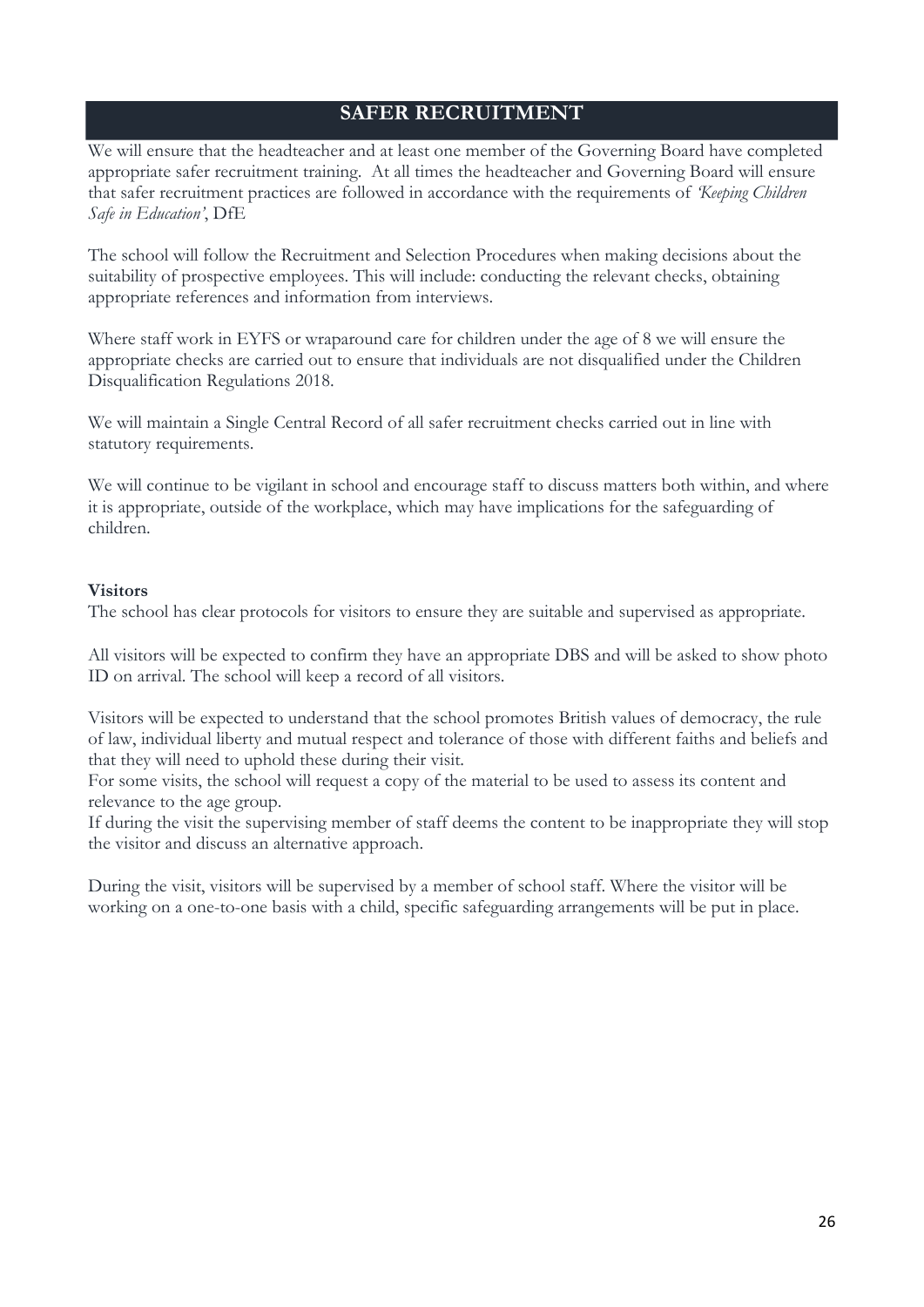## SAFER RECRUITMENT

We will ensure that the headteacher and at least one member of the Governing Board have completed appropriate safer recruitment training. At all times the headteacher and Governing Board will ensure that safer recruitment practices are followed in accordance with the requirements of *'Keeping Children Safe in Education'*, DfE

The school will follow the Recruitment and Selection Procedures when making decisions about the suitability of prospective employees. This will include: conducting the relevant checks, obtaining appropriate references and information from interviews.

Where staff work in EYFS or wraparound care for children under the age of 8 we will ensure the appropriate checks are carried out to ensure that individuals are not disqualified under the Children Disqualification Regulations 2018.

We will maintain a Single Central Record of all safer recruitment checks carried out in line with statutory requirements.

We will continue to be vigilant in school and encourage staff to discuss matters both within, and where it is appropriate, outside of the workplace, which may have implications for the safeguarding of children.

**Visitors**

The school has clear protocols for visitors to ensure they are suitable and supervised as appropriate.

All visitors will be expected to confirm they have an appropriate DBS and will be asked to show photo ID on arrival. The school will keep a record of all visitors.

Visitors will be expected to understand that the school promotes British values of democracy, the rule of law, individual liberty and mutual respect and tolerance of those with different faiths and beliefs and that they will need to uphold these during their visit.

For some visits, the school will request a copy of the material to be used to assess its content and relevance to the age group.

If during the visit the supervising member of staff deems the content to be inappropriate they will stop the visitor and discuss an alternative approach.

During the visit, visitors will be supervised by a member of school staff. Where the visitor will be working on a one-to-one basis with a child, specific safeguarding arrangements will be put in place.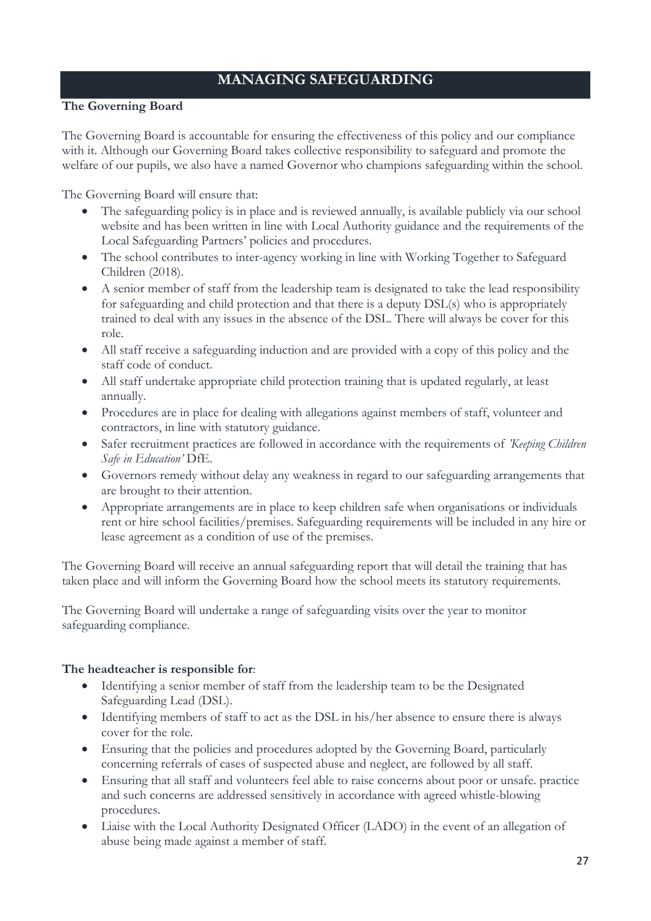## MANAGING SAFEGUARDING

**The Governing Board**

The Governing Board is accountable for ensuring the effectiveness of this policy and our compliance with it. Although our Governing Board takes collective responsibility to safeguard and promote the welfare of our pupils, we also have a named Governor who champions safeguarding within the school.

The Governing Board will ensure that:

- The safeguarding policy is in place and is reviewed annually, is available publicly via our school website and has been written in line with Local Authority guidance and the requirements of the Local Safeguarding Partners' policies and procedures.
- The school contributes to inter-agency working in line with Working Together to Safeguard Children (2018).
- A senior member of staff from the leadership team is designated to take the lead responsibility for safeguarding and child protection and that there is a deputy DSL(s) who is appropriately trained to deal with any issues in the absence of the DSL. There will always be cover for this role.
- All staff receive a safeguarding induction and are provided with a copy of this policy and the staff code of conduct.
- All staff undertake appropriate child protection training that is updated regularly, at least annually.
- Procedures are in place for dealing with allegations against members of staff, volunteer and contractors, in line with statutory guidance.
- Safer recruitment practices are followed in accordance with the requirements of *'Keeping Children Safe in Education'* DfE.
- Governors remedy without delay any weakness in regard to our safeguarding arrangements that are brought to their attention.
- Appropriate arrangements are in place to keep children safe when organisations or individuals rent or hire school facilities/premises. Safeguarding requirements will be included in any hire or lease agreement as a condition of use of the premises.

The Governing Board will receive an annual safeguarding report that will detail the training that has taken place and will inform the Governing Board how the school meets its statutory requirements.

The Governing Board will undertake a range of safeguarding visits over the year to monitor safeguarding compliance.

**The headteacher is responsible for**:

- Identifying a senior member of staff from the leadership team to be the Designated Safeguarding Lead (DSL).
- Identifying members of staff to act as the DSL in his/her absence to ensure there is always cover for the role.
- Ensuring that the policies and procedures adopted by the Governing Board, particularly concerning referrals of cases of suspected abuse and neglect, are followed by all staff.
- Ensuring that all staff and volunteers feel able to raise concerns about poor or unsafe. practice and such concerns are addressed sensitively in accordance with agreed whistle-blowing procedures.
- Liaise with the Local Authority Designated Officer (LADO) in the event of an allegation of abuse being made against a member of staff.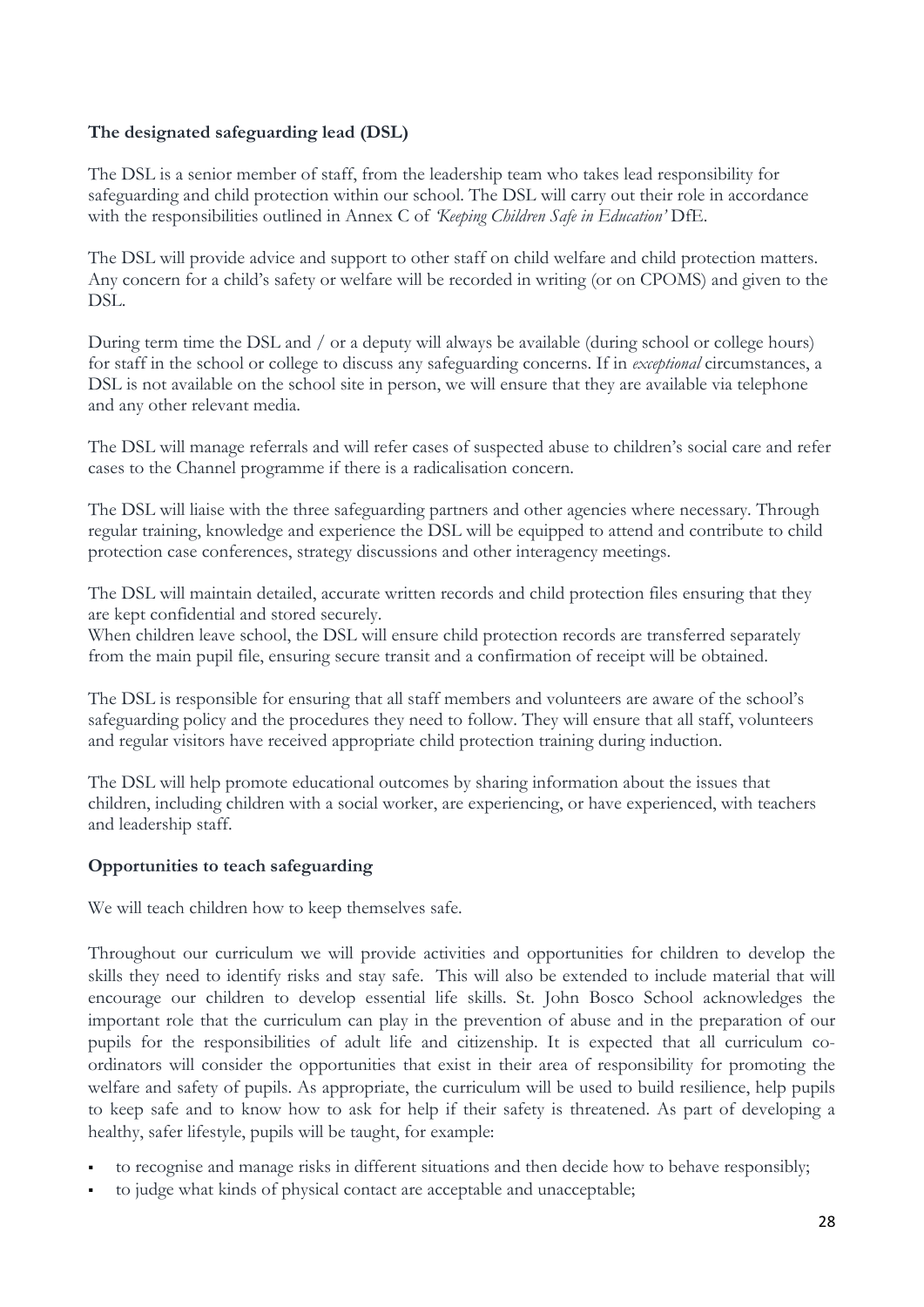**The designated safeguarding lead (DSL)**

The DSL is a senior member of staff, from the leadership team who takes lead responsibility for safeguarding and child protection within our school. The DSL will carry out their role in accordance with the responsibilities outlined in Annex C of *'Keeping Children Safe in Education'* DfE.

The DSL will provide advice and support to other staff on child welfare and child protection matters. Any concern for a child's safety or welfare will be recorded in writing (or on CPOMS) and given to the DSL.

During term time the DSL and / or a deputy will always be available (during school or college hours) for staff in the school or college to discuss any safeguarding concerns. If in *exceptional* circumstances, a DSL is not available on the school site in person, we will ensure that they are available via telephone and any other relevant media.

The DSL will manage referrals and will refer cases of suspected abuse to children's social care and refer cases to the Channel programme if there is a radicalisation concern.

The DSL will liaise with the three safeguarding partners and other agencies where necessary. Through regular training, knowledge and experience the DSL will be equipped to attend and contribute to child protection case conferences, strategy discussions and other interagency meetings.

The DSL will maintain detailed, accurate written records and child protection files ensuring that they are kept confidential and stored securely.
When children leave school, the DSL will ensure child protection records are transferred separately from the main pupil file, ensuring secure transit and a confirmation of receipt will be obtained.

The DSL is responsible for ensuring that all staff members and volunteers are aware of the school's safeguarding policy and the procedures they need to follow. They will ensure that all staff, volunteers and regular visitors have received appropriate child protection training during induction.

The DSL will help promote educational outcomes by sharing information about the issues that children, including children with a social worker, are experiencing, or have experienced, with teachers and leadership staff.

**Opportunities to teach safeguarding**

We will teach children how to keep themselves safe.

Throughout our curriculum we will provide activities and opportunities for children to develop the skills they need to identify risks and stay safe. This will also be extended to include material that will encourage our children to develop essential life skills. St. John Bosco School acknowledges the important role that the curriculum can play in the prevention of abuse and in the preparation of our pupils for the responsibilities of adult life and citizenship. It is expected that all curriculum co-ordinators will consider the opportunities that exist in their area of responsibility for promoting the welfare and safety of pupils. As appropriate, the curriculum will be used to build resilience, help pupils to keep safe and to know how to ask for help if their safety is threatened. As part of developing a healthy, safer lifestyle, pupils will be taught, for example:

- to recognise and manage risks in different situations and then decide how to behave responsibly;
- to judge what kinds of physical contact are acceptable and unacceptable;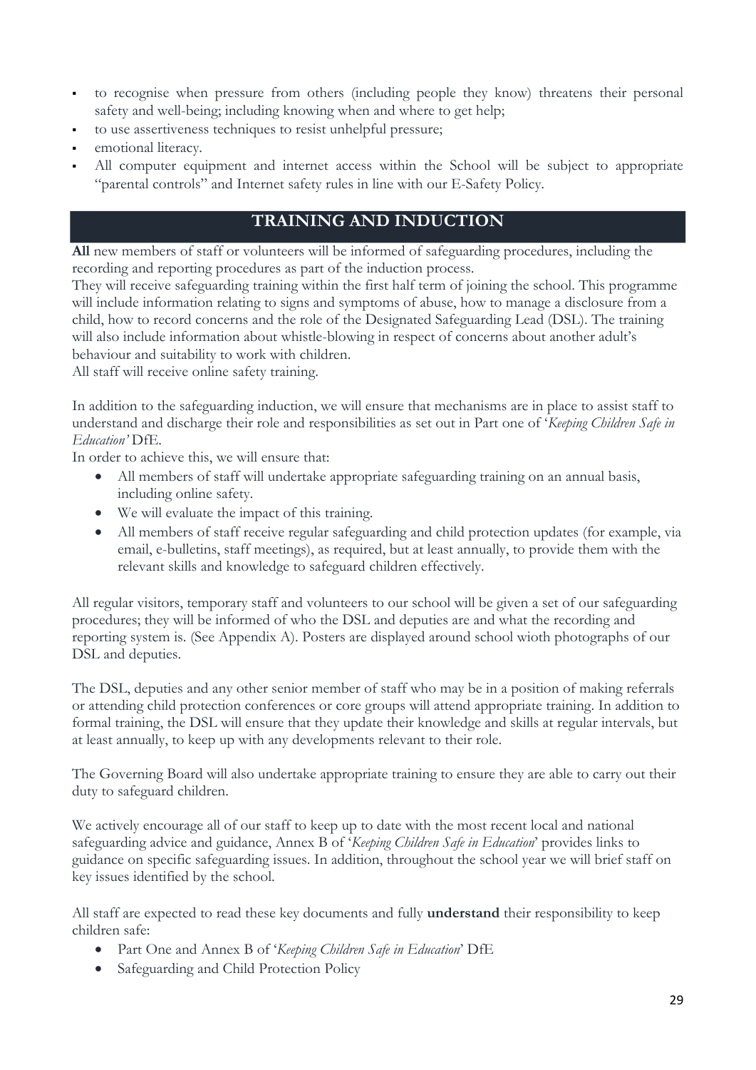- to recognise when pressure from others (including people they know) threatens their personal safety and well-being; including knowing when and where to get help;
- to use assertiveness techniques to resist unhelpful pressure;
- emotional literacy.
- All computer equipment and internet access within the School will be subject to appropriate "parental controls" and Internet safety rules in line with our E-Safety Policy.

## TRAINING AND INDUCTION

**All** new members of staff or volunteers will be informed of safeguarding procedures, including the recording and reporting procedures as part of the induction process.
They will receive safeguarding training within the first half term of joining the school. This programme will include information relating to signs and symptoms of abuse, how to manage a disclosure from a child, how to record concerns and the role of the Designated Safeguarding Lead (DSL). The training will also include information about whistle-blowing in respect of concerns about another adult's behaviour and suitability to work with children.
All staff will receive online safety training.

In addition to the safeguarding induction, we will ensure that mechanisms are in place to assist staff to understand and discharge their role and responsibilities as set out in Part one of '*Keeping Children Safe in Education'* DfE.
In order to achieve this, we will ensure that:

- All members of staff will undertake appropriate safeguarding training on an annual basis, including online safety.
- We will evaluate the impact of this training.
- All members of staff receive regular safeguarding and child protection updates (for example, via email, e-bulletins, staff meetings), as required, but at least annually, to provide them with the relevant skills and knowledge to safeguard children effectively.

All regular visitors, temporary staff and volunteers to our school will be given a set of our safeguarding procedures; they will be informed of who the DSL and deputies are and what the recording and reporting system is. (See Appendix A). Posters are displayed around school wioth photographs of our DSL and deputies.

The DSL, deputies and any other senior member of staff who may be in a position of making referrals or attending child protection conferences or core groups will attend appropriate training. In addition to formal training, the DSL will ensure that they update their knowledge and skills at regular intervals, but at least annually, to keep up with any developments relevant to their role.

The Governing Board will also undertake appropriate training to ensure they are able to carry out their duty to safeguard children.

We actively encourage all of our staff to keep up to date with the most recent local and national safeguarding advice and guidance, Annex B of '*Keeping Children Safe in Education*' provides links to guidance on specific safeguarding issues. In addition, throughout the school year we will brief staff on key issues identified by the school.

All staff are expected to read these key documents and fully **understand** their responsibility to keep children safe:

- Part One and Annex B of '*Keeping Children Safe in Education*' DfE
- Safeguarding and Child Protection Policy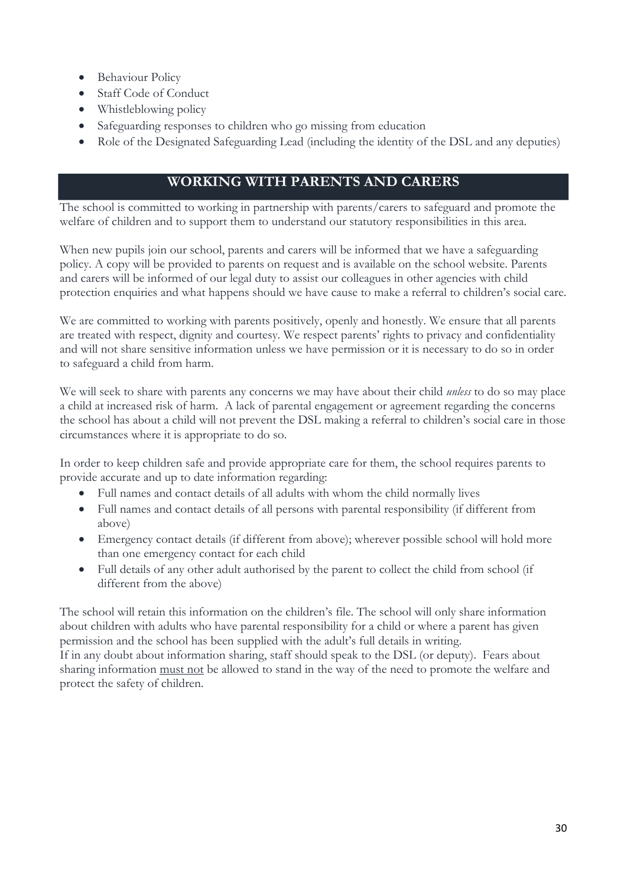- Behaviour Policy
- Staff Code of Conduct
- Whistleblowing policy
- Safeguarding responses to children who go missing from education
- Role of the Designated Safeguarding Lead (including the identity of the DSL and any deputies)

## WORKING WITH PARENTS AND CARERS

The school is committed to working in partnership with parents/carers to safeguard and promote the welfare of children and to support them to understand our statutory responsibilities in this area.

When new pupils join our school, parents and carers will be informed that we have a safeguarding policy. A copy will be provided to parents on request and is available on the school website. Parents and carers will be informed of our legal duty to assist our colleagues in other agencies with child protection enquiries and what happens should we have cause to make a referral to children's social care.

We are committed to working with parents positively, openly and honestly. We ensure that all parents are treated with respect, dignity and courtesy. We respect parents' rights to privacy and confidentiality and will not share sensitive information unless we have permission or it is necessary to do so in order to safeguard a child from harm.

We will seek to share with parents any concerns we may have about their child *unless* to do so may place a child at increased risk of harm. A lack of parental engagement or agreement regarding the concerns the school has about a child will not prevent the DSL making a referral to children's social care in those circumstances where it is appropriate to do so.

In order to keep children safe and provide appropriate care for them, the school requires parents to provide accurate and up to date information regarding:

- Full names and contact details of all adults with whom the child normally lives
- Full names and contact details of all persons with parental responsibility (if different from above)
- Emergency contact details (if different from above); wherever possible school will hold more than one emergency contact for each child
- Full details of any other adult authorised by the parent to collect the child from school (if different from the above)

The school will retain this information on the children's file. The school will only share information about children with adults who have parental responsibility for a child or where a parent has given permission and the school has been supplied with the adult's full details in writing.
If in any doubt about information sharing, staff should speak to the DSL (or deputy). Fears about sharing information <u>must not</u> be allowed to stand in the way of the need to promote the welfare and protect the safety of children.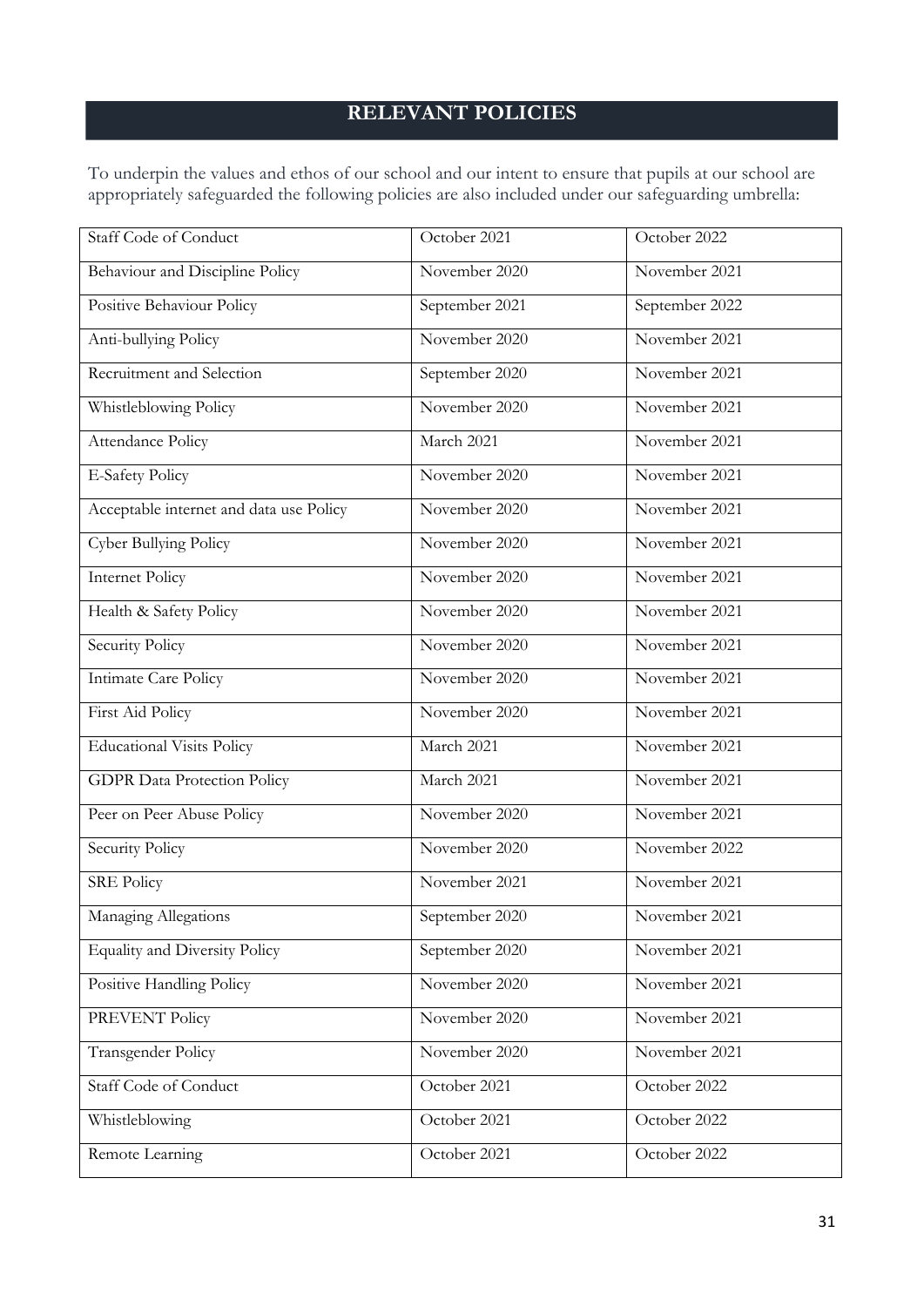## RELEVANT POLICIES

To underpin the values and ethos of our school and our intent to ensure that pupils at our school are appropriately safeguarded the following policies are also included under our safeguarding umbrella:

| | | |
|---|---|---|
| Staff Code of Conduct | October 2021 | October 2022 |
| Behaviour and Discipline Policy | November 2020 | November 2021 |
| Positive Behaviour Policy | September 2021 | September 2022 |
| Anti-bullying Policy | November 2020 | November 2021 |
| Recruitment and Selection | September 2020 | November 2021 |
| Whistleblowing Policy | November 2020 | November 2021 |
| Attendance Policy | March 2021 | November 2021 |
| E-Safety Policy | November 2020 | November 2021 |
| Acceptable internet and data use Policy | November 2020 | November 2021 |
| Cyber Bullying Policy | November 2020 | November 2021 |
| Internet Policy | November 2020 | November 2021 |
| Health & Safety Policy | November 2020 | November 2021 |
| Security Policy | November 2020 | November 2021 |
| Intimate Care Policy | November 2020 | November 2021 |
| First Aid Policy | November 2020 | November 2021 |
| Educational Visits Policy | March 2021 | November 2021 |
| GDPR Data Protection Policy | March 2021 | November 2021 |
| Peer on Peer Abuse Policy | November 2020 | November 2021 |
| Security Policy | November 2020 | November 2022 |
| SRE Policy | November 2021 | November 2021 |
| Managing Allegations | September 2020 | November 2021 |
| Equality and Diversity Policy | September 2020 | November 2021 |
| Positive Handling Policy | November 2020 | November 2021 |
| PREVENT Policy | November 2020 | November 2021 |
| Transgender Policy | November 2020 | November 2021 |
| Staff Code of Conduct | October 2021 | October 2022 |
| Whistleblowing | October 2021 | October 2022 |
| Remote Learning | October 2021 | October 2022 |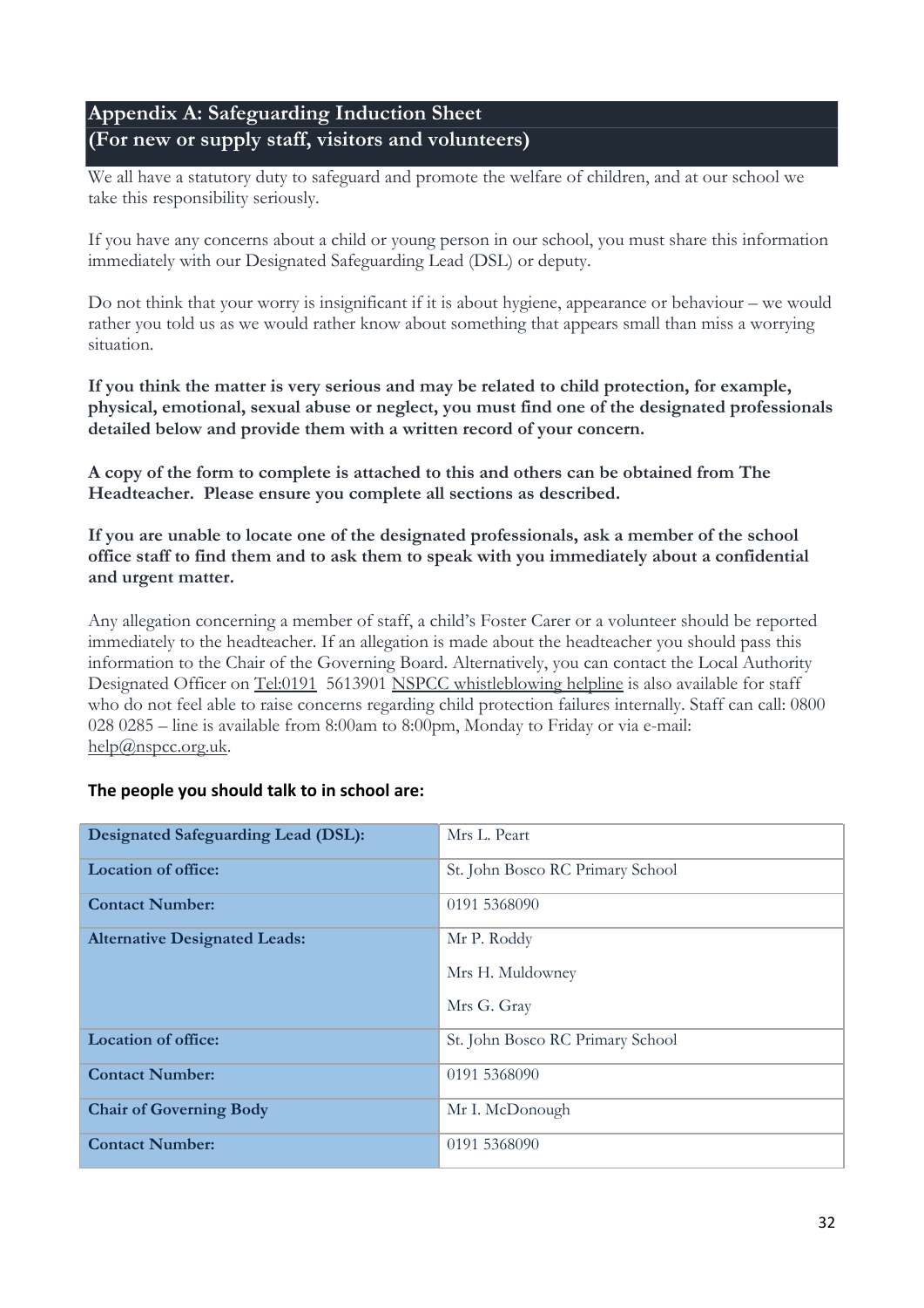## Appendix A: Safeguarding Induction Sheet
## (For new or supply staff, visitors and volunteers)

We all have a statutory duty to safeguard and promote the welfare of children, and at our school we take this responsibility seriously.

If you have any concerns about a child or young person in our school, you must share this information immediately with our Designated Safeguarding Lead (DSL) or deputy.

Do not think that your worry is insignificant if it is about hygiene, appearance or behaviour – we would rather you told us as we would rather know about something that appears small than miss a worrying situation.

**If you think the matter is very serious and may be related to child protection, for example, physical, emotional, sexual abuse or neglect, you must find one of the designated professionals detailed below and provide them with a written record of your concern.**

**A copy of the form to complete is attached to this and others can be obtained from The Headteacher. Please ensure you complete all sections as described.**

**If you are unable to locate one of the designated professionals, ask a member of the school office staff to find them and to ask them to speak with you immediately about a confidential and urgent matter.**

Any allegation concerning a member of staff, a child's Foster Carer or a volunteer should be reported immediately to the headteacher. If an allegation is made about the headteacher you should pass this information to the Chair of the Governing Board. Alternatively, you can contact the Local Authority Designated Officer on Tel:0191 5613901 NSPCC whistleblowing helpline is also available for staff who do not feel able to raise concerns regarding child protection failures internally. Staff can call: 0800 028 0285 – line is available from 8:00am to 8:00pm, Monday to Friday or via e-mail: help@nspcc.org.uk.

**The people you should talk to in school are:**

| | |
|---|---|
| **Designated Safeguarding Lead (DSL):** | Mrs L. Peart |
| **Location of office:** | St. John Bosco RC Primary School |
| **Contact Number:** | 0191 5368090 |
| **Alternative Designated Leads:** | Mr P. Roddy<br>Mrs H. Muldowney<br>Mrs G. Gray |
| **Location of office:** | St. John Bosco RC Primary School |
| **Contact Number:** | 0191 5368090 |
| **Chair of Governing Body** | Mr I. McDonough |
| **Contact Number:** | 0191 5368090 |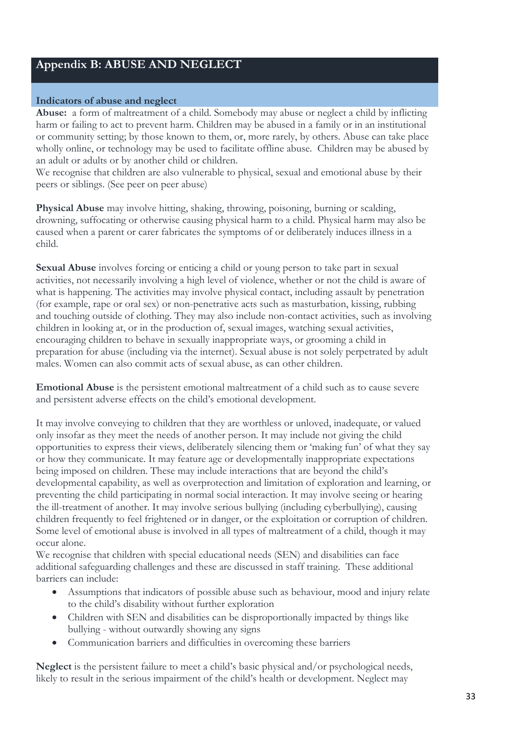## Appendix B: ABUSE AND NEGLECT

### Indicators of abuse and neglect

**Abuse:** a form of maltreatment of a child. Somebody may abuse or neglect a child by inflicting harm or failing to act to prevent harm. Children may be abused in a family or in an institutional or community setting; by those known to them, or, more rarely, by others. Abuse can take place wholly online, or technology may be used to facilitate offline abuse. Children may be abused by an adult or adults or by another child or children.
We recognise that children are also vulnerable to physical, sexual and emotional abuse by their peers or siblings. (See peer on peer abuse)

**Physical Abuse** may involve hitting, shaking, throwing, poisoning, burning or scalding, drowning, suffocating or otherwise causing physical harm to a child. Physical harm may also be caused when a parent or carer fabricates the symptoms of or deliberately induces illness in a child.

**Sexual Abuse** involves forcing or enticing a child or young person to take part in sexual activities, not necessarily involving a high level of violence, whether or not the child is aware of what is happening. The activities may involve physical contact, including assault by penetration (for example, rape or oral sex) or non-penetrative acts such as masturbation, kissing, rubbing and touching outside of clothing. They may also include non-contact activities, such as involving children in looking at, or in the production of, sexual images, watching sexual activities, encouraging children to behave in sexually inappropriate ways, or grooming a child in preparation for abuse (including via the internet). Sexual abuse is not solely perpetrated by adult males. Women can also commit acts of sexual abuse, as can other children.

**Emotional Abuse** is the persistent emotional maltreatment of a child such as to cause severe and persistent adverse effects on the child's emotional development.

It may involve conveying to children that they are worthless or unloved, inadequate, or valued only insofar as they meet the needs of another person. It may include not giving the child opportunities to express their views, deliberately silencing them or 'making fun' of what they say or how they communicate. It may feature age or developmentally inappropriate expectations being imposed on children. These may include interactions that are beyond the child's developmental capability, as well as overprotection and limitation of exploration and learning, or preventing the child participating in normal social interaction. It may involve seeing or hearing the ill-treatment of another. It may involve serious bullying (including cyberbullying), causing children frequently to feel frightened or in danger, or the exploitation or corruption of children. Some level of emotional abuse is involved in all types of maltreatment of a child, though it may occur alone.
We recognise that children with special educational needs (SEN) and disabilities can face additional safeguarding challenges and these are discussed in staff training. These additional barriers can include:

- Assumptions that indicators of possible abuse such as behaviour, mood and injury relate to the child's disability without further exploration
- Children with SEN and disabilities can be disproportionally impacted by things like bullying - without outwardly showing any signs
- Communication barriers and difficulties in overcoming these barriers

**Neglect** is the persistent failure to meet a child's basic physical and/or psychological needs, likely to result in the serious impairment of the child's health or development. Neglect may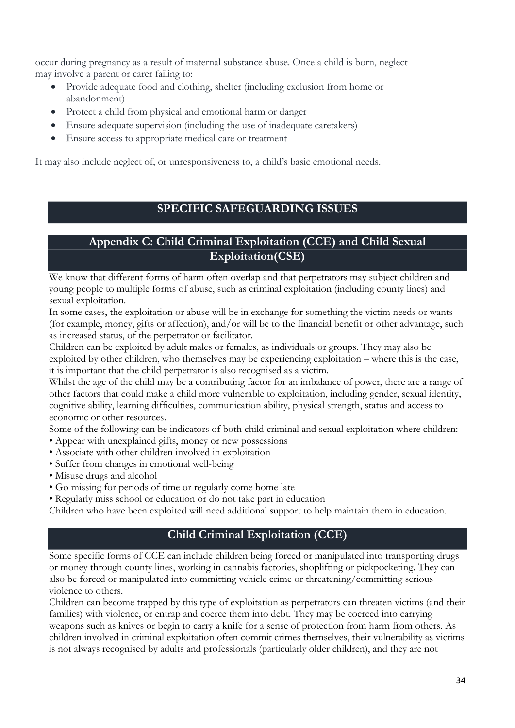occur during pregnancy as a result of maternal substance abuse. Once a child is born, neglect may involve a parent or carer failing to:

- Provide adequate food and clothing, shelter (including exclusion from home or abandonment)
- Protect a child from physical and emotional harm or danger
- Ensure adequate supervision (including the use of inadequate caretakers)
- Ensure access to appropriate medical care or treatment

It may also include neglect of, or unresponsiveness to, a child's basic emotional needs.

# SPECIFIC SAFEGUARDING ISSUES

## Appendix C: Child Criminal Exploitation (CCE) and Child Sexual Exploitation(CSE)

We know that different forms of harm often overlap and that perpetrators may subject children and young people to multiple forms of abuse, such as criminal exploitation (including county lines) and sexual exploitation.

In some cases, the exploitation or abuse will be in exchange for something the victim needs or wants (for example, money, gifts or affection), and/or will be to the financial benefit or other advantage, such as increased status, of the perpetrator or facilitator.

Children can be exploited by adult males or females, as individuals or groups. They may also be exploited by other children, who themselves may be experiencing exploitation – where this is the case, it is important that the child perpetrator is also recognised as a victim.

Whilst the age of the child may be a contributing factor for an imbalance of power, there are a range of other factors that could make a child more vulnerable to exploitation, including gender, sexual identity, cognitive ability, learning difficulties, communication ability, physical strength, status and access to economic or other resources.

Some of the following can be indicators of both child criminal and sexual exploitation where children:

- Appear with unexplained gifts, money or new possessions
- Associate with other children involved in exploitation
- Suffer from changes in emotional well-being
- Misuse drugs and alcohol
- Go missing for periods of time or regularly come home late
- Regularly miss school or education or do not take part in education

Children who have been exploited will need additional support to help maintain them in education.

## Child Criminal Exploitation (CCE)

Some specific forms of CCE can include children being forced or manipulated into transporting drugs or money through county lines, working in cannabis factories, shoplifting or pickpocketing. They can also be forced or manipulated into committing vehicle crime or threatening/committing serious violence to others.

Children can become trapped by this type of exploitation as perpetrators can threaten victims (and their families) with violence, or entrap and coerce them into debt. They may be coerced into carrying weapons such as knives or begin to carry a knife for a sense of protection from harm from others. As children involved in criminal exploitation often commit crimes themselves, their vulnerability as victims is not always recognised by adults and professionals (particularly older children), and they are not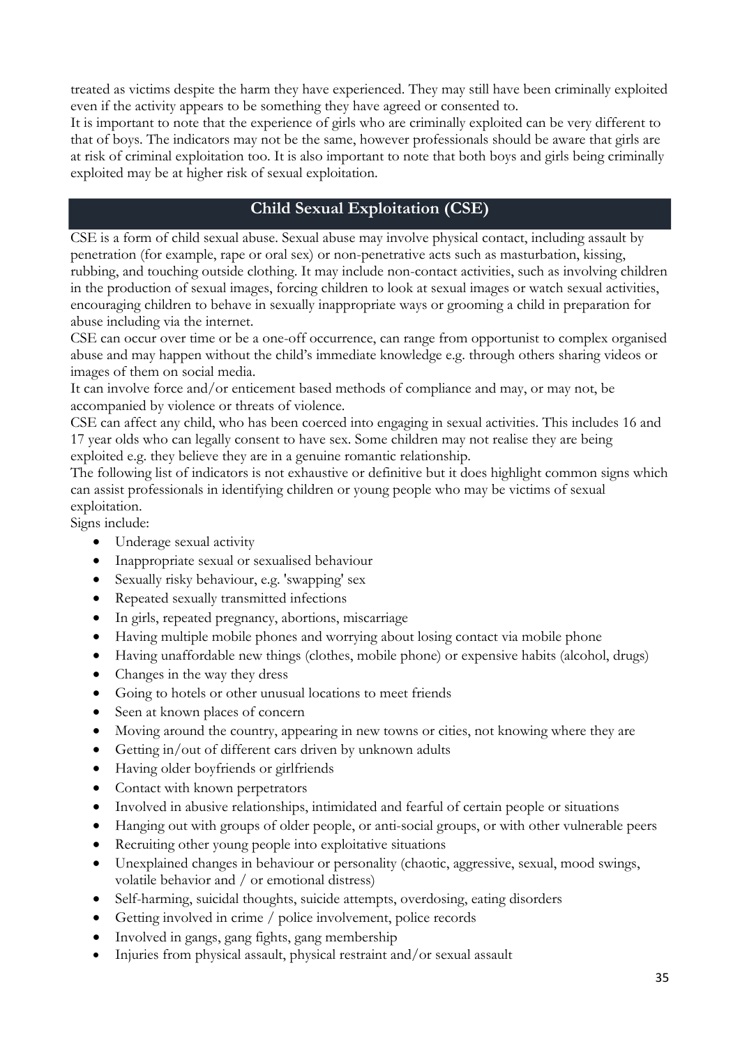treated as victims despite the harm they have experienced. They may still have been criminally exploited even if the activity appears to be something they have agreed or consented to.

It is important to note that the experience of girls who are criminally exploited can be very different to that of boys. The indicators may not be the same, however professionals should be aware that girls are at risk of criminal exploitation too. It is also important to note that both boys and girls being criminally exploited may be at higher risk of sexual exploitation.

## Child Sexual Exploitation (CSE)

CSE is a form of child sexual abuse. Sexual abuse may involve physical contact, including assault by penetration (for example, rape or oral sex) or non-penetrative acts such as masturbation, kissing, rubbing, and touching outside clothing. It may include non-contact activities, such as involving children in the production of sexual images, forcing children to look at sexual images or watch sexual activities, encouraging children to behave in sexually inappropriate ways or grooming a child in preparation for abuse including via the internet.

CSE can occur over time or be a one-off occurrence, can range from opportunist to complex organised abuse and may happen without the child's immediate knowledge e.g. through others sharing videos or images of them on social media.

It can involve force and/or enticement based methods of compliance and may, or may not, be accompanied by violence or threats of violence.

CSE can affect any child, who has been coerced into engaging in sexual activities. This includes 16 and 17 year olds who can legally consent to have sex. Some children may not realise they are being exploited e.g. they believe they are in a genuine romantic relationship.

The following list of indicators is not exhaustive or definitive but it does highlight common signs which can assist professionals in identifying children or young people who may be victims of sexual exploitation.

Signs include:

- Underage sexual activity
- Inappropriate sexual or sexualised behaviour
- Sexually risky behaviour, e.g. 'swapping' sex
- Repeated sexually transmitted infections
- In girls, repeated pregnancy, abortions, miscarriage
- Having multiple mobile phones and worrying about losing contact via mobile phone
- Having unaffordable new things (clothes, mobile phone) or expensive habits (alcohol, drugs)
- Changes in the way they dress
- Going to hotels or other unusual locations to meet friends
- Seen at known places of concern
- Moving around the country, appearing in new towns or cities, not knowing where they are
- Getting in/out of different cars driven by unknown adults
- Having older boyfriends or girlfriends
- Contact with known perpetrators
- Involved in abusive relationships, intimidated and fearful of certain people or situations
- Hanging out with groups of older people, or anti-social groups, or with other vulnerable peers
- Recruiting other young people into exploitative situations
- Unexplained changes in behaviour or personality (chaotic, aggressive, sexual, mood swings, volatile behavior and / or emotional distress)
- Self-harming, suicidal thoughts, suicide attempts, overdosing, eating disorders
- Getting involved in crime / police involvement, police records
- Involved in gangs, gang fights, gang membership
- Injuries from physical assault, physical restraint and/or sexual assault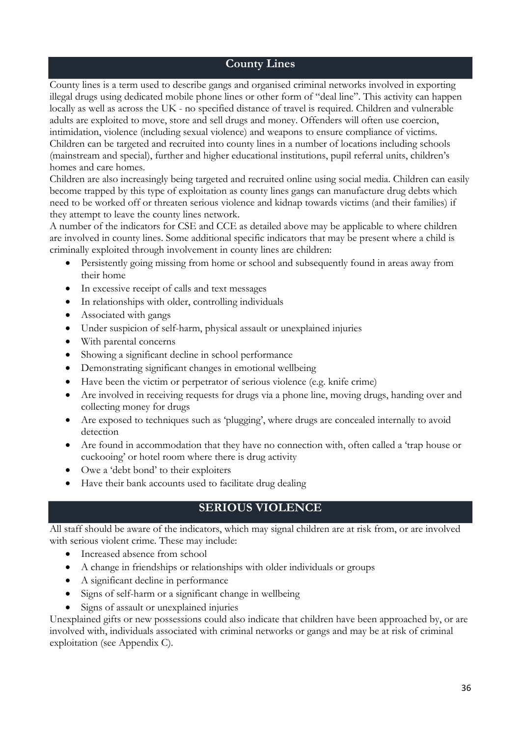## County Lines

County lines is a term used to describe gangs and organised criminal networks involved in exporting illegal drugs using dedicated mobile phone lines or other form of "deal line". This activity can happen locally as well as across the UK - no specified distance of travel is required. Children and vulnerable adults are exploited to move, store and sell drugs and money. Offenders will often use coercion, intimidation, violence (including sexual violence) and weapons to ensure compliance of victims. Children can be targeted and recruited into county lines in a number of locations including schools (mainstream and special), further and higher educational institutions, pupil referral units, children's homes and care homes.

Children are also increasingly being targeted and recruited online using social media. Children can easily become trapped by this type of exploitation as county lines gangs can manufacture drug debts which need to be worked off or threaten serious violence and kidnap towards victims (and their families) if they attempt to leave the county lines network.

A number of the indicators for CSE and CCE as detailed above may be applicable to where children are involved in county lines. Some additional specific indicators that may be present where a child is criminally exploited through involvement in county lines are children:

- Persistently going missing from home or school and subsequently found in areas away from their home
- In excessive receipt of calls and text messages
- In relationships with older, controlling individuals
- Associated with gangs
- Under suspicion of self-harm, physical assault or unexplained injuries
- With parental concerns
- Showing a significant decline in school performance
- Demonstrating significant changes in emotional wellbeing
- Have been the victim or perpetrator of serious violence (e.g. knife crime)
- Are involved in receiving requests for drugs via a phone line, moving drugs, handing over and collecting money for drugs
- Are exposed to techniques such as 'plugging', where drugs are concealed internally to avoid detection
- Are found in accommodation that they have no connection with, often called a 'trap house or cuckooing' or hotel room where there is drug activity
- Owe a 'debt bond' to their exploiters
- Have their bank accounts used to facilitate drug dealing

## SERIOUS VIOLENCE

All staff should be aware of the indicators, which may signal children are at risk from, or are involved with serious violent crime. These may include:

- Increased absence from school
- A change in friendships or relationships with older individuals or groups
- A significant decline in performance
- Signs of self-harm or a significant change in wellbeing
- Signs of assault or unexplained injuries

Unexplained gifts or new possessions could also indicate that children have been approached by, or are involved with, individuals associated with criminal networks or gangs and may be at risk of criminal exploitation (see Appendix C).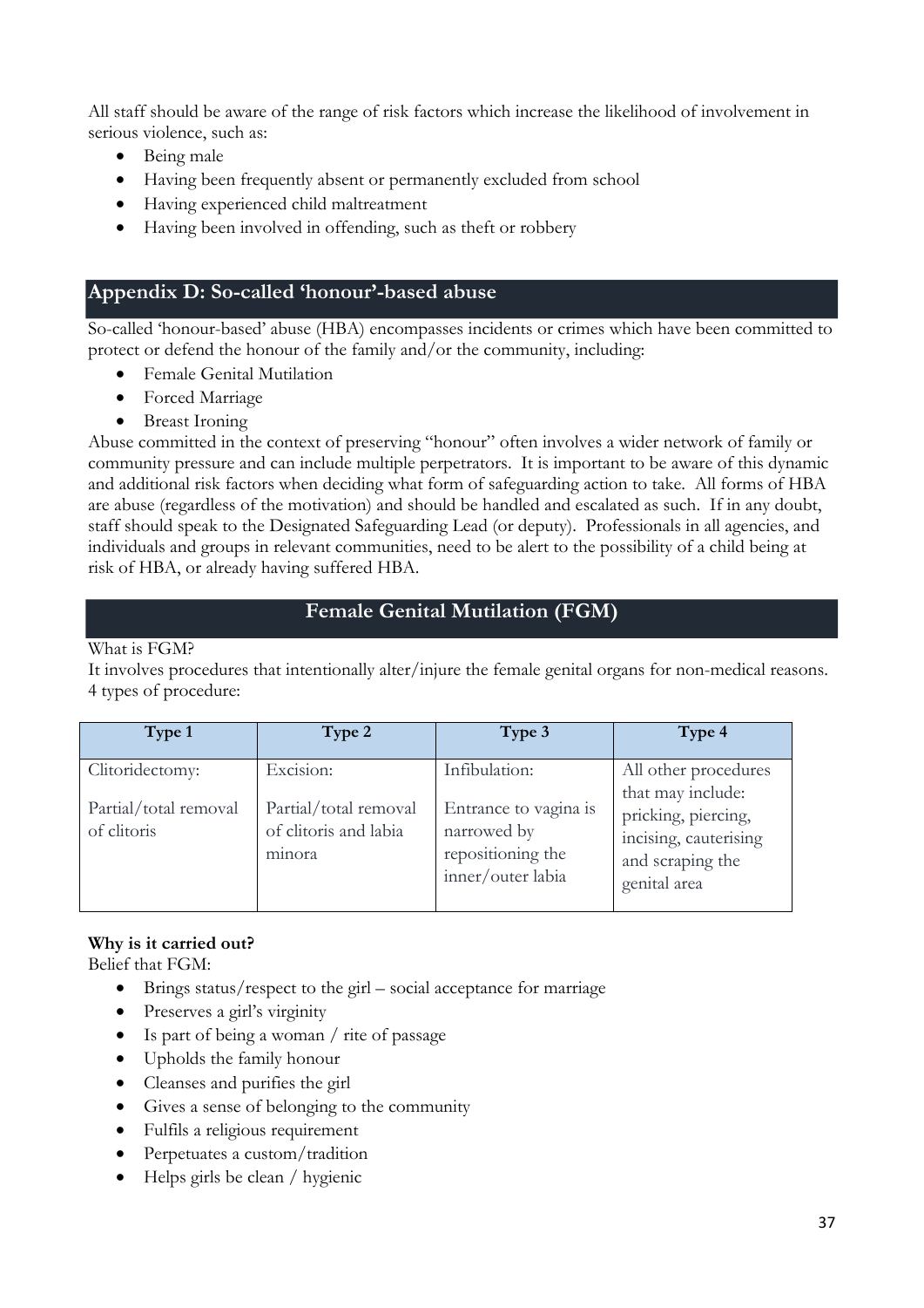All staff should be aware of the range of risk factors which increase the likelihood of involvement in serious violence, such as:

- Being male
- Having been frequently absent or permanently excluded from school
- Having experienced child maltreatment
- Having been involved in offending, such as theft or robbery

## Appendix D: So-called 'honour'-based abuse

So-called 'honour-based' abuse (HBA) encompasses incidents or crimes which have been committed to protect or defend the honour of the family and/or the community, including:

- Female Genital Mutilation
- Forced Marriage
- Breast Ironing

Abuse committed in the context of preserving "honour" often involves a wider network of family or community pressure and can include multiple perpetrators. It is important to be aware of this dynamic and additional risk factors when deciding what form of safeguarding action to take. All forms of HBA are abuse (regardless of the motivation) and should be handled and escalated as such. If in any doubt, staff should speak to the Designated Safeguarding Lead (or deputy). Professionals in all agencies, and individuals and groups in relevant communities, need to be alert to the possibility of a child being at risk of HBA, or already having suffered HBA.

### Female Genital Mutilation (FGM)

What is FGM?

It involves procedures that intentionally alter/injure the female genital organs for non-medical reasons. 4 types of procedure:

| Type 1 | Type 2 | Type 3 | Type 4 |
|---|---|---|---|
| Clitoridectomy:<br><br>Partial/total removal of clitoris | Excision:<br><br>Partial/total removal of clitoris and labia minora | Infibulation:<br><br>Entrance to vagina is narrowed by repositioning the inner/outer labia | All other procedures that may include: pricking, piercing, incising, cauterising and scraping the genital area |

**Why is it carried out?**

Belief that FGM:

- Brings status/respect to the girl – social acceptance for marriage
- Preserves a girl's virginity
- Is part of being a woman / rite of passage
- Upholds the family honour
- Cleanses and purifies the girl
- Gives a sense of belonging to the community
- Fulfils a religious requirement
- Perpetuates a custom/tradition
- Helps girls be clean / hygienic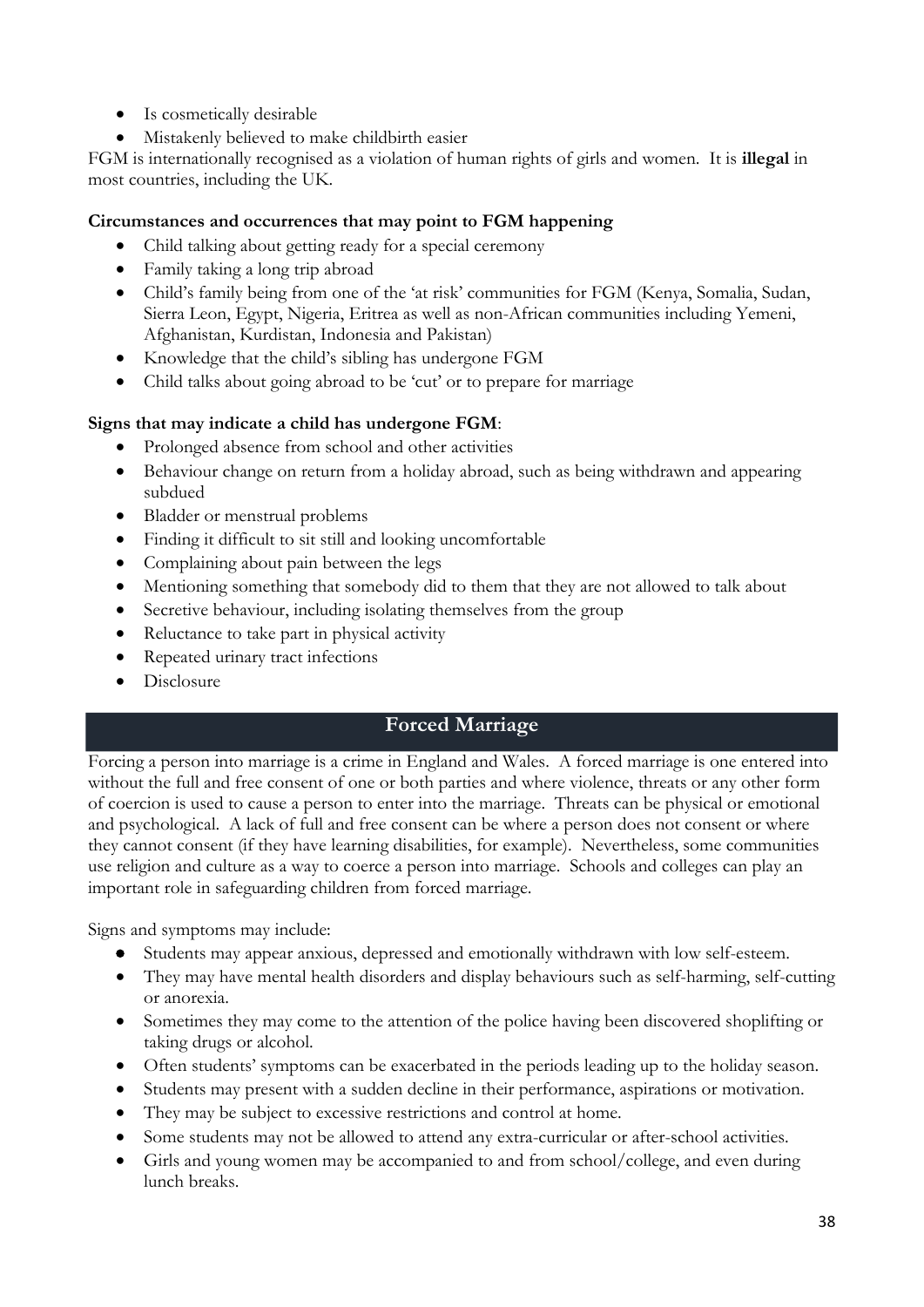- Is cosmetically desirable
- Mistakenly believed to make childbirth easier

FGM is internationally recognised as a violation of human rights of girls and women. It is **illegal** in most countries, including the UK.

**Circumstances and occurrences that may point to FGM happening**

- Child talking about getting ready for a special ceremony
- Family taking a long trip abroad
- Child's family being from one of the 'at risk' communities for FGM (Kenya, Somalia, Sudan, Sierra Leon, Egypt, Nigeria, Eritrea as well as non-African communities including Yemeni, Afghanistan, Kurdistan, Indonesia and Pakistan)
- Knowledge that the child's sibling has undergone FGM
- Child talks about going abroad to be 'cut' or to prepare for marriage

**Signs that may indicate a child has undergone FGM**:

- Prolonged absence from school and other activities
- Behaviour change on return from a holiday abroad, such as being withdrawn and appearing subdued
- Bladder or menstrual problems
- Finding it difficult to sit still and looking uncomfortable
- Complaining about pain between the legs
- Mentioning something that somebody did to them that they are not allowed to talk about
- Secretive behaviour, including isolating themselves from the group
- Reluctance to take part in physical activity
- Repeated urinary tract infections
- Disclosure

## Forced Marriage

Forcing a person into marriage is a crime in England and Wales. A forced marriage is one entered into without the full and free consent of one or both parties and where violence, threats or any other form of coercion is used to cause a person to enter into the marriage. Threats can be physical or emotional and psychological. A lack of full and free consent can be where a person does not consent or where they cannot consent (if they have learning disabilities, for example). Nevertheless, some communities use religion and culture as a way to coerce a person into marriage. Schools and colleges can play an important role in safeguarding children from forced marriage.

Signs and symptoms may include:

- Students may appear anxious, depressed and emotionally withdrawn with low self-esteem.
- They may have mental health disorders and display behaviours such as self-harming, self-cutting or anorexia.
- Sometimes they may come to the attention of the police having been discovered shoplifting or taking drugs or alcohol.
- Often students' symptoms can be exacerbated in the periods leading up to the holiday season.
- Students may present with a sudden decline in their performance, aspirations or motivation.
- They may be subject to excessive restrictions and control at home.
- Some students may not be allowed to attend any extra-curricular or after-school activities.
- Girls and young women may be accompanied to and from school/college, and even during lunch breaks.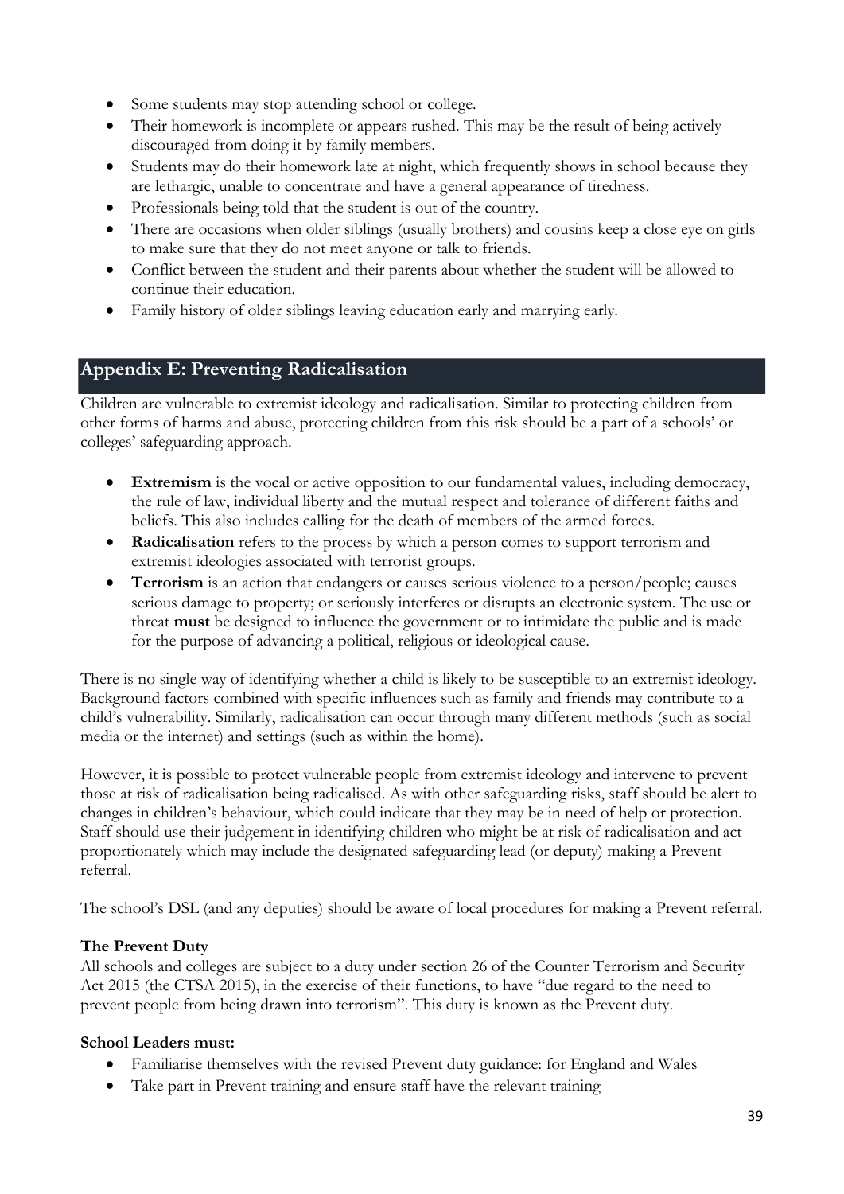- Some students may stop attending school or college.
- Their homework is incomplete or appears rushed. This may be the result of being actively discouraged from doing it by family members.
- Students may do their homework late at night, which frequently shows in school because they are lethargic, unable to concentrate and have a general appearance of tiredness.
- Professionals being told that the student is out of the country.
- There are occasions when older siblings (usually brothers) and cousins keep a close eye on girls to make sure that they do not meet anyone or talk to friends.
- Conflict between the student and their parents about whether the student will be allowed to continue their education.
- Family history of older siblings leaving education early and marrying early.

## Appendix E: Preventing Radicalisation

Children are vulnerable to extremist ideology and radicalisation. Similar to protecting children from other forms of harms and abuse, protecting children from this risk should be a part of a schools' or colleges' safeguarding approach.

- **Extremism** is the vocal or active opposition to our fundamental values, including democracy, the rule of law, individual liberty and the mutual respect and tolerance of different faiths and beliefs. This also includes calling for the death of members of the armed forces.
- **Radicalisation** refers to the process by which a person comes to support terrorism and extremist ideologies associated with terrorist groups.
- **Terrorism** is an action that endangers or causes serious violence to a person/people; causes serious damage to property; or seriously interferes or disrupts an electronic system. The use or threat **must** be designed to influence the government or to intimidate the public and is made for the purpose of advancing a political, religious or ideological cause.

There is no single way of identifying whether a child is likely to be susceptible to an extremist ideology. Background factors combined with specific influences such as family and friends may contribute to a child's vulnerability. Similarly, radicalisation can occur through many different methods (such as social media or the internet) and settings (such as within the home).

However, it is possible to protect vulnerable people from extremist ideology and intervene to prevent those at risk of radicalisation being radicalised. As with other safeguarding risks, staff should be alert to changes in children's behaviour, which could indicate that they may be in need of help or protection. Staff should use their judgement in identifying children who might be at risk of radicalisation and act proportionately which may include the designated safeguarding lead (or deputy) making a Prevent referral.

The school's DSL (and any deputies) should be aware of local procedures for making a Prevent referral.

**The Prevent Duty**

All schools and colleges are subject to a duty under section 26 of the Counter Terrorism and Security Act 2015 (the CTSA 2015), in the exercise of their functions, to have "due regard to the need to prevent people from being drawn into terrorism". This duty is known as the Prevent duty.

**School Leaders must:**

- Familiarise themselves with the revised Prevent duty guidance: for England and Wales
- Take part in Prevent training and ensure staff have the relevant training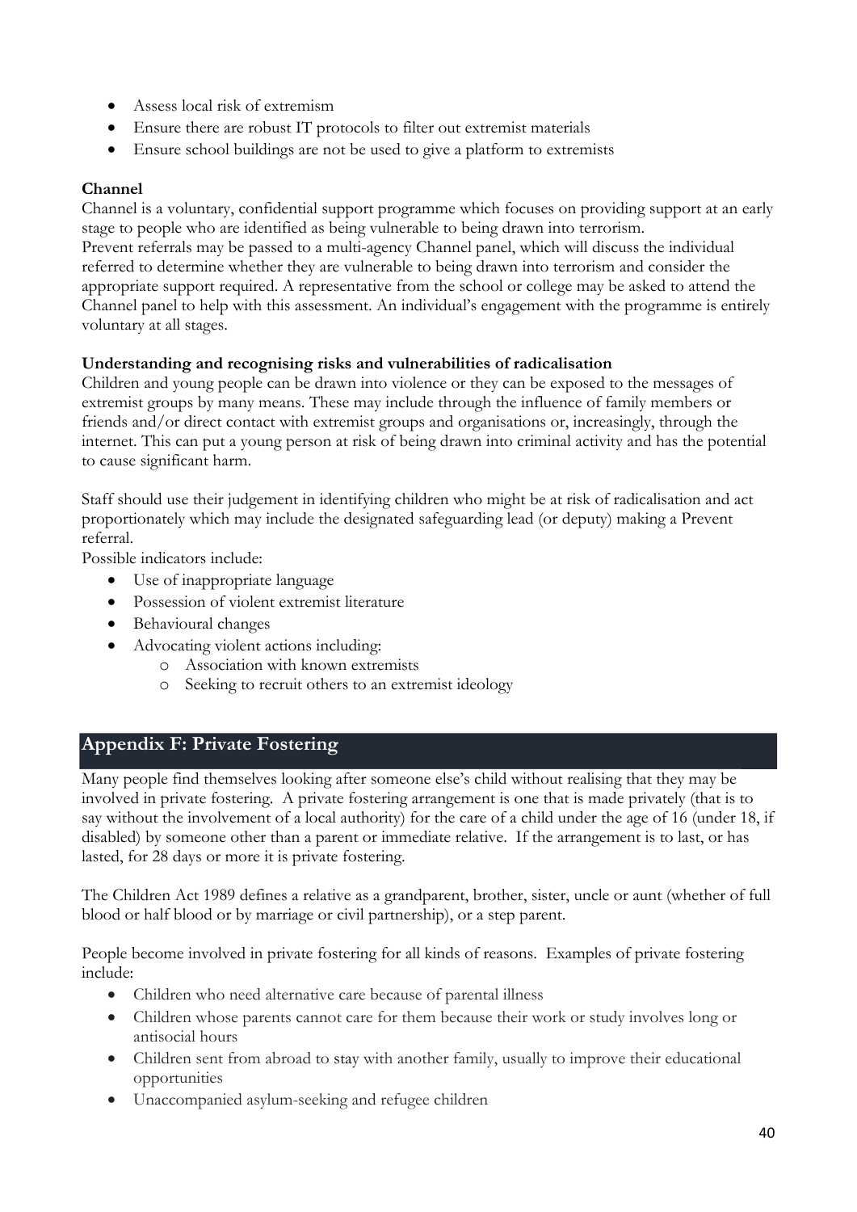- Assess local risk of extremism
- Ensure there are robust IT protocols to filter out extremist materials
- Ensure school buildings are not be used to give a platform to extremists

**Channel**

Channel is a voluntary, confidential support programme which focuses on providing support at an early stage to people who are identified as being vulnerable to being drawn into terrorism.
Prevent referrals may be passed to a multi-agency Channel panel, which will discuss the individual referred to determine whether they are vulnerable to being drawn into terrorism and consider the appropriate support required. A representative from the school or college may be asked to attend the Channel panel to help with this assessment. An individual's engagement with the programme is entirely voluntary at all stages.

**Understanding and recognising risks and vulnerabilities of radicalisation**

Children and young people can be drawn into violence or they can be exposed to the messages of extremist groups by many means. These may include through the influence of family members or friends and/or direct contact with extremist groups and organisations or, increasingly, through the internet. This can put a young person at risk of being drawn into criminal activity and has the potential to cause significant harm.

Staff should use their judgement in identifying children who might be at risk of radicalisation and act proportionately which may include the designated safeguarding lead (or deputy) making a Prevent referral.

Possible indicators include:

- Use of inappropriate language
- Possession of violent extremist literature
- Behavioural changes
- Advocating violent actions including:
    - Association with known extremists
    - Seeking to recruit others to an extremist ideology

## Appendix F: Private Fostering

Many people find themselves looking after someone else's child without realising that they may be involved in private fostering. A private fostering arrangement is one that is made privately (that is to say without the involvement of a local authority) for the care of a child under the age of 16 (under 18, if disabled) by someone other than a parent or immediate relative. If the arrangement is to last, or has lasted, for 28 days or more it is private fostering.

The Children Act 1989 defines a relative as a grandparent, brother, sister, uncle or aunt (whether of full blood or half blood or by marriage or civil partnership), or a step parent.

People become involved in private fostering for all kinds of reasons. Examples of private fostering include:

- Children who need alternative care because of parental illness
- Children whose parents cannot care for them because their work or study involves long or antisocial hours
- Children sent from abroad to stay with another family, usually to improve their educational opportunities
- Unaccompanied asylum-seeking and refugee children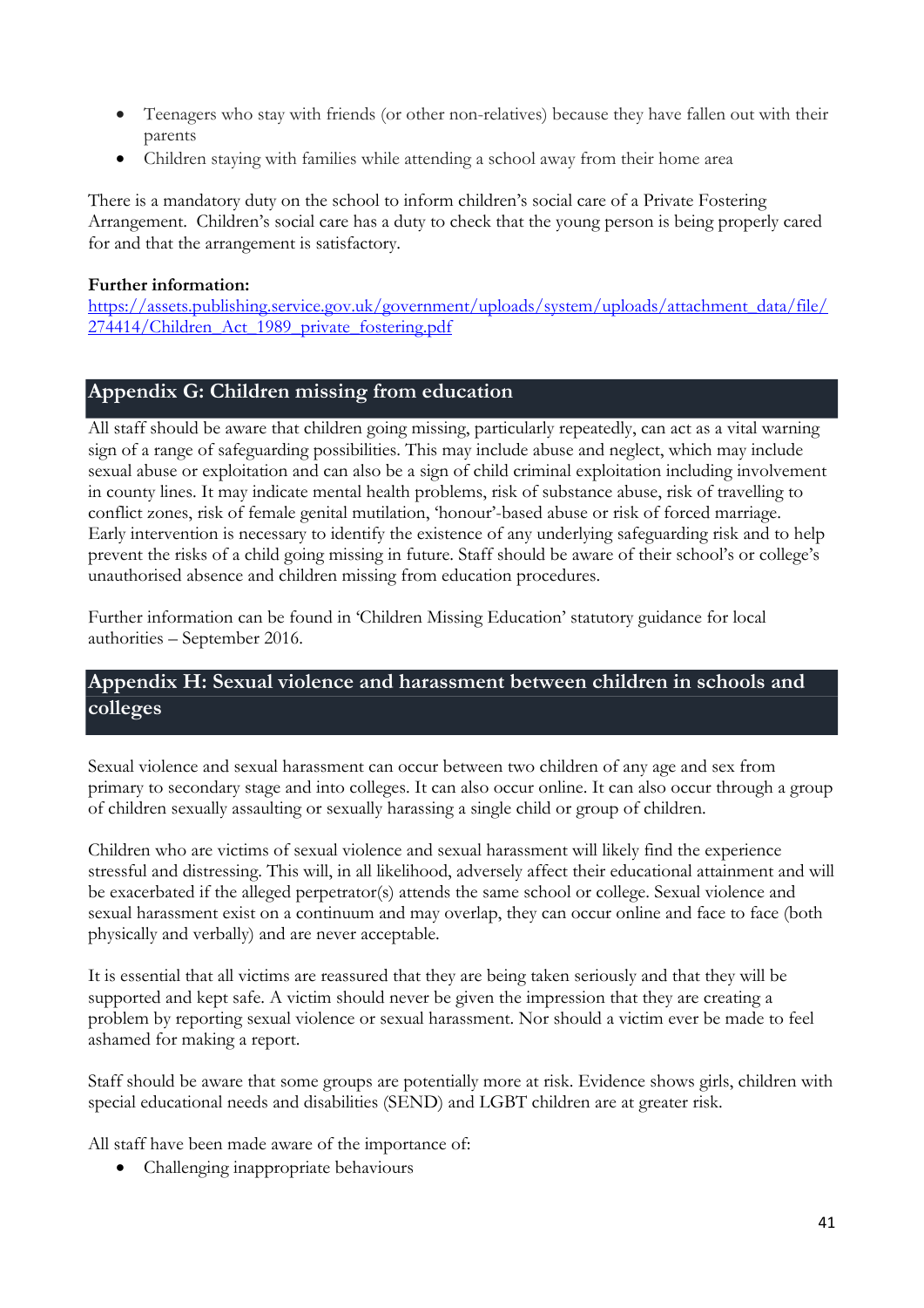- Teenagers who stay with friends (or other non-relatives) because they have fallen out with their parents
- Children staying with families while attending a school away from their home area

There is a mandatory duty on the school to inform children's social care of a Private Fostering Arrangement. Children's social care has a duty to check that the young person is being properly cared for and that the arrangement is satisfactory.

**Further information:**
[https://assets.publishing.service.gov.uk/government/uploads/system/uploads/attachment_data/file/274414/Children_Act_1989_private_fostering.pdf](https://assets.publishing.service.gov.uk/government/uploads/system/uploads/attachment_data/file/274414/Children_Act_1989_private_fostering.pdf)

## Appendix G: Children missing from education

All staff should be aware that children going missing, particularly repeatedly, can act as a vital warning sign of a range of safeguarding possibilities. This may include abuse and neglect, which may include sexual abuse or exploitation and can also be a sign of child criminal exploitation including involvement in county lines. It may indicate mental health problems, risk of substance abuse, risk of travelling to conflict zones, risk of female genital mutilation, 'honour'-based abuse or risk of forced marriage. Early intervention is necessary to identify the existence of any underlying safeguarding risk and to help prevent the risks of a child going missing in future. Staff should be aware of their school's or college's unauthorised absence and children missing from education procedures.

Further information can be found in 'Children Missing Education' statutory guidance for local authorities – September 2016.

## Appendix H: Sexual violence and harassment between children in schools and colleges

Sexual violence and sexual harassment can occur between two children of any age and sex from primary to secondary stage and into colleges. It can also occur online. It can also occur through a group of children sexually assaulting or sexually harassing a single child or group of children.

Children who are victims of sexual violence and sexual harassment will likely find the experience stressful and distressing. This will, in all likelihood, adversely affect their educational attainment and will be exacerbated if the alleged perpetrator(s) attends the same school or college. Sexual violence and sexual harassment exist on a continuum and may overlap, they can occur online and face to face (both physically and verbally) and are never acceptable.

It is essential that all victims are reassured that they are being taken seriously and that they will be supported and kept safe. A victim should never be given the impression that they are creating a problem by reporting sexual violence or sexual harassment. Nor should a victim ever be made to feel ashamed for making a report.

Staff should be aware that some groups are potentially more at risk. Evidence shows girls, children with special educational needs and disabilities (SEND) and LGBT children are at greater risk.

All staff have been made aware of the importance of:

- Challenging inappropriate behaviours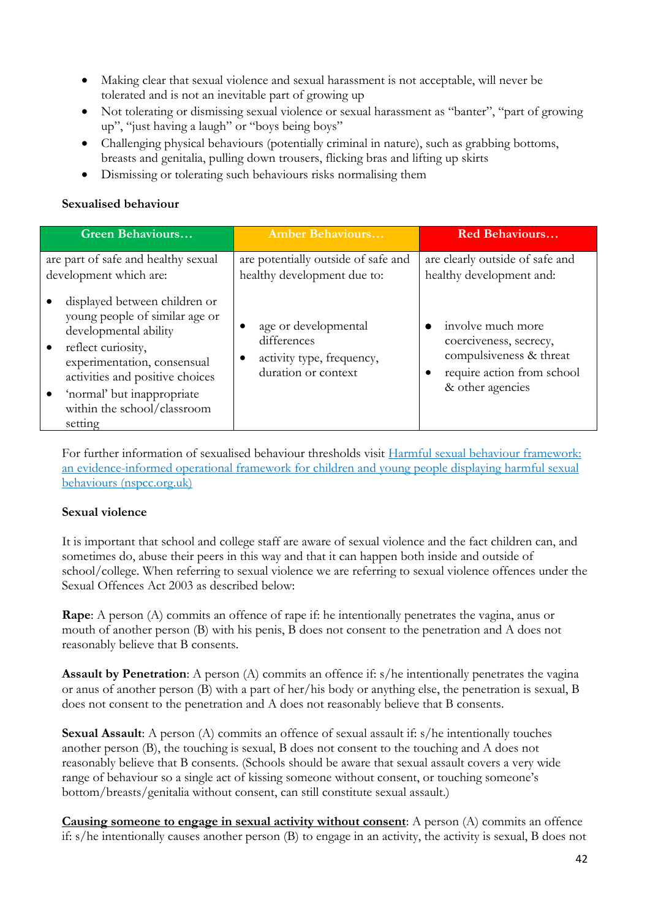- Making clear that sexual violence and sexual harassment is not acceptable, will never be tolerated and is not an inevitable part of growing up
- Not tolerating or dismissing sexual violence or sexual harassment as "banter", "part of growing up", "just having a laugh" or "boys being boys"
- Challenging physical behaviours (potentially criminal in nature), such as grabbing bottoms, breasts and genitalia, pulling down trousers, flicking bras and lifting up skirts
- Dismissing or tolerating such behaviours risks normalising them

**Sexualised behaviour**

| Green Behaviours… | Amber Behaviours… | Red Behaviours… |
|---|---|---|
| are part of safe and healthy sexual development which are:<br><br>• displayed between children or young people of similar age or developmental ability<br>• reflect curiosity, experimentation, consensual activities and positive choices<br>• 'normal' but inappropriate within the school/classroom setting | are potentially outside of safe and healthy development due to:<br><br>• age or developmental differences<br>• activity type, frequency, duration or context | are clearly outside of safe and healthy development and:<br><br>• involve much more coerciveness, secrecy, compulsiveness & threat<br>• require action from school & other agencies |

For further information of sexualised behaviour thresholds visit [Harmful sexual behaviour framework: an evidence-informed operational framework for children and young people displaying harmful sexual behaviours (nspcc.org.uk)]()

**Sexual violence**

It is important that school and college staff are aware of sexual violence and the fact children can, and sometimes do, abuse their peers in this way and that it can happen both inside and outside of school/college. When referring to sexual violence we are referring to sexual violence offences under the Sexual Offences Act 2003 as described below:

**Rape**: A person (A) commits an offence of rape if: he intentionally penetrates the vagina, anus or mouth of another person (B) with his penis, B does not consent to the penetration and A does not reasonably believe that B consents.

**Assault by Penetration**: A person (A) commits an offence if: s/he intentionally penetrates the vagina or anus of another person (B) with a part of her/his body or anything else, the penetration is sexual, B does not consent to the penetration and A does not reasonably believe that B consents.

**Sexual Assault**: A person (A) commits an offence of sexual assault if: s/he intentionally touches another person (B), the touching is sexual, B does not consent to the touching and A does not reasonably believe that B consents. (Schools should be aware that sexual assault covers a very wide range of behaviour so a single act of kissing someone without consent, or touching someone's bottom/breasts/genitalia without consent, can still constitute sexual assault.)

**Causing someone to engage in sexual activity without consent**: A person (A) commits an offence if: s/he intentionally causes another person (B) to engage in an activity, the activity is sexual, B does not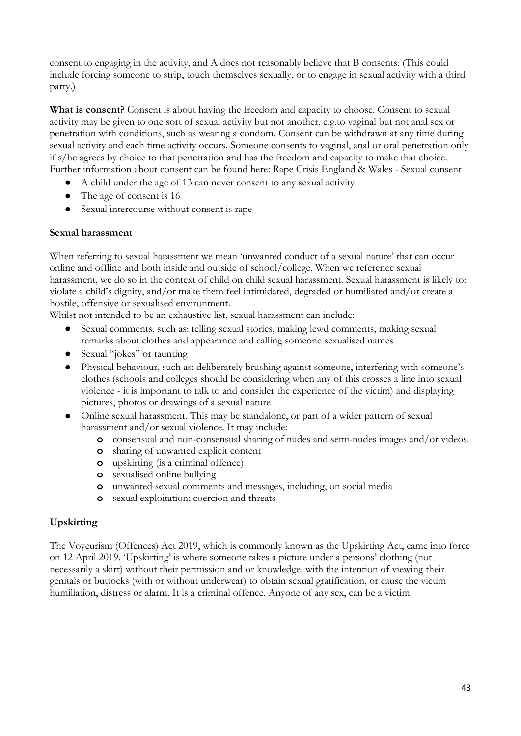consent to engaging in the activity, and A does not reasonably believe that B consents. (This could include forcing someone to strip, touch themselves sexually, or to engage in sexual activity with a third party.)

**What is consent?** Consent is about having the freedom and capacity to choose. Consent to sexual activity may be given to one sort of sexual activity but not another, e.g.to vaginal but not anal sex or penetration with conditions, such as wearing a condom. Consent can be withdrawn at any time during sexual activity and each time activity occurs. Someone consents to vaginal, anal or oral penetration only if s/he agrees by choice to that penetration and has the freedom and capacity to make that choice. Further information about consent can be found here: Rape Crisis England & Wales - Sexual consent

- A child under the age of 13 can never consent to any sexual activity
- The age of consent is 16
- Sexual intercourse without consent is rape

### Sexual harassment

When referring to sexual harassment we mean 'unwanted conduct of a sexual nature' that can occur online and offline and both inside and outside of school/college. When we reference sexual harassment, we do so in the context of child on child sexual harassment. Sexual harassment is likely to: violate a child's dignity, and/or make them feel intimidated, degraded or humiliated and/or create a hostile, offensive or sexualised environment.

Whilst not intended to be an exhaustive list, sexual harassment can include:

- Sexual comments, such as: telling sexual stories, making lewd comments, making sexual remarks about clothes and appearance and calling someone sexualised names
- Sexual "jokes" or taunting
- Physical behaviour, such as: deliberately brushing against someone, interfering with someone's clothes (schools and colleges should be considering when any of this crosses a line into sexual violence - it is important to talk to and consider the experience of the victim) and displaying pictures, photos or drawings of a sexual nature
- Online sexual harassment. This may be standalone, or part of a wider pattern of sexual harassment and/or sexual violence. It may include:
  - consensual and non-consensual sharing of nudes and semi-nudes images and/or videos.
  - sharing of unwanted explicit content
  - upskirting (is a criminal offence)
  - sexualised online bullying
  - unwanted sexual comments and messages, including, on social media
  - sexual exploitation; coercion and threats

### Upskirting

The Voyeurism (Offences) Act 2019, which is commonly known as the Upskirting Act, came into force on 12 April 2019. 'Upskirting' is where someone takes a picture under a persons' clothing (not necessarily a skirt) without their permission and or knowledge, with the intention of viewing their genitals or buttocks (with or without underwear) to obtain sexual gratification, or cause the victim humiliation, distress or alarm. It is a criminal offence. Anyone of any sex, can be a victim.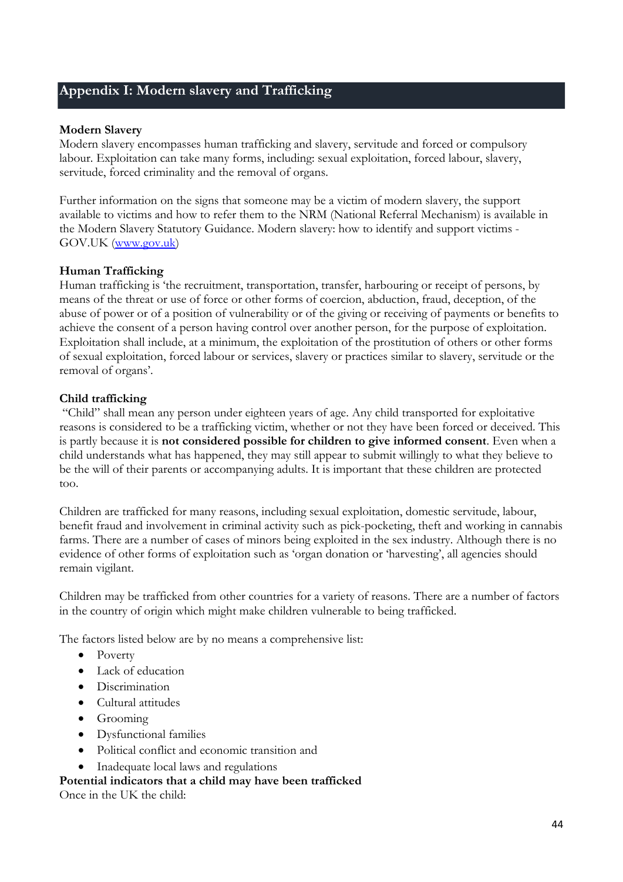## Appendix I: Modern slavery and Trafficking

**Modern Slavery**

Modern slavery encompasses human trafficking and slavery, servitude and forced or compulsory labour. Exploitation can take many forms, including: sexual exploitation, forced labour, slavery, servitude, forced criminality and the removal of organs.

Further information on the signs that someone may be a victim of modern slavery, the support available to victims and how to refer them to the NRM (National Referral Mechanism) is available in the Modern Slavery Statutory Guidance. Modern slavery: how to identify and support victims - GOV.UK ([www.gov.uk](www.gov.uk))

**Human Trafficking**

Human trafficking is 'the recruitment, transportation, transfer, harbouring or receipt of persons, by means of the threat or use of force or other forms of coercion, abduction, fraud, deception, of the abuse of power or of a position of vulnerability or of the giving or receiving of payments or benefits to achieve the consent of a person having control over another person, for the purpose of exploitation. Exploitation shall include, at a minimum, the exploitation of the prostitution of others or other forms of sexual exploitation, forced labour or services, slavery or practices similar to slavery, servitude or the removal of organs'.

**Child trafficking**

"Child" shall mean any person under eighteen years of age. Any child transported for exploitative reasons is considered to be a trafficking victim, whether or not they have been forced or deceived. This is partly because it is **not considered possible for children to give informed consent**. Even when a child understands what has happened, they may still appear to submit willingly to what they believe to be the will of their parents or accompanying adults. It is important that these children are protected too.

Children are trafficked for many reasons, including sexual exploitation, domestic servitude, labour, benefit fraud and involvement in criminal activity such as pick-pocketing, theft and working in cannabis farms. There are a number of cases of minors being exploited in the sex industry. Although there is no evidence of other forms of exploitation such as 'organ donation or 'harvesting', all agencies should remain vigilant.

Children may be trafficked from other countries for a variety of reasons. There are a number of factors in the country of origin which might make children vulnerable to being trafficked.

The factors listed below are by no means a comprehensive list:

- Poverty
- Lack of education
- Discrimination
- Cultural attitudes
- Grooming
- Dysfunctional families
- Political conflict and economic transition and
- Inadequate local laws and regulations

**Potential indicators that a child may have been trafficked**

Once in the UK the child: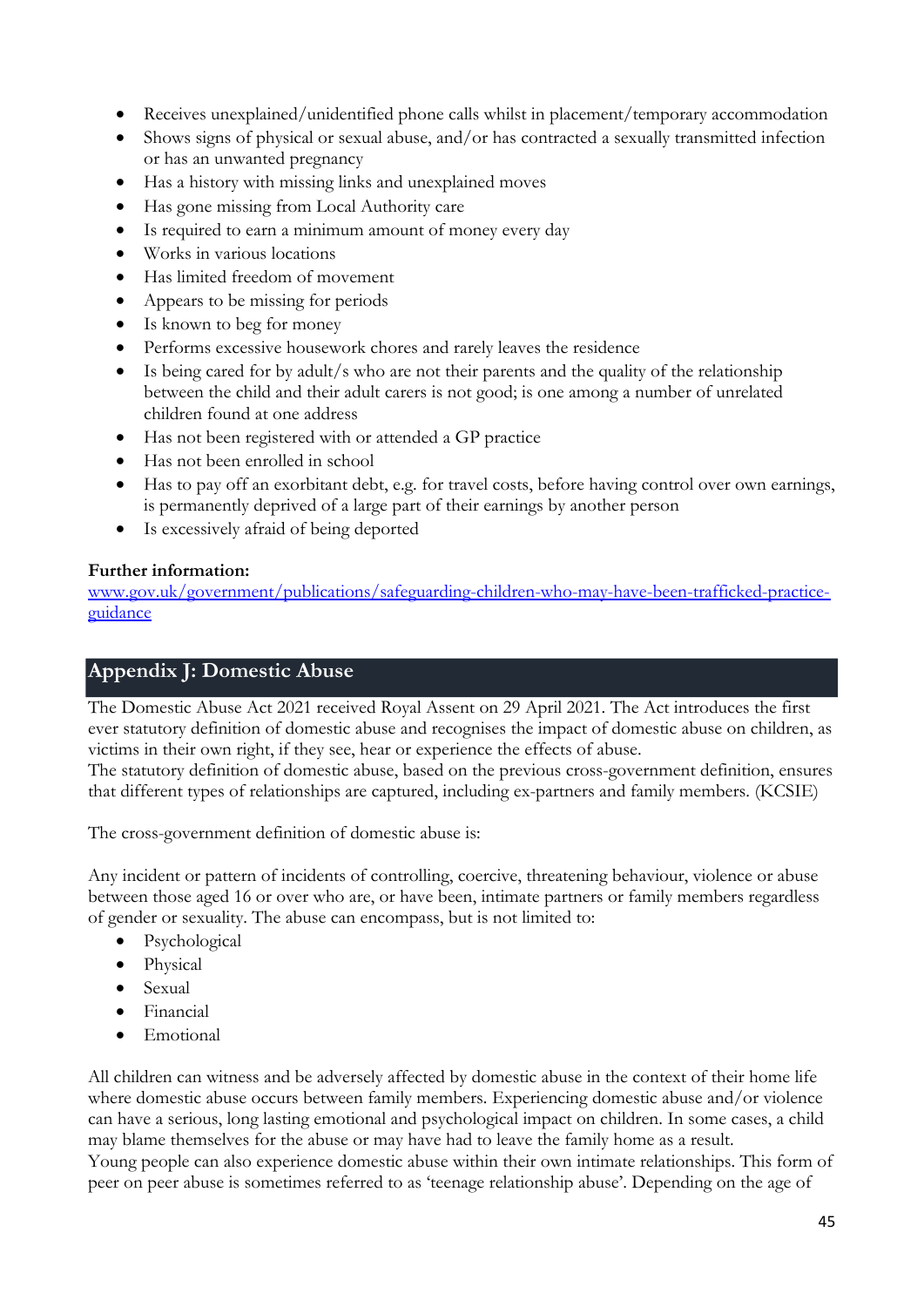- Receives unexplained/unidentified phone calls whilst in placement/temporary accommodation
- Shows signs of physical or sexual abuse, and/or has contracted a sexually transmitted infection or has an unwanted pregnancy
- Has a history with missing links and unexplained moves
- Has gone missing from Local Authority care
- Is required to earn a minimum amount of money every day
- Works in various locations
- Has limited freedom of movement
- Appears to be missing for periods
- Is known to beg for money
- Performs excessive housework chores and rarely leaves the residence
- Is being cared for by adult/s who are not their parents and the quality of the relationship between the child and their adult carers is not good; is one among a number of unrelated children found at one address
- Has not been registered with or attended a GP practice
- Has not been enrolled in school
- Has to pay off an exorbitant debt, e.g. for travel costs, before having control over own earnings, is permanently deprived of a large part of their earnings by another person
- Is excessively afraid of being deported

**Further information:**
[www.gov.uk/government/publications/safeguarding-children-who-may-have-been-trafficked-practice-guidance](www.gov.uk/government/publications/safeguarding-children-who-may-have-been-trafficked-practice-guidance)

## Appendix J: Domestic Abuse

The Domestic Abuse Act 2021 received Royal Assent on 29 April 2021. The Act introduces the first ever statutory definition of domestic abuse and recognises the impact of domestic abuse on children, as victims in their own right, if they see, hear or experience the effects of abuse.
The statutory definition of domestic abuse, based on the previous cross-government definition, ensures that different types of relationships are captured, including ex-partners and family members. (KCSIE)

The cross-government definition of domestic abuse is:

Any incident or pattern of incidents of controlling, coercive, threatening behaviour, violence or abuse between those aged 16 or over who are, or have been, intimate partners or family members regardless of gender or sexuality. The abuse can encompass, but is not limited to:

- Psychological
- Physical
- Sexual
- Financial
- Emotional

All children can witness and be adversely affected by domestic abuse in the context of their home life where domestic abuse occurs between family members. Experiencing domestic abuse and/or violence can have a serious, long lasting emotional and psychological impact on children. In some cases, a child may blame themselves for the abuse or may have had to leave the family home as a result.
Young people can also experience domestic abuse within their own intimate relationships. This form of peer on peer abuse is sometimes referred to as 'teenage relationship abuse'. Depending on the age of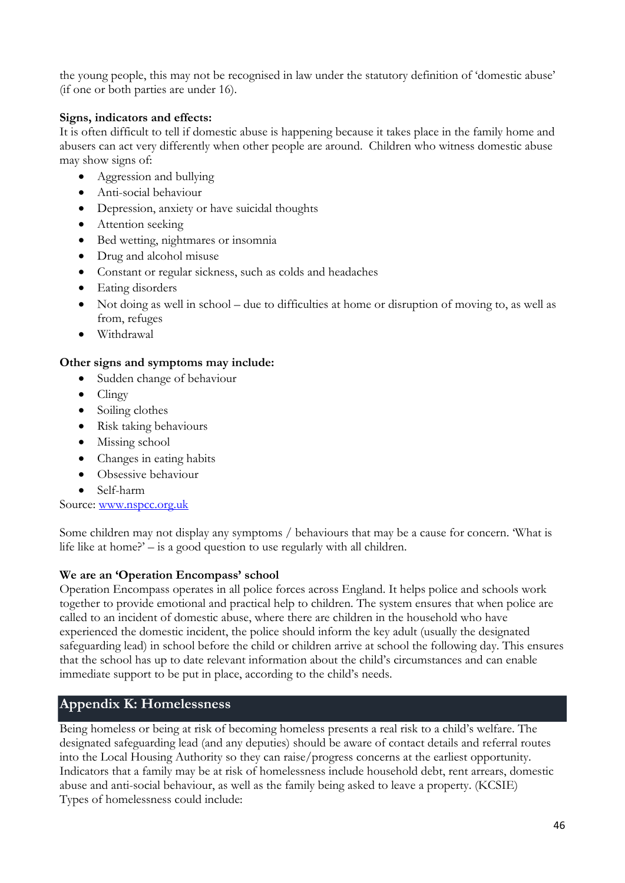the young people, this may not be recognised in law under the statutory definition of 'domestic abuse' (if one or both parties are under 16).

**Signs, indicators and effects:**
It is often difficult to tell if domestic abuse is happening because it takes place in the family home and abusers can act very differently when other people are around. Children who witness domestic abuse may show signs of:

- Aggression and bullying
- Anti-social behaviour
- Depression, anxiety or have suicidal thoughts
- Attention seeking
- Bed wetting, nightmares or insomnia
- Drug and alcohol misuse
- Constant or regular sickness, such as colds and headaches
- Eating disorders
- Not doing as well in school – due to difficulties at home or disruption of moving to, as well as from, refuges
- Withdrawal

**Other signs and symptoms may include:**

- Sudden change of behaviour
- Clingy
- Soiling clothes
- Risk taking behaviours
- Missing school
- Changes in eating habits
- Obsessive behaviour
- Self-harm

Source: [www.nspcc.org.uk](www.nspcc.org.uk)

Some children may not display any symptoms / behaviours that may be a cause for concern. 'What is life like at home?' – is a good question to use regularly with all children.

**We are an 'Operation Encompass' school**
Operation Encompass operates in all police forces across England. It helps police and schools work together to provide emotional and practical help to children. The system ensures that when police are called to an incident of domestic abuse, where there are children in the household who have experienced the domestic incident, the police should inform the key adult (usually the designated safeguarding lead) in school before the child or children arrive at school the following day. This ensures that the school has up to date relevant information about the child's circumstances and can enable immediate support to be put in place, according to the child's needs.

## Appendix K: Homelessness

Being homeless or being at risk of becoming homeless presents a real risk to a child's welfare. The designated safeguarding lead (and any deputies) should be aware of contact details and referral routes into the Local Housing Authority so they can raise/progress concerns at the earliest opportunity. Indicators that a family may be at risk of homelessness include household debt, rent arrears, domestic abuse and anti-social behaviour, as well as the family being asked to leave a property. (KCSIE)
Types of homelessness could include: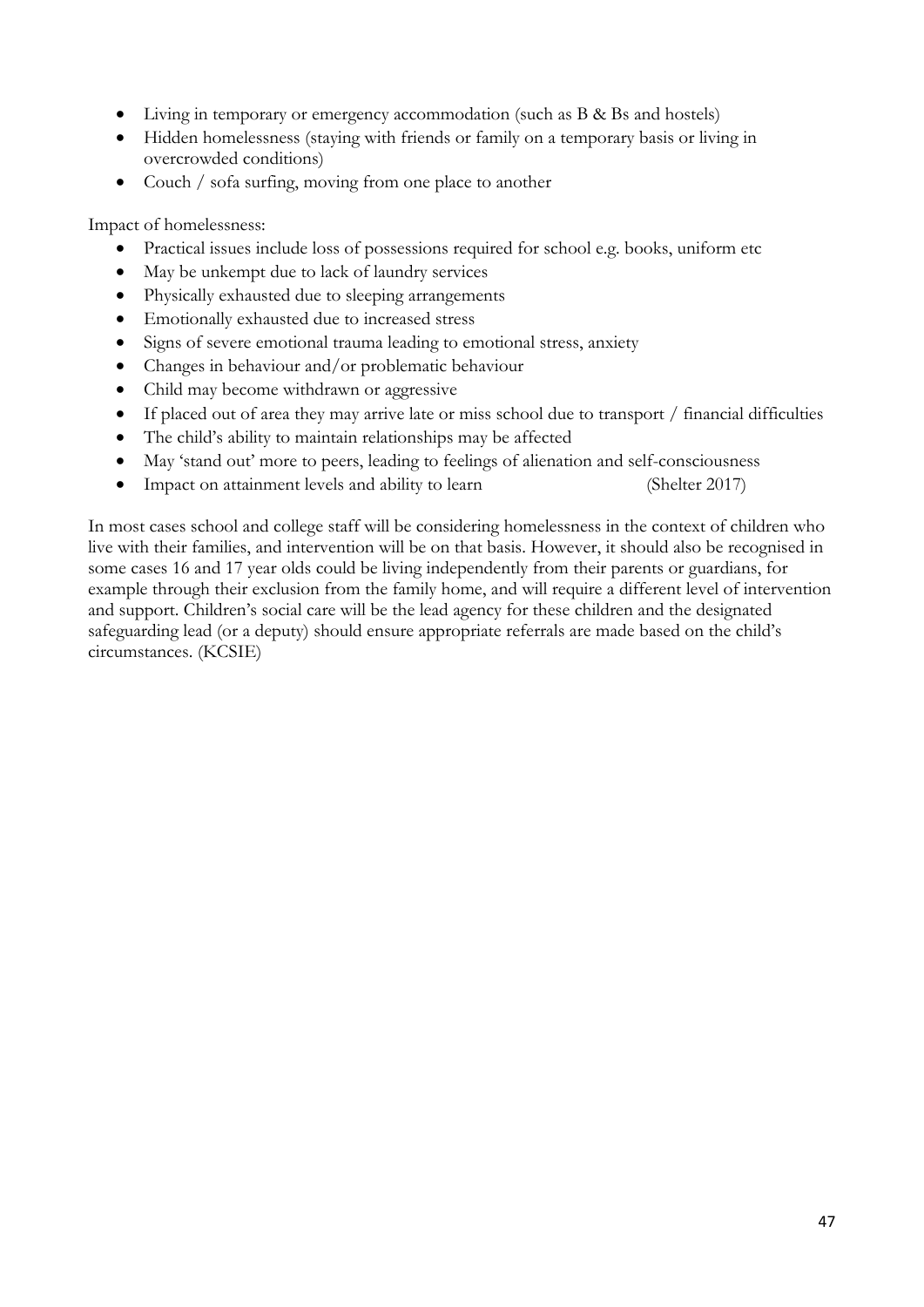- Living in temporary or emergency accommodation (such as B & Bs and hostels)
- Hidden homelessness (staying with friends or family on a temporary basis or living in overcrowded conditions)
- Couch / sofa surfing, moving from one place to another

Impact of homelessness:

- Practical issues include loss of possessions required for school e.g. books, uniform etc
- May be unkempt due to lack of laundry services
- Physically exhausted due to sleeping arrangements
- Emotionally exhausted due to increased stress
- Signs of severe emotional trauma leading to emotional stress, anxiety
- Changes in behaviour and/or problematic behaviour
- Child may become withdrawn or aggressive
- If placed out of area they may arrive late or miss school due to transport / financial difficulties
- The child's ability to maintain relationships may be affected
- May 'stand out' more to peers, leading to feelings of alienation and self-consciousness
- Impact on attainment levels and ability to learn (Shelter 2017)

In most cases school and college staff will be considering homelessness in the context of children who live with their families, and intervention will be on that basis. However, it should also be recognised in some cases 16 and 17 year olds could be living independently from their parents or guardians, for example through their exclusion from the family home, and will require a different level of intervention and support. Children's social care will be the lead agency for these children and the designated safeguarding lead (or a deputy) should ensure appropriate referrals are made based on the child's circumstances. (KCSIE)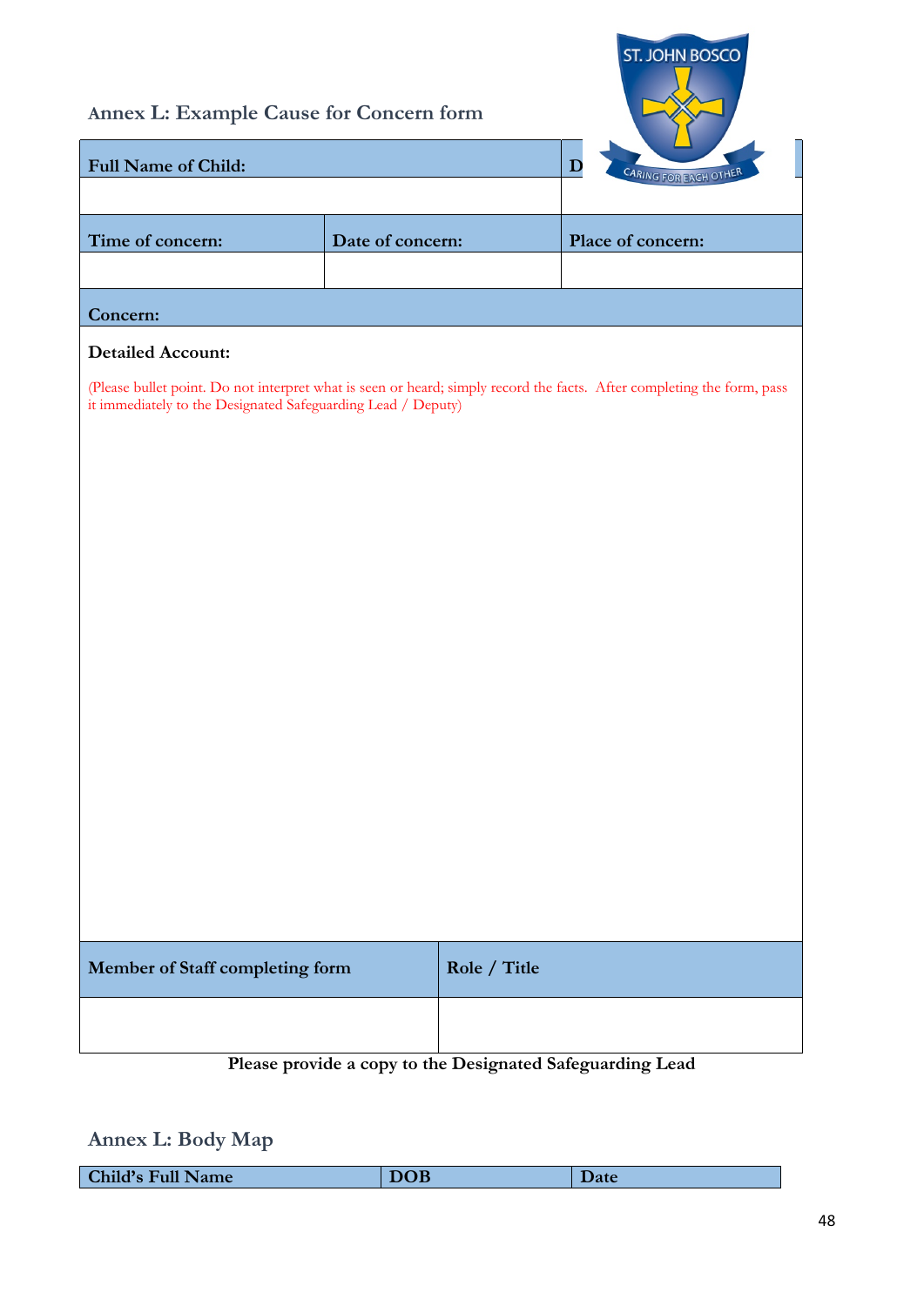## Annex L: Example Cause for Concern form

| Full Name of Child: | | D |
|---|---|---|
| | | |
| **Time of concern:** | **Date of concern:** | **Place of concern:** |
| | | |

**Concern:**

**Detailed Account:**

(Please bullet point. Do not interpret what is seen or heard; simply record the facts. After completing the form, pass it immediately to the Designated Safeguarding Lead / Deputy)

| Member of Staff completing form | Role / Title |
|---|---|
| | |

**Please provide a copy to the Designated Safeguarding Lead**

## Annex L: Body Map

| Child's Full Name | DOB | Date |
|---|---|---|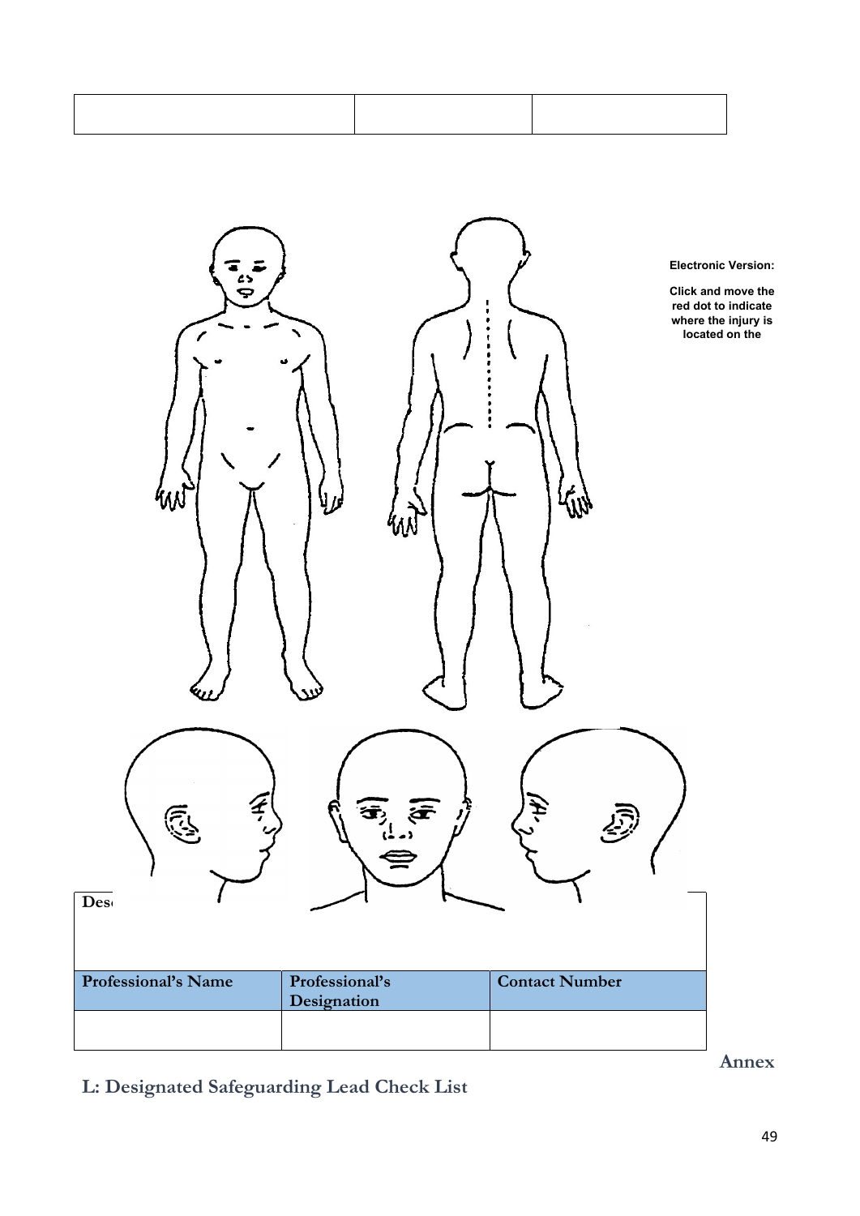| | | |
|---|---|---|
| | | |

**Electronic Version:**

**Click and move the red dot to indicate where the injury is located on the**

| **Des** | | |
|---|---|---|
| | | |
| **Professional's Name** | **Professional's Designation** | **Contact Number** |
| | | |

## Annex L: Designated Safeguarding Lead Check List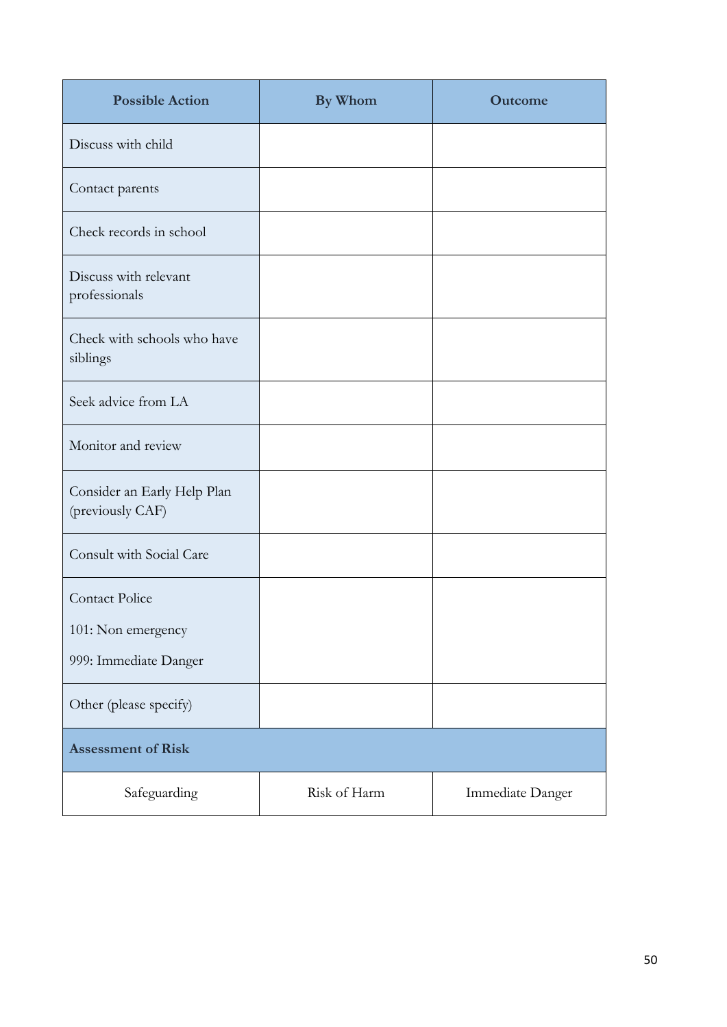| Possible Action | By Whom | Outcome |
| --- | --- | --- |
| Discuss with child | | |
| Contact parents | | |
| Check records in school | | |
| Discuss with relevant professionals | | |
| Check with schools who have siblings | | |
| Seek advice from LA | | |
| Monitor and review | | |
| Consider an Early Help Plan (previously CAF) | | |
| Consult with Social Care | | |
| Contact Police<br>101: Non emergency<br>999: Immediate Danger | | |
| Other (please specify) | | |
| **Assessment of Risk** | | |
| Safeguarding | Risk of Harm | Immediate Danger |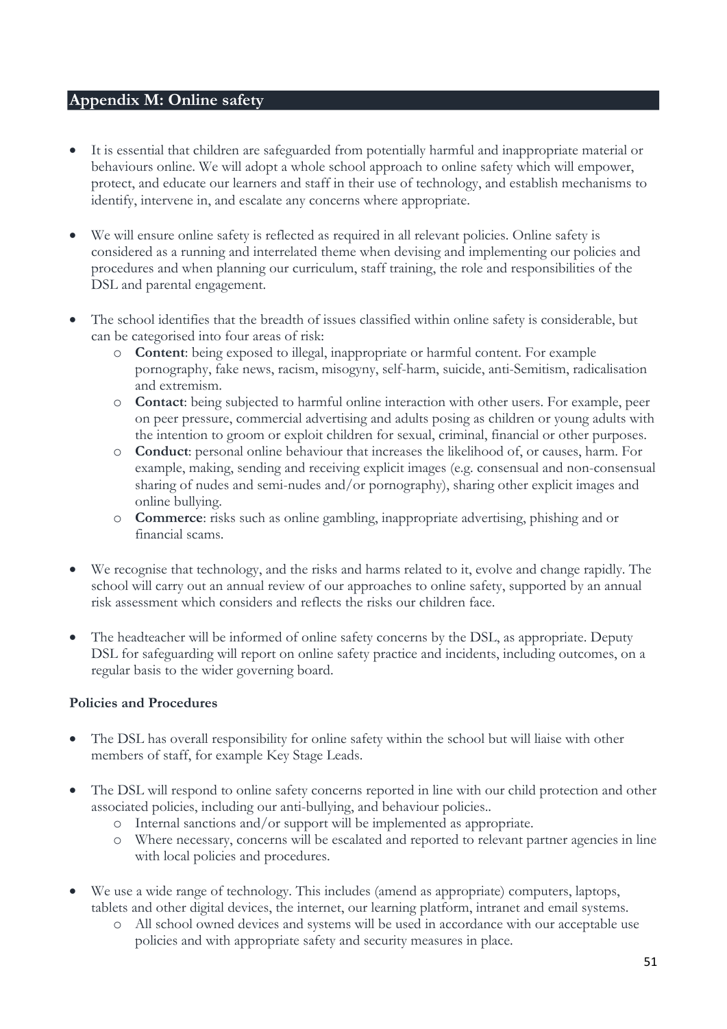## Appendix M: Online safety

- It is essential that children are safeguarded from potentially harmful and inappropriate material or behaviours online. We will adopt a whole school approach to online safety which will empower, protect, and educate our learners and staff in their use of technology, and establish mechanisms to identify, intervene in, and escalate any concerns where appropriate.

- We will ensure online safety is reflected as required in all relevant policies. Online safety is considered as a running and interrelated theme when devising and implementing our policies and procedures and when planning our curriculum, staff training, the role and responsibilities of the DSL and parental engagement.

- The school identifies that the breadth of issues classified within online safety is considerable, but can be categorised into four areas of risk:
  - **Content**: being exposed to illegal, inappropriate or harmful content. For example pornography, fake news, racism, misogyny, self-harm, suicide, anti-Semitism, radicalisation and extremism.
  - **Contact**: being subjected to harmful online interaction with other users. For example, peer on peer pressure, commercial advertising and adults posing as children or young adults with the intention to groom or exploit children for sexual, criminal, financial or other purposes.
  - **Conduct**: personal online behaviour that increases the likelihood of, or causes, harm. For example, making, sending and receiving explicit images (e.g. consensual and non-consensual sharing of nudes and semi-nudes and/or pornography), sharing other explicit images and online bullying.
  - **Commerce**: risks such as online gambling, inappropriate advertising, phishing and or financial scams.

- We recognise that technology, and the risks and harms related to it, evolve and change rapidly. The school will carry out an annual review of our approaches to online safety, supported by an annual risk assessment which considers and reflects the risks our children face.

- The headteacher will be informed of online safety concerns by the DSL, as appropriate. Deputy DSL for safeguarding will report on online safety practice and incidents, including outcomes, on a regular basis to the wider governing board.

**Policies and Procedures**

- The DSL has overall responsibility for online safety within the school but will liaise with other members of staff, for example Key Stage Leads.

- The DSL will respond to online safety concerns reported in line with our child protection and other associated policies, including our anti-bullying, and behaviour policies..
  - Internal sanctions and/or support will be implemented as appropriate.
  - Where necessary, concerns will be escalated and reported to relevant partner agencies in line with local policies and procedures.

- We use a wide range of technology. This includes (amend as appropriate) computers, laptops, tablets and other digital devices, the internet, our learning platform, intranet and email systems.
  - All school owned devices and systems will be used in accordance with our acceptable use policies and with appropriate safety and security measures in place.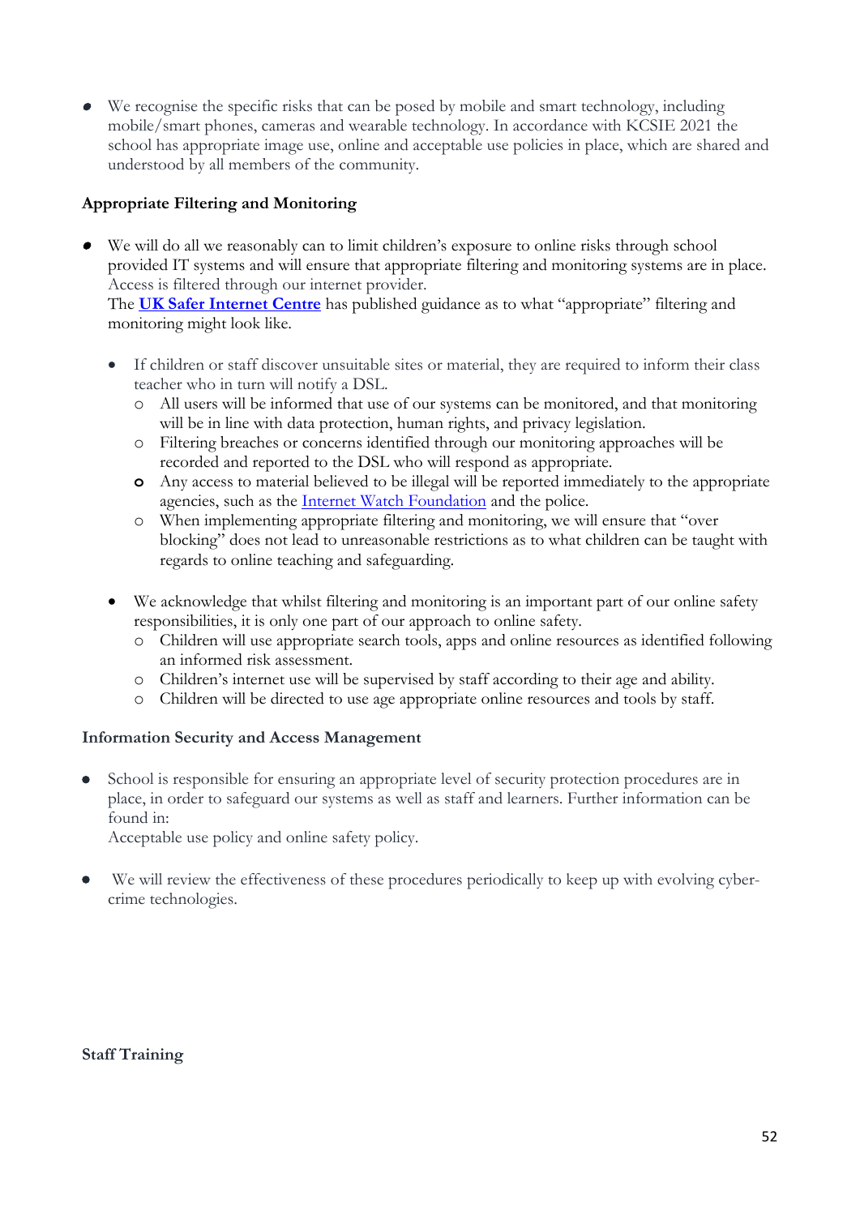- We recognise the specific risks that can be posed by mobile and smart technology, including mobile/smart phones, cameras and wearable technology. In accordance with KCSIE 2021 the school has appropriate image use, online and acceptable use policies in place, which are shared and understood by all members of the community.

**Appropriate Filtering and Monitoring**

- We will do all we reasonably can to limit children's exposure to online risks through school provided IT systems and will ensure that appropriate filtering and monitoring systems are in place. Access is filtered through our internet provider.
  The **UK Safer Internet Centre** has published guidance as to what "appropriate" filtering and monitoring might look like.

  - If children or staff discover unsuitable sites or material, they are required to inform their class teacher who in turn will notify a DSL.
    - All users will be informed that use of our systems can be monitored, and that monitoring will be in line with data protection, human rights, and privacy legislation.
    - Filtering breaches or concerns identified through our monitoring approaches will be recorded and reported to the DSL who will respond as appropriate.
    - Any access to material believed to be illegal will be reported immediately to the appropriate agencies, such as the Internet Watch Foundation and the police.
    - When implementing appropriate filtering and monitoring, we will ensure that "over blocking" does not lead to unreasonable restrictions as to what children can be taught with regards to online teaching and safeguarding.

  - We acknowledge that whilst filtering and monitoring is an important part of our online safety responsibilities, it is only one part of our approach to online safety.
    - Children will use appropriate search tools, apps and online resources as identified following an informed risk assessment.
    - Children's internet use will be supervised by staff according to their age and ability.
    - Children will be directed to use age appropriate online resources and tools by staff.

**Information Security and Access Management**

- School is responsible for ensuring an appropriate level of security protection procedures are in place, in order to safeguard our systems as well as staff and learners. Further information can be found in:
  Acceptable use policy and online safety policy.

- We will review the effectiveness of these procedures periodically to keep up with evolving cyber-crime technologies.

**Staff Training**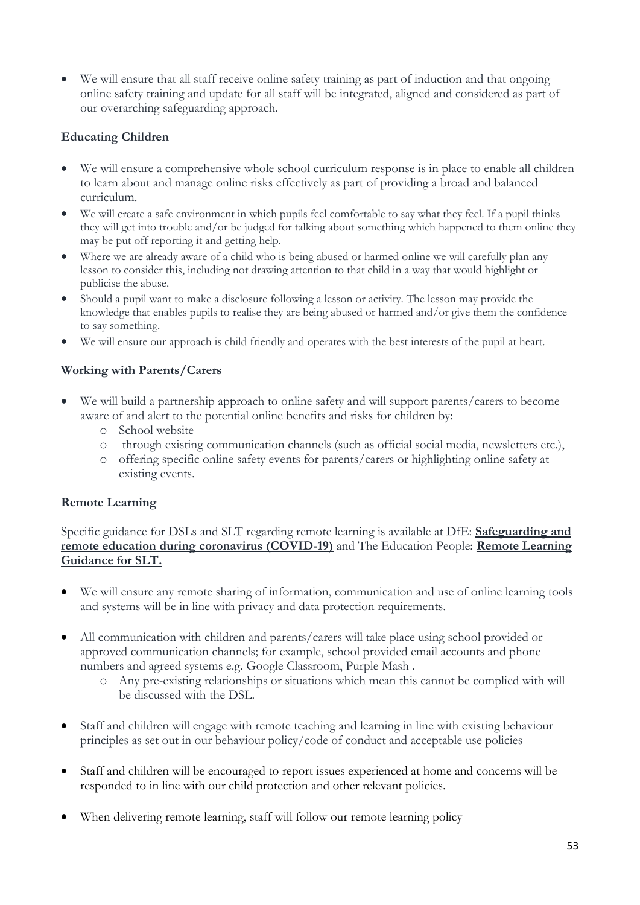- We will ensure that all staff receive online safety training as part of induction and that ongoing online safety training and update for all staff will be integrated, aligned and considered as part of our overarching safeguarding approach.

### Educating Children

- We will ensure a comprehensive whole school curriculum response is in place to enable all children to learn about and manage online risks effectively as part of providing a broad and balanced curriculum.
- We will create a safe environment in which pupils feel comfortable to say what they feel. If a pupil thinks they will get into trouble and/or be judged for talking about something which happened to them online they may be put off reporting it and getting help.
- Where we are already aware of a child who is being abused or harmed online we will carefully plan any lesson to consider this, including not drawing attention to that child in a way that would highlight or publicise the abuse.
- Should a pupil want to make a disclosure following a lesson or activity. The lesson may provide the knowledge that enables pupils to realise they are being abused or harmed and/or give them the confidence to say something.
- We will ensure our approach is child friendly and operates with the best interests of the pupil at heart.

### Working with Parents/Carers

- We will build a partnership approach to online safety and will support parents/carers to become aware of and alert to the potential online benefits and risks for children by:
  - School website
  - through existing communication channels (such as official social media, newsletters etc.),
  - offering specific online safety events for parents/carers or highlighting online safety at existing events.

### Remote Learning

Specific guidance for DSLs and SLT regarding remote learning is available at DfE: **Safeguarding and remote education during coronavirus (COVID-19)** and The Education People: **Remote Learning Guidance for SLT.**

- We will ensure any remote sharing of information, communication and use of online learning tools and systems will be in line with privacy and data protection requirements.
- All communication with children and parents/carers will take place using school provided or approved communication channels; for example, school provided email accounts and phone numbers and agreed systems e.g. Google Classroom, Purple Mash .
  - Any pre-existing relationships or situations which mean this cannot be complied with will be discussed with the DSL.
- Staff and children will engage with remote teaching and learning in line with existing behaviour principles as set out in our behaviour policy/code of conduct and acceptable use policies
- Staff and children will be encouraged to report issues experienced at home and concerns will be responded to in line with our child protection and other relevant policies.
- When delivering remote learning, staff will follow our remote learning policy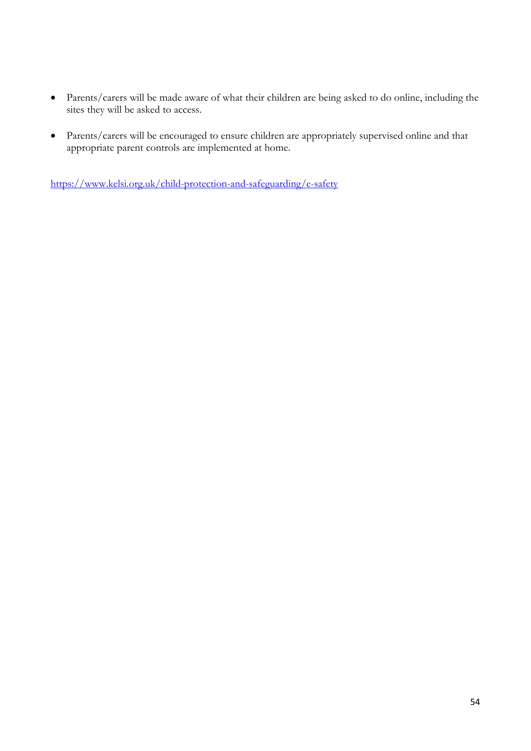- Parents/carers will be made aware of what their children are being asked to do online, including the sites they will be asked to access.
- Parents/carers will be encouraged to ensure children are appropriately supervised online and that appropriate parent controls are implemented at home.

https://www.kelsi.org.uk/child-protection-and-safeguarding/e-safety